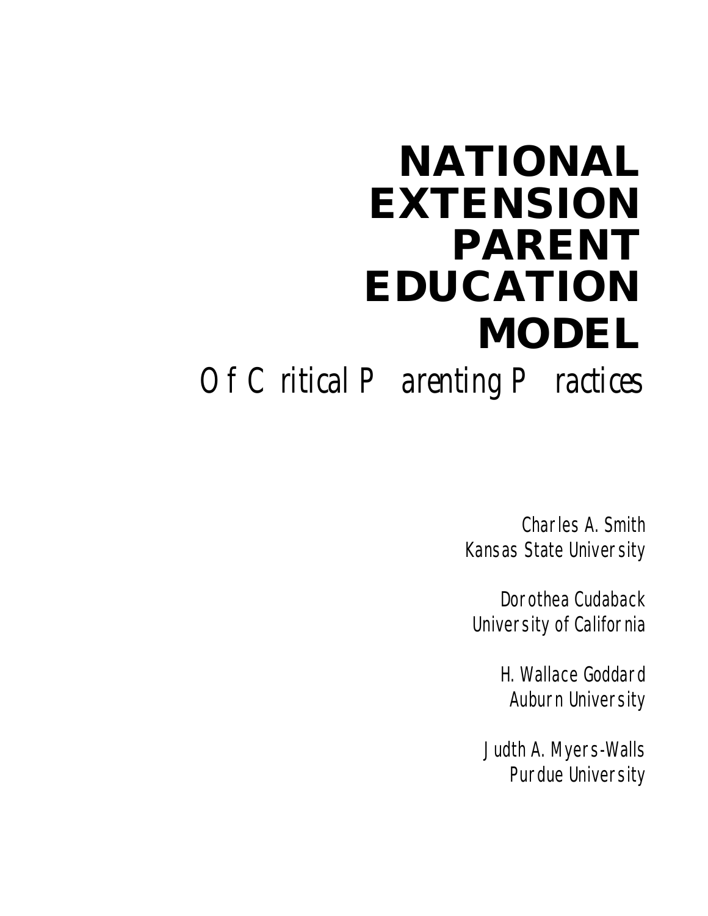# NATIONAL EXTENSION PARENT EDUCATION MODEL

## Of Critical Parenting Practices

Charles A. Smith
Kansas State University

Dorothea Cudaback
University of California

H. Wallace Goddard
Auburn University

Judth A. Myers-Walls
Purdue University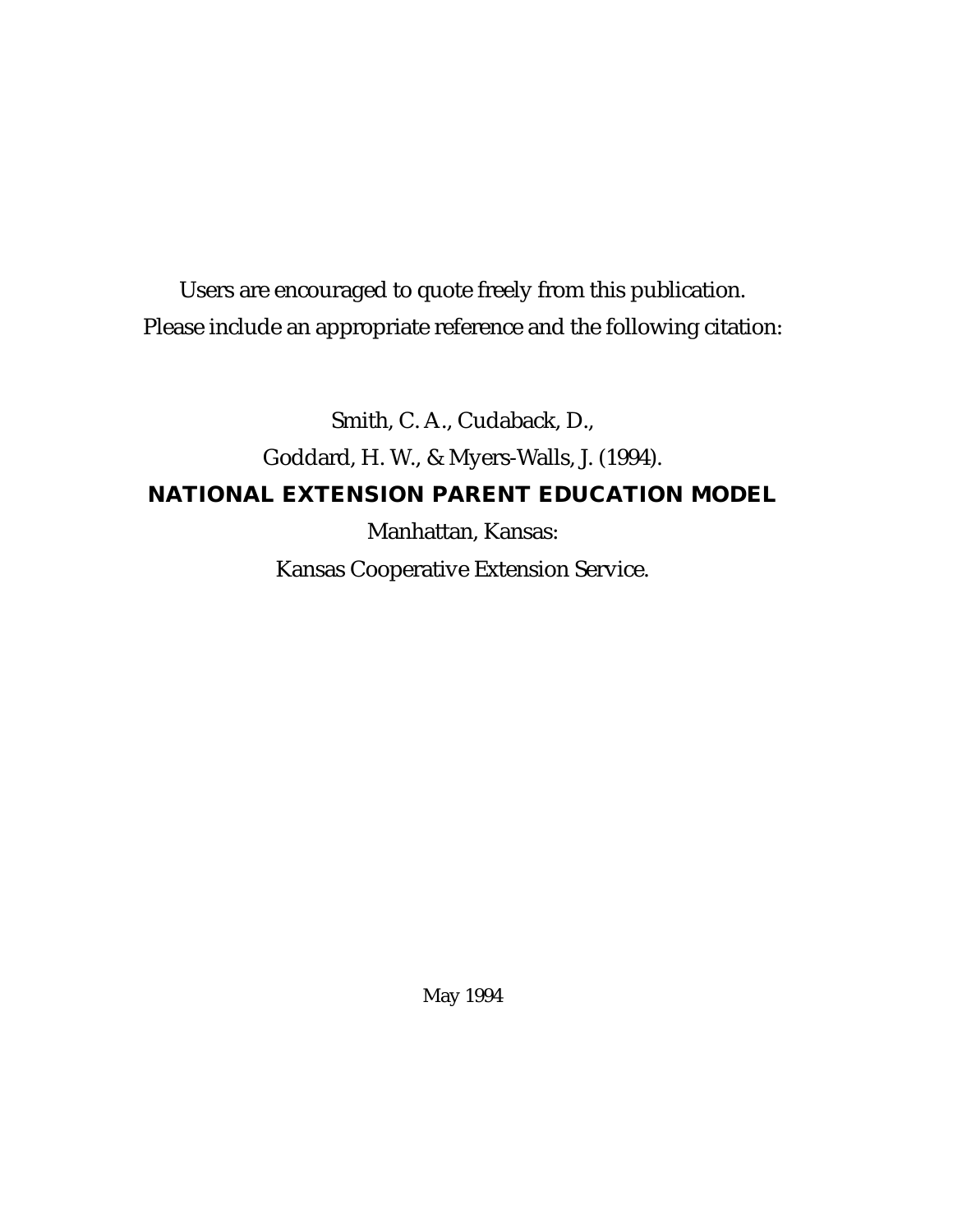Users are encouraged to quote freely from this publication.
Please include an appropriate reference and the following citation:

Smith, C. A., Cudaback, D.,
Goddard, H. W., & Myers-Walls, J. (1994).

**NATIONAL EXTENSION PARENT EDUCATION MODEL**

Manhattan, Kansas:
Kansas Cooperative Extension Service.

May 1994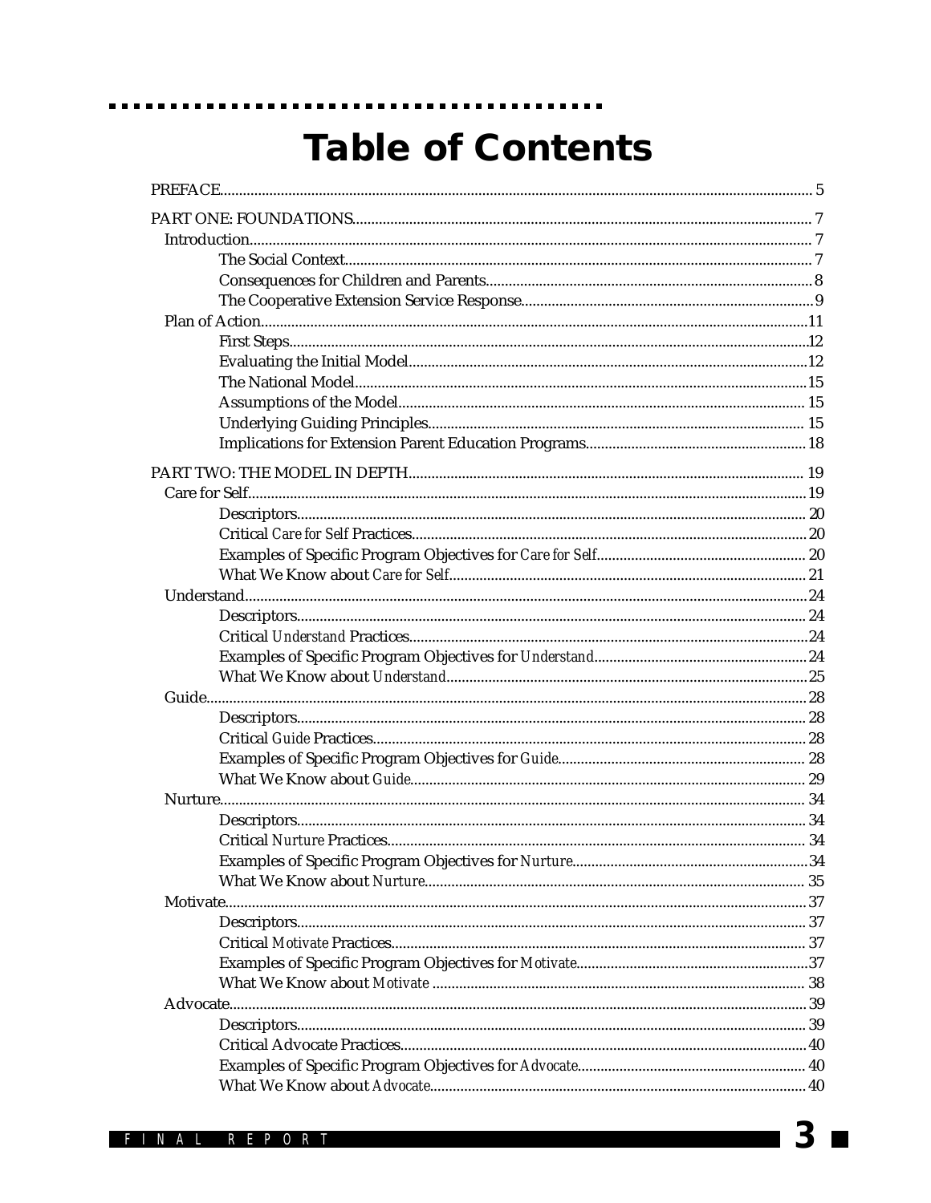# Table of Contents

PREFACE ..... 5

PART ONE: FOUNDATIONS ..... 7

- Introduction ..... 7
  - The Social Context ..... 7
  - Consequences for Children and Parents ..... 8
  - The Cooperative Extension Service Response ..... 9
- Plan of Action ..... 11
  - First Steps ..... 12
  - Evaluating the Initial Model ..... 12
  - The National Model ..... 15
  - Assumptions of the Model ..... 15
  - Underlying Guiding Principles ..... 15
  - Implications for Extension Parent Education Programs ..... 18

PART TWO: THE MODEL IN DEPTH ..... 19

- Care for Self ..... 19
  - Descriptors ..... 20
  - Critical *Care for Self* Practices ..... 20
  - Examples of Specific Program Objectives for *Care for Self* ..... 20
  - What We Know about *Care for Self* ..... 21
- Understand ..... 24
  - Descriptors ..... 24
  - Critical *Understand* Practices ..... 24
  - Examples of Specific Program Objectives for *Understand* ..... 24
  - What We Know about *Understand* ..... 25
- Guide ..... 28
  - Descriptors ..... 28
  - Critical *Guide* Practices ..... 28
  - Examples of Specific Program Objectives for *Guide* ..... 28
  - What We Know about *Guide* ..... 29
- Nurture ..... 34
  - Descriptors ..... 34
  - Critical *Nurture* Practices ..... 34
  - Examples of Specific Program Objectives for *Nurture* ..... 34
  - What We Know about *Nurture* ..... 35
- Motivate ..... 37
  - Descriptors ..... 37
  - Critical *Motivate* Practices ..... 37
  - Examples of Specific Program Objectives for *Motivate* ..... 37
  - What We Know about *Motivate* ..... 38
- Advocate ..... 39
  - Descriptors ..... 39
  - Critical Advocate Practices ..... 40
  - Examples of Specific Program Objectives for *Advocate* ..... 40
  - What We Know about *Advocate* ..... 40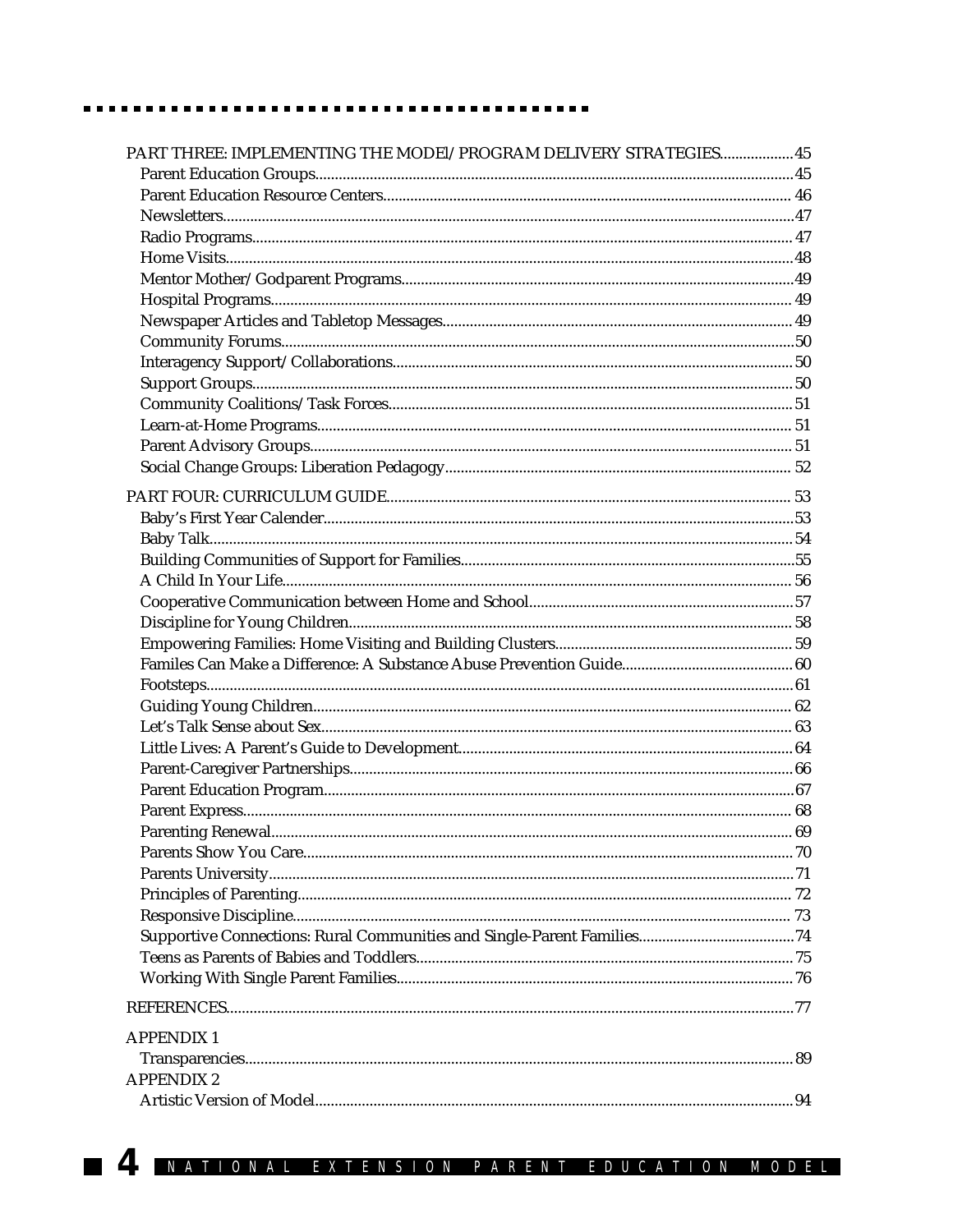PART THREE: IMPLEMENTING THE MODEl/PROGRAM DELIVERY STRATEGIES...................45

- Parent Education Groups.........................................................................................................45
- Parent Education Resource Centers....................................................................................... 46
- Newsletters................................................................................................................................47
- Radio Programs......................................................................................................................... 47
- Home Visits................................................................................................................................48
- Mentor Mother/Godparent Programs...................................................................................49
- Hospital Programs.................................................................................................................... 49
- Newspaper Articles and Tabletop Messages......................................................................... 49
- Community Forums..................................................................................................................50
- Interagency Support/Collaborations......................................................................................50
- Support Groups.........................................................................................................................50
- Community Coalitions/Task Forces.......................................................................................51
- Learn-at-Home Programs........................................................................................................ 51
- Parent Advisory Groups.......................................................................................................... 51
- Social Change Groups: Liberation Pedagogy........................................................................ 52

PART FOUR: CURRICULUM GUIDE...................................................................................... 53

- Baby's First Year Calender.......................................................................................................53
- Baby Talk....................................................................................................................................54
- Building Communities of Support for Families.....................................................................55
- A Child In Your Life.................................................................................................................. 56
- Cooperative Communication between Home and School...................................................57
- Discipline for Young Children................................................................................................. 58
- Empowering Families: Home Visiting and Building Clusters............................................ 59
- Familes Can Make a Difference: A Substance Abuse Prevention Guide............................60
- Footsteps.....................................................................................................................................61
- Guiding Young Children.......................................................................................................... 62
- Let's Talk Sense about Sex........................................................................................................ 63
- Little Lives: A Parent's Guide to Development..................................................................... 64
- Parent-Caregiver Partnerships................................................................................................66
- Parent Education Program.......................................................................................................67
- Parent Express........................................................................................................................... 68
- Parenting Renewal.................................................................................................................... 69
- Parents Show You Care............................................................................................................70
- Parents University.....................................................................................................................71
- Principles of Parenting............................................................................................................. 72
- Responsive Discipline.............................................................................................................. 73
- Supportive Connections: Rural Communities and Single-Parent Families........................74
- Teens as Parents of Babies and Toddlers................................................................................75
- Working With Single Parent Families.....................................................................................76

REFERENCES................................................................................................................................77

APPENDIX 1

- Transparencies........................................................................................................................... 89

APPENDIX 2

- Artistic Version of Model.........................................................................................................94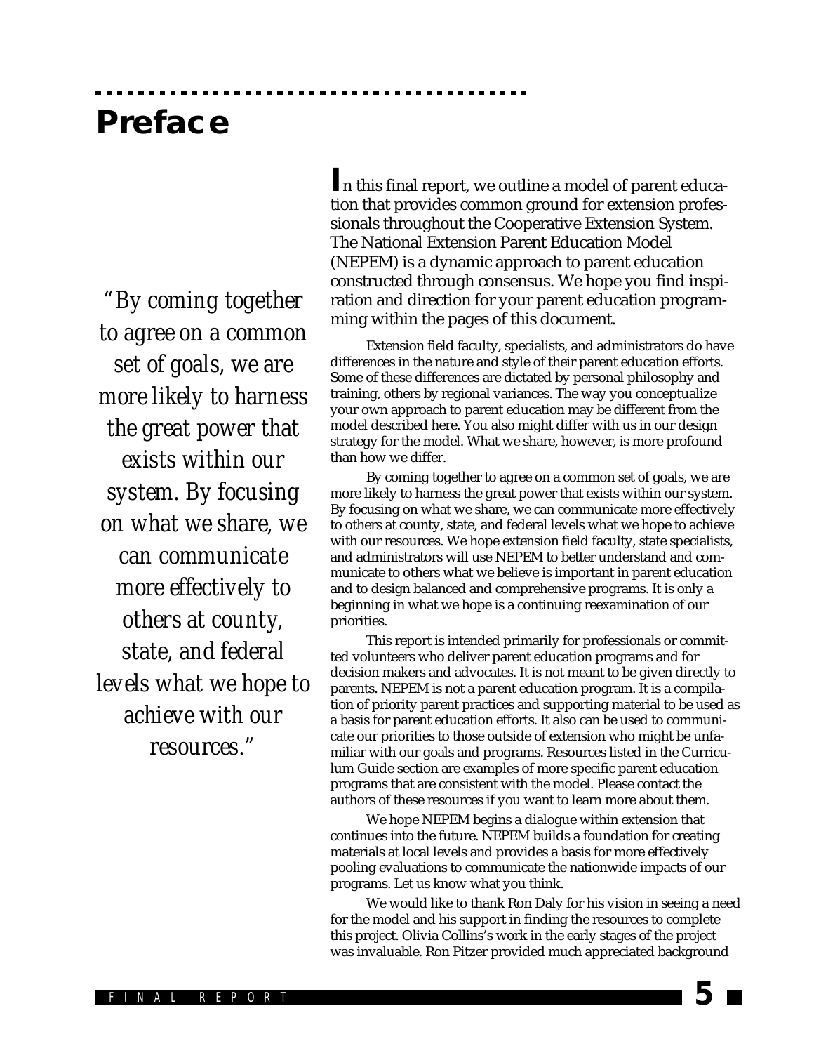# Preface

> *"By coming together to agree on a common set of goals, we are more likely to harness the great power that exists within our system. By focusing on what we share, we can communicate more effectively to others at county, state, and federal levels what we hope to achieve with our resources."*

In this final report, we outline a model of parent education that provides common ground for extension professionals throughout the Cooperative Extension System. The National Extension Parent Education Model (NEPEM) is a dynamic approach to parent education constructed through consensus. We hope you find inspiration and direction for your parent education programming within the pages of this document.

Extension field faculty, specialists, and administrators do have differences in the nature and style of their parent education efforts. Some of these differences are dictated by personal philosophy and training, others by regional variances. The way you conceptualize your own approach to parent education may be different from the model described here. You also might differ with us in our design strategy for the model. What we share, however, is more profound than how we differ.

By coming together to agree on a common set of goals, we are more likely to harness the great power that exists within our system. By focusing on what we share, we can communicate more effectively to others at county, state, and federal levels what we hope to achieve with our resources. We hope extension field faculty, state specialists, and administrators will use NEPEM to better understand and communicate to others what we believe is important in parent education and to design balanced and comprehensive programs. It is only a beginning in what we hope is a continuing reexamination of our priorities.

This report is intended primarily for professionals or committed volunteers who deliver parent education programs and for decision makers and advocates. It is not meant to be given directly to parents. NEPEM is not a parent education program. It is a compilation of priority parent practices and supporting material to be used as a basis for parent education efforts. It also can be used to communicate our priorities to those outside of extension who might be unfamiliar with our goals and programs. Resources listed in the Curriculum Guide section are examples of more specific parent education programs that are consistent with the model. Please contact the authors of these resources if you want to learn more about them.

We hope NEPEM begins a dialogue within extension that continues into the future. NEPEM builds a foundation for creating materials at local levels and provides a basis for more effectively pooling evaluations to communicate the nationwide impacts of our programs. Let us know what you think.

We would like to thank Ron Daly for his vision in seeing a need for the model and his support in finding the resources to complete this project. Olivia Collins's work in the early stages of the project was invaluable. Ron Pitzer provided much appreciated background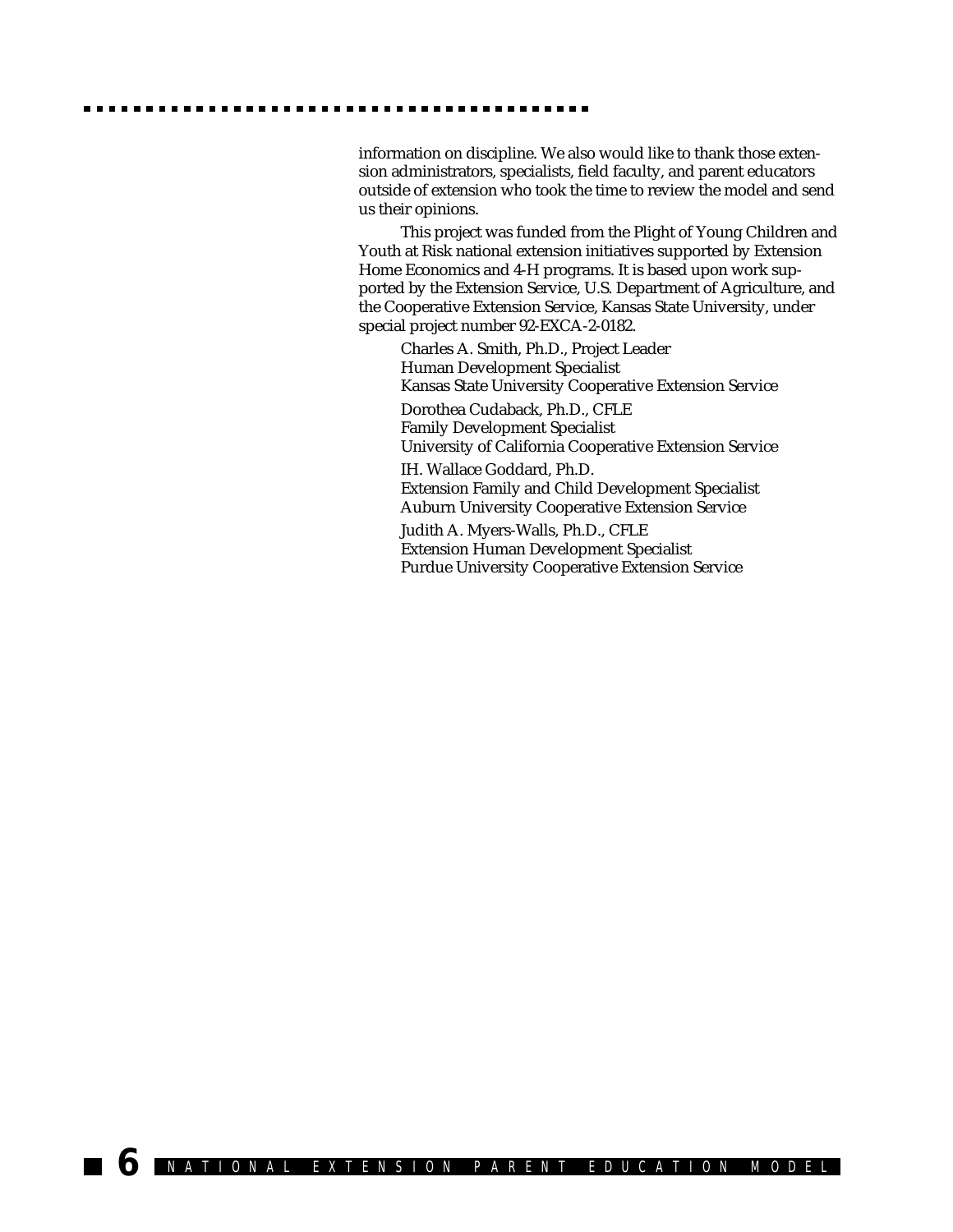information on discipline. We also would like to thank those extension administrators, specialists, field faculty, and parent educators outside of extension who took the time to review the model and send us their opinions.

This project was funded from the Plight of Young Children and Youth at Risk national extension initiatives supported by Extension Home Economics and 4-H programs. It is based upon work supported by the Extension Service, U.S. Department of Agriculture, and the Cooperative Extension Service, Kansas State University, under special project number 92-EXCA-2-0182.

Charles A. Smith, Ph.D., Project Leader
Human Development Specialist
Kansas State University Cooperative Extension Service

Dorothea Cudaback, Ph.D., CFLE
Family Development Specialist
University of California Cooperative Extension Service

IH. Wallace Goddard, Ph.D.
Extension Family and Child Development Specialist
Auburn University Cooperative Extension Service

Judith A. Myers-Walls, Ph.D., CFLE
Extension Human Development Specialist
Purdue University Cooperative Extension Service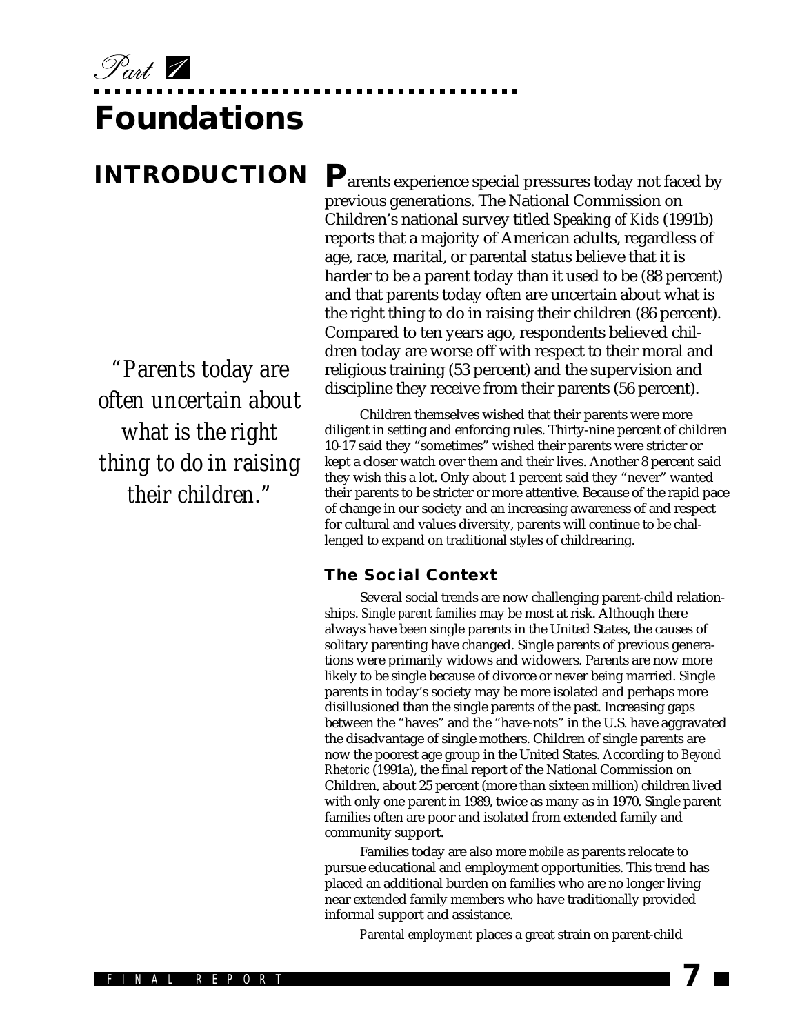*Part 1*

# Foundations

## INTRODUCTION

*"Parents today are often uncertain about what is the right thing to do in raising their children."*

**P**arents experience special pressures today not faced by previous generations. The National Commission on Children's national survey titled *Speaking of Kids* (1991b) reports that a majority of American adults, regardless of age, race, marital, or parental status believe that it is harder to be a parent today than it used to be (88 percent) and that parents today often are uncertain about what is the right thing to do in raising their children (86 percent). Compared to ten years ago, respondents believed children today are worse off with respect to their moral and religious training (53 percent) and the supervision and discipline they receive from their parents (56 percent).

Children themselves wished that their parents were more diligent in setting and enforcing rules. Thirty-nine percent of children 10-17 said they "sometimes" wished their parents were stricter or kept a closer watch over them and their lives. Another 8 percent said they wish this a lot. Only about 1 percent said they "never" wanted their parents to be stricter or more attentive. Because of the rapid pace of change in our society and an increasing awareness of and respect for cultural and values diversity, parents will continue to be challenged to expand on traditional styles of childrearing.

### The Social Context

Several social trends are now challenging parent-child relationships. *Single parent families* may be most at risk. Although there always have been single parents in the United States, the causes of solitary parenting have changed. Single parents of previous generations were primarily widows and widowers. Parents are now more likely to be single because of divorce or never being married. Single parents in today's society may be more isolated and perhaps more disillusioned than the single parents of the past. Increasing gaps between the "haves" and the "have-nots" in the U.S. have aggravated the disadvantage of single mothers. Children of single parents are now the poorest age group in the United States. According to *Beyond Rhetoric* (1991a), the final report of the National Commission on Children, about 25 percent (more than sixteen million) children lived with only one parent in 1989, twice as many as in 1970. Single parent families often are poor and isolated from extended family and community support.

Families today are also more *mobile* as parents relocate to pursue educational and employment opportunities. This trend has placed an additional burden on families who are no longer living near extended family members who have traditionally provided informal support and assistance.

*Parental employment* places a great strain on parent-child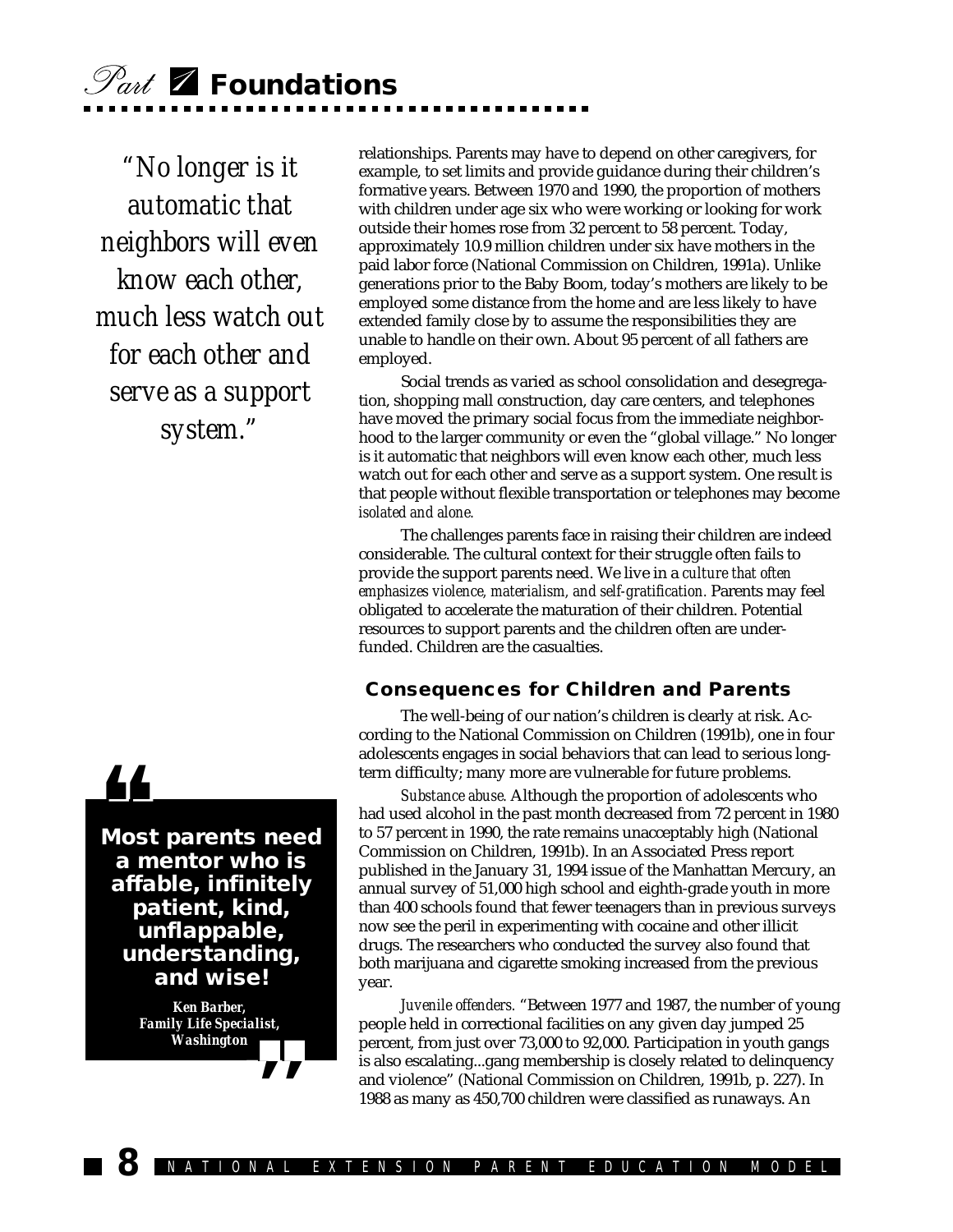*"No longer is it automatic that neighbors will even know each other, much less watch out for each other and serve as a support system."*

relationships. Parents may have to depend on other caregivers, for example, to set limits and provide guidance during their children's formative years. Between 1970 and 1990, the proportion of mothers with children under age six who were working or looking for work outside their homes rose from 32 percent to 58 percent. Today, approximately 10.9 million children under six have mothers in the paid labor force (National Commission on Children, 1991a). Unlike generations prior to the Baby Boom, today's mothers are likely to be employed some distance from the home and are less likely to have extended family close by to assume the responsibilities they are unable to handle on their own. About 95 percent of all fathers are employed.

Social trends as varied as school consolidation and desegregation, shopping mall construction, day care centers, and telephones have moved the primary social focus from the immediate neighborhood to the larger community or even the "global village." No longer is it automatic that neighbors will even know each other, much less watch out for each other and serve as a support system. One result is that people without flexible transportation or telephones may become *isolated and alone.*

The challenges parents face in raising their children are indeed considerable. The cultural context for their struggle often fails to provide the support parents need. We live in a *culture that often emphasizes violence, materialism, and self-gratification.* Parents may feel obligated to accelerate the maturation of their children. Potential resources to support parents and the children often are underfunded. Children are the casualties.

### Consequences for Children and Parents

The well-being of our nation's children is clearly at risk. According to the National Commission on Children (1991b), one in four adolescents engages in social behaviors that can lead to serious long-term difficulty; many more are vulnerable for future problems.

*Substance abuse.* Although the proportion of adolescents who had used alcohol in the past month decreased from 72 percent in 1980 to 57 percent in 1990, the rate remains unacceptably high (National Commission on Children, 1991b). In an Associated Press report published in the January 31, 1994 issue of the Manhattan Mercury, an annual survey of 51,000 high school and eighth-grade youth in more than 400 schools found that fewer teenagers than in previous surveys now see the peril in experimenting with cocaine and other illicit drugs. The researchers who conducted the survey also found that both marijuana and cigarette smoking increased from the previous year.

> **Most parents need a mentor who is affable, infinitely patient, kind, unflappable, understanding, and wise!**
>
> ***Ken Barber, Family Life Specialist, Washington***

*Juvenile offenders.* "Between 1977 and 1987, the number of young people held in correctional facilities on any given day jumped 25 percent, from just over 73,000 to 92,000. Participation in youth gangs is also escalating...gang membership is closely related to delinquency and violence" (National Commission on Children, 1991b, p. 227). In 1988 as many as 450,700 children were classified as runaways. An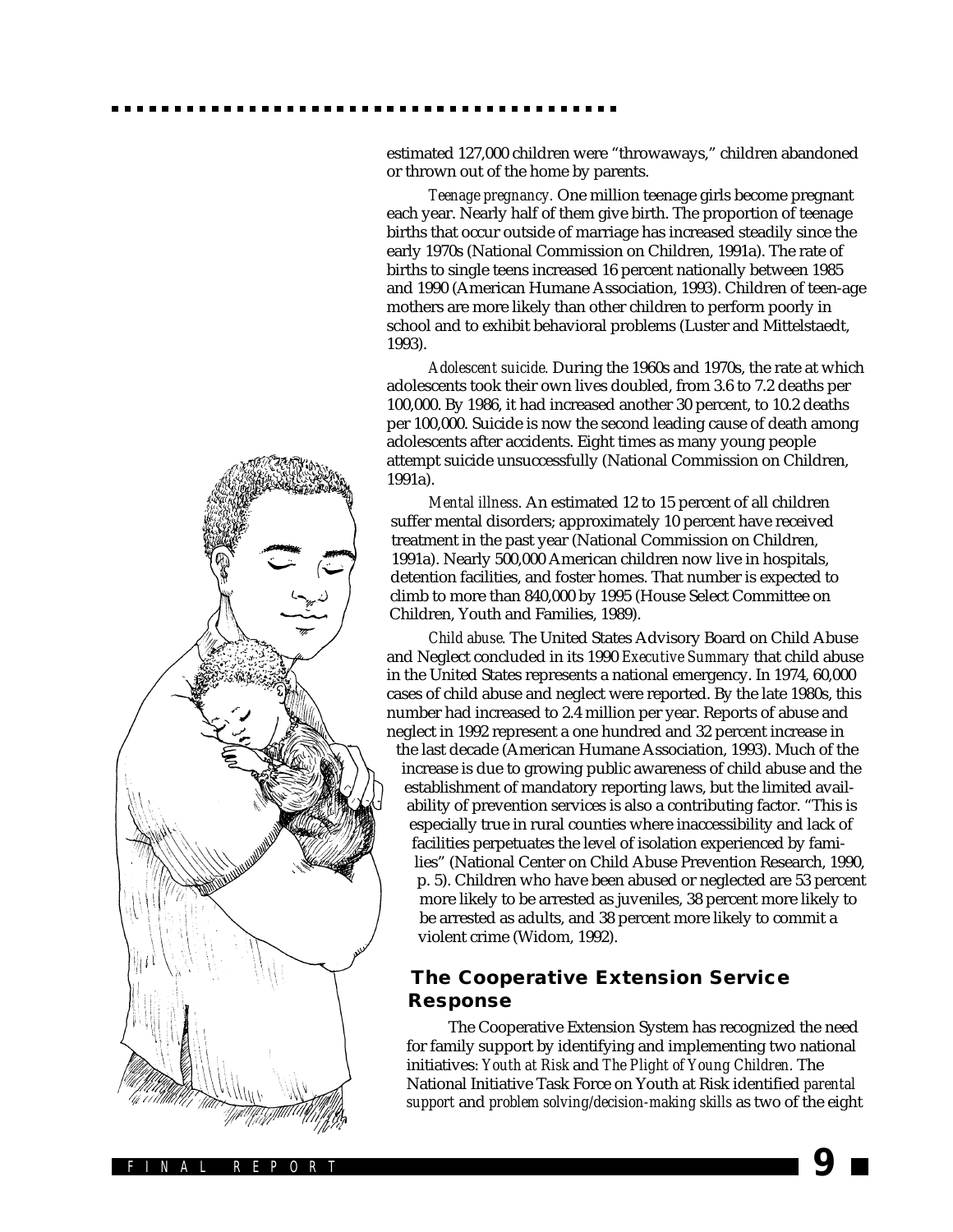estimated 127,000 children were "throwaways," children abandoned or thrown out of the home by parents.

*Teenage pregnancy.* One million teenage girls become pregnant each year. Nearly half of them give birth. The proportion of teenage births that occur outside of marriage has increased steadily since the early 1970s (National Commission on Children, 1991a). The rate of births to single teens increased 16 percent nationally between 1985 and 1990 (American Humane Association, 1993). Children of teen-age mothers are more likely than other children to perform poorly in school and to exhibit behavioral problems (Luster and Mittelstaedt, 1993).

*Adolescent suicide.* During the 1960s and 1970s, the rate at which adolescents took their own lives doubled, from 3.6 to 7.2 deaths per 100,000. By 1986, it had increased another 30 percent, to 10.2 deaths per 100,000. Suicide is now the second leading cause of death among adolescents after accidents. Eight times as many young people attempt suicide unsuccessfully (National Commission on Children, 1991a).

*Mental illness.* An estimated 12 to 15 percent of all children suffer mental disorders; approximately 10 percent have received treatment in the past year (National Commission on Children, 1991a). Nearly 500,000 American children now live in hospitals, detention facilities, and foster homes. That number is expected to climb to more than 840,000 by 1995 (House Select Committee on Children, Youth and Families, 1989).

*Child abuse.* The United States Advisory Board on Child Abuse and Neglect concluded in its 1990 *Executive Summary* that child abuse in the United States represents a national emergency. In 1974, 60,000 cases of child abuse and neglect were reported. By the late 1980s, this number had increased to 2.4 million per year. Reports of abuse and neglect in 1992 represent a one hundred and 32 percent increase in the last decade (American Humane Association, 1993). Much of the increase is due to growing public awareness of child abuse and the establishment of mandatory reporting laws, but the limited availability of prevention services is also a contributing factor. "This is especially true in rural counties where inaccessibility and lack of facilities perpetuates the level of isolation experienced by families" (National Center on Child Abuse Prevention Research, 1990, p. 5). Children who have been abused or neglected are 53 percent more likely to be arrested as juveniles, 38 percent more likely to be arrested as adults, and 38 percent more likely to commit a violent crime (Widom, 1992).

## The Cooperative Extension Service Response

The Cooperative Extension System has recognized the need for family support by identifying and implementing two national initiatives: *Youth at Risk* and *The Plight of Young Children*. The National Initiative Task Force on Youth at Risk identified *parental support* and *problem solving/decision-making skills* as two of the eight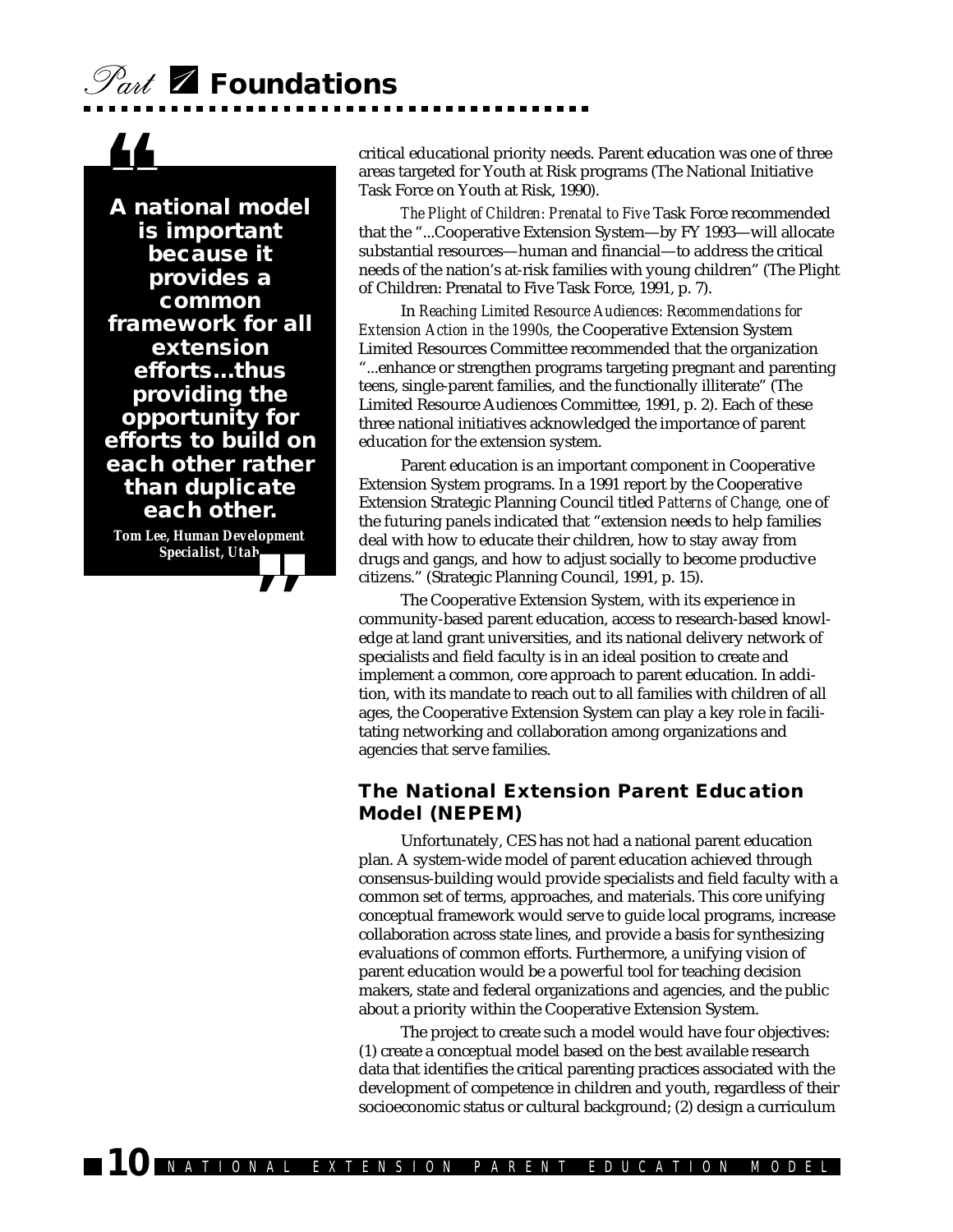> **A national model is important because it provides a common framework for all extension efforts...thus providing the opportunity for efforts to build on each other rather than duplicate each other.**
>
> **Tom Lee, Human Development Specialist, Utah**

critical educational priority needs. Parent education was one of three areas targeted for Youth at Risk programs (The National Initiative Task Force on Youth at Risk, 1990).

*The Plight of Children: Prenatal to Five* Task Force recommended that the "...Cooperative Extension System—by FY 1993—will allocate substantial resources—human and financial—to address the critical needs of the nation's at-risk families with young children" (The Plight of Children: Prenatal to Five Task Force, 1991, p. 7).

In *Reaching Limited Resource Audiences: Recommendations for Extension Action in the 1990s,* the Cooperative Extension System Limited Resources Committee recommended that the organization "...enhance or strengthen programs targeting pregnant and parenting teens, single-parent families, and the functionally illiterate" (The Limited Resource Audiences Committee, 1991, p. 2). Each of these three national initiatives acknowledged the importance of parent education for the extension system.

Parent education is an important component in Cooperative Extension System programs. In a 1991 report by the Cooperative Extension Strategic Planning Council titled *Patterns of Change,* one of the futuring panels indicated that "extension needs to help families deal with how to educate their children, how to stay away from drugs and gangs, and how to adjust socially to become productive citizens." (Strategic Planning Council, 1991, p. 15).

The Cooperative Extension System, with its experience in community-based parent education, access to research-based knowledge at land grant universities, and its national delivery network of specialists and field faculty is in an ideal position to create and implement a common, core approach to parent education. In addition, with its mandate to reach out to all families with children of all ages, the Cooperative Extension System can play a key role in facilitating networking and collaboration among organizations and agencies that serve families.

### The National Extension Parent Education Model (NEPEM)

Unfortunately, CES has not had a national parent education plan. A system-wide model of parent education achieved through consensus-building would provide specialists and field faculty with a common set of terms, approaches, and materials. This core unifying conceptual framework would serve to guide local programs, increase collaboration across state lines, and provide a basis for synthesizing evaluations of common efforts. Furthermore, a unifying vision of parent education would be a powerful tool for teaching decision makers, state and federal organizations and agencies, and the public about a priority within the Cooperative Extension System.

The project to create such a model would have four objectives: (1) create a conceptual model based on the best available research data that identifies the critical parenting practices associated with the development of competence in children and youth, regardless of their socioeconomic status or cultural background; (2) design a curriculum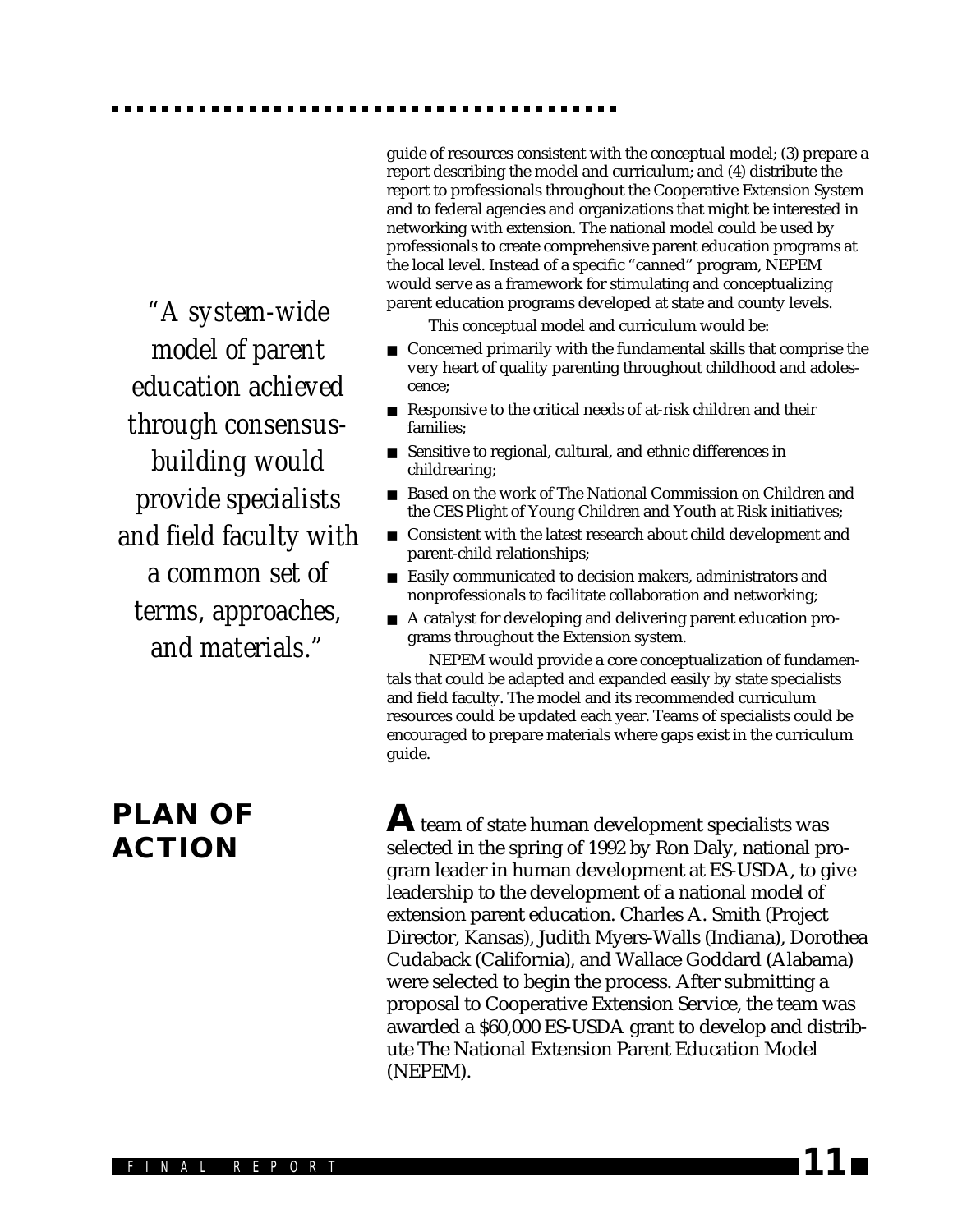guide of resources consistent with the conceptual model; (3) prepare a report describing the model and curriculum; and (4) distribute the report to professionals throughout the Cooperative Extension System and to federal agencies and organizations that might be interested in networking with extension. The national model could be used by professionals to create comprehensive parent education programs at the local level. Instead of a specific "canned" program, NEPEM would serve as a framework for stimulating and conceptualizing parent education programs developed at state and county levels.

*"A system-wide model of parent education achieved through consensus-building would provide specialists and field faculty with a common set of terms, approaches, and materials."*

This conceptual model and curriculum would be:

- Concerned primarily with the fundamental skills that comprise the very heart of quality parenting throughout childhood and adolescence;
- Responsive to the critical needs of at-risk children and their families;
- Sensitive to regional, cultural, and ethnic differences in childrearing;
- Based on the work of The National Commission on Children and the CES Plight of Young Children and Youth at Risk initiatives;
- Consistent with the latest research about child development and parent-child relationships;
- Easily communicated to decision makers, administrators and nonprofessionals to facilitate collaboration and networking;
- A catalyst for developing and delivering parent education programs throughout the Extension system.

NEPEM would provide a core conceptualization of fundamentals that could be adapted and expanded easily by state specialists and field faculty. The model and its recommended curriculum resources could be updated each year. Teams of specialists could be encouraged to prepare materials where gaps exist in the curriculum guide.

## PLAN OF ACTION

A team of state human development specialists was selected in the spring of 1992 by Ron Daly, national program leader in human development at ES-USDA, to give leadership to the development of a national model of extension parent education. Charles A. Smith (Project Director, Kansas), Judith Myers-Walls (Indiana), Dorothea Cudaback (California), and Wallace Goddard (Alabama) were selected to begin the process. After submitting a proposal to Cooperative Extension Service, the team was awarded a $60,000 ES-USDA grant to develop and distribute The National Extension Parent Education Model (NEPEM).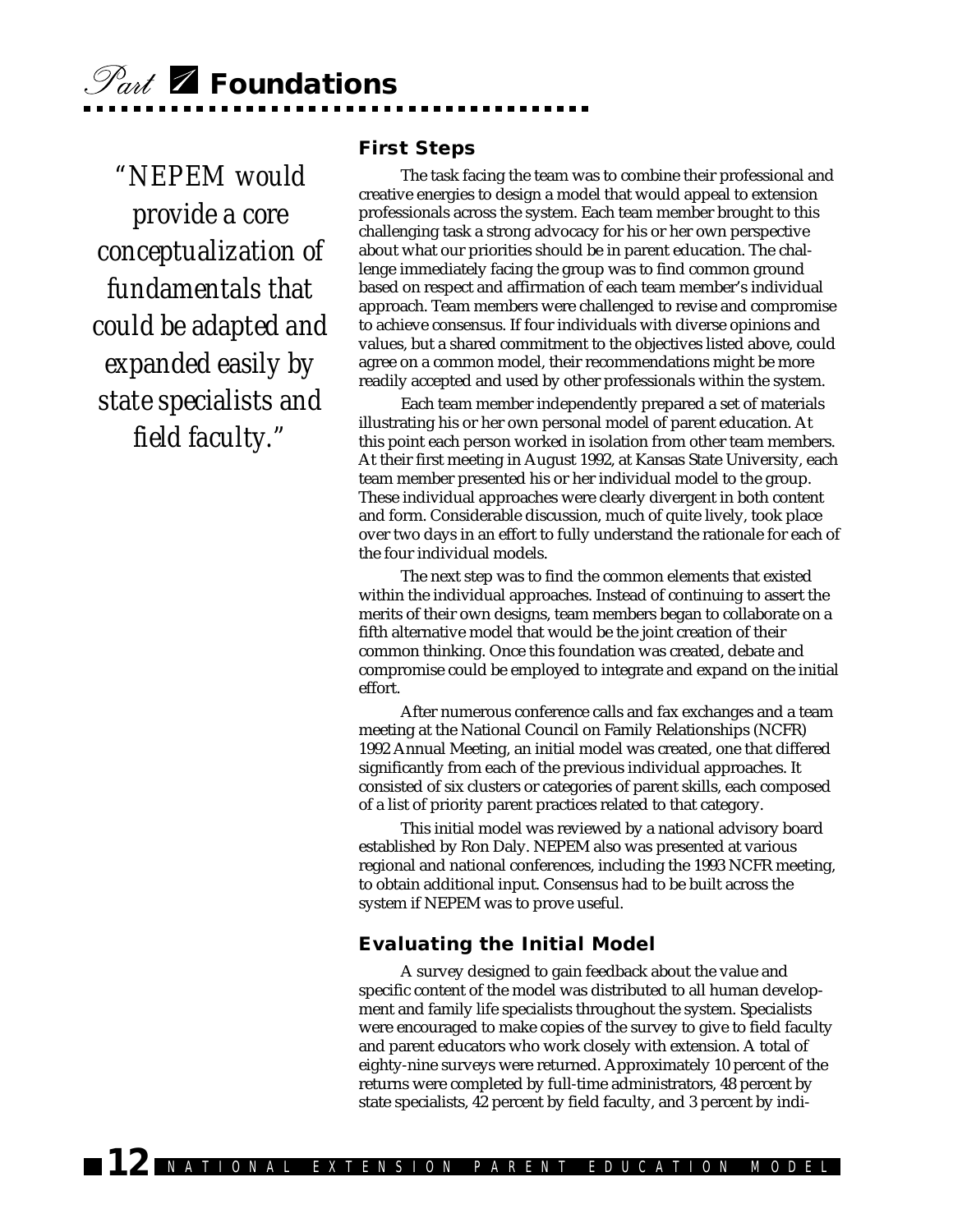*"NEPEM would provide a core conceptualization of fundamentals that could be adapted and expanded easily by state specialists and field faculty."*

### First Steps

The task facing the team was to combine their professional and creative energies to design a model that would appeal to extension professionals across the system. Each team member brought to this challenging task a strong advocacy for his or her own perspective about what our priorities should be in parent education. The challenge immediately facing the group was to find common ground based on respect and affirmation of each team member's individual approach. Team members were challenged to revise and compromise to achieve consensus. If four individuals with diverse opinions and values, but a shared commitment to the objectives listed above, could agree on a common model, their recommendations might be more readily accepted and used by other professionals within the system.

Each team member independently prepared a set of materials illustrating his or her own personal model of parent education. At this point each person worked in isolation from other team members. At their first meeting in August 1992, at Kansas State University, each team member presented his or her individual model to the group. These individual approaches were clearly divergent in both content and form. Considerable discussion, much of quite lively, took place over two days in an effort to fully understand the rationale for each of the four individual models.

The next step was to find the common elements that existed within the individual approaches. Instead of continuing to assert the merits of their own designs, team members began to collaborate on a fifth alternative model that would be the joint creation of their common thinking. Once this foundation was created, debate and compromise could be employed to integrate and expand on the initial effort.

After numerous conference calls and fax exchanges and a team meeting at the National Council on Family Relationships (NCFR) 1992 Annual Meeting, an initial model was created, one that differed significantly from each of the previous individual approaches. It consisted of six clusters or categories of parent skills, each composed of a list of priority parent practices related to that category.

This initial model was reviewed by a national advisory board established by Ron Daly. NEPEM also was presented at various regional and national conferences, including the 1993 NCFR meeting, to obtain additional input. Consensus had to be built across the system if NEPEM was to prove useful.

### Evaluating the Initial Model

A survey designed to gain feedback about the value and specific content of the model was distributed to all human development and family life specialists throughout the system. Specialists were encouraged to make copies of the survey to give to field faculty and parent educators who work closely with extension. A total of eighty-nine surveys were returned. Approximately 10 percent of the returns were completed by full-time administrators, 48 percent by state specialists, 42 percent by field faculty, and 3 percent by indi-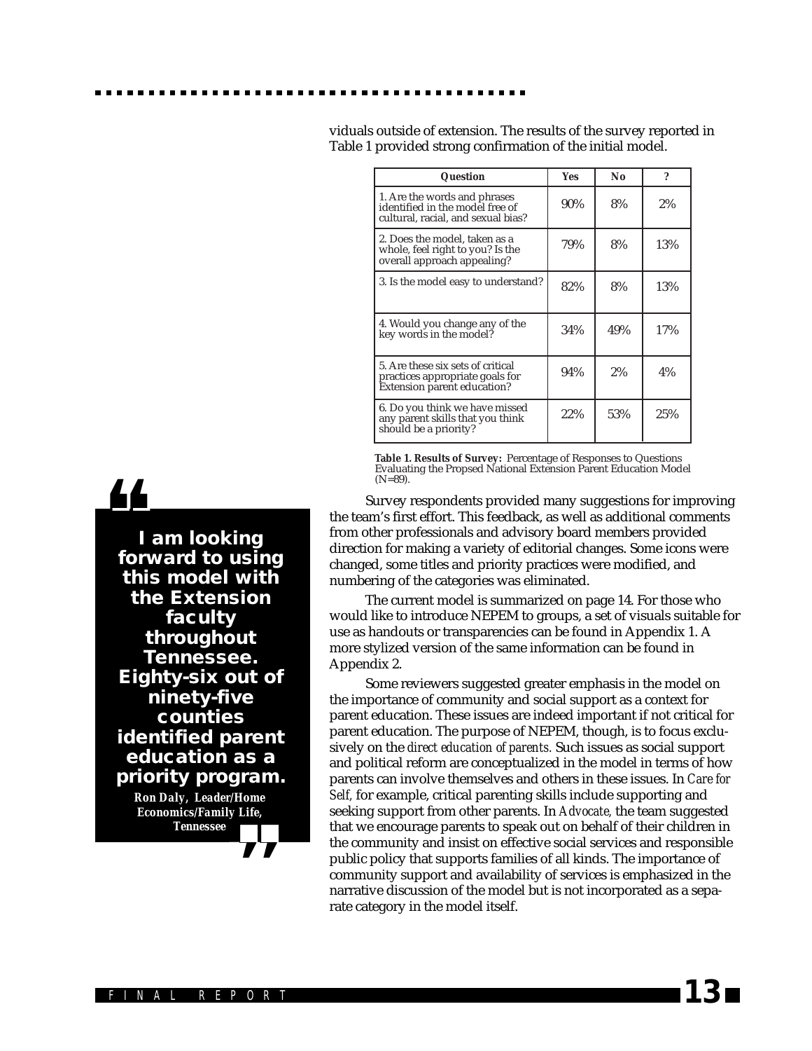viduals outside of extension. The results of the survey reported in Table 1 provided strong confirmation of the initial model.

| Question | Yes | No | ? |
|---|---|---|---|
| 1. Are the words and phrases identified in the model free of cultural, racial, and sexual bias? | 90% | 8% | 2% |
| 2. Does the model, taken as a whole, feel right to you? Is the overall approach appealing? | 79% | 8% | 13% |
| 3. Is the model easy to understand? | 82% | 8% | 13% |
| 4. Would you change any of the key words in the model? | 34% | 49% | 17% |
| 5. Are these six sets of critical practices appropriate goals for Extension parent education? | 94% | 2% | 4% |
| 6. Do you think we have missed any parent skills that you think should be a priority? | 22% | 53% | 25% |

**Table 1. Results of Survey:** Percentage of Responses to Questions Evaluating the Propsed National Extension Parent Education Model (N=89).

> **I am looking forward to using this model with the Extension faculty throughout Tennessee. Eighty-six out of ninety-five counties identified parent education as a priority program.**
>
> *Ron Daly, Leader/Home Economics/Family Life, Tennessee*

Survey respondents provided many suggestions for improving the team's first effort. This feedback, as well as additional comments from other professionals and advisory board members provided direction for making a variety of editorial changes. Some icons were changed, some titles and priority practices were modified, and numbering of the categories was eliminated.

The current model is summarized on page 14. For those who would like to introduce NEPEM to groups, a set of visuals suitable for use as handouts or transparencies can be found in Appendix 1. A more stylized version of the same information can be found in Appendix 2.

Some reviewers suggested greater emphasis in the model on the importance of community and social support as a context for parent education. These issues are indeed important if not critical for parent education. The purpose of NEPEM, though, is to focus exclusively on the *direct education of parents.* Such issues as social support and political reform are conceptualized in the model in terms of how parents can involve themselves and others in these issues. In *Care for Self,* for example, critical parenting skills include supporting and seeking support from other parents. In *Advocate,* the team suggested that we encourage parents to speak out on behalf of their children in the community and insist on effective social services and responsible public policy that supports families of all kinds. The importance of community support and availability of services is emphasized in the narrative discussion of the model but is not incorporated as a separate category in the model itself.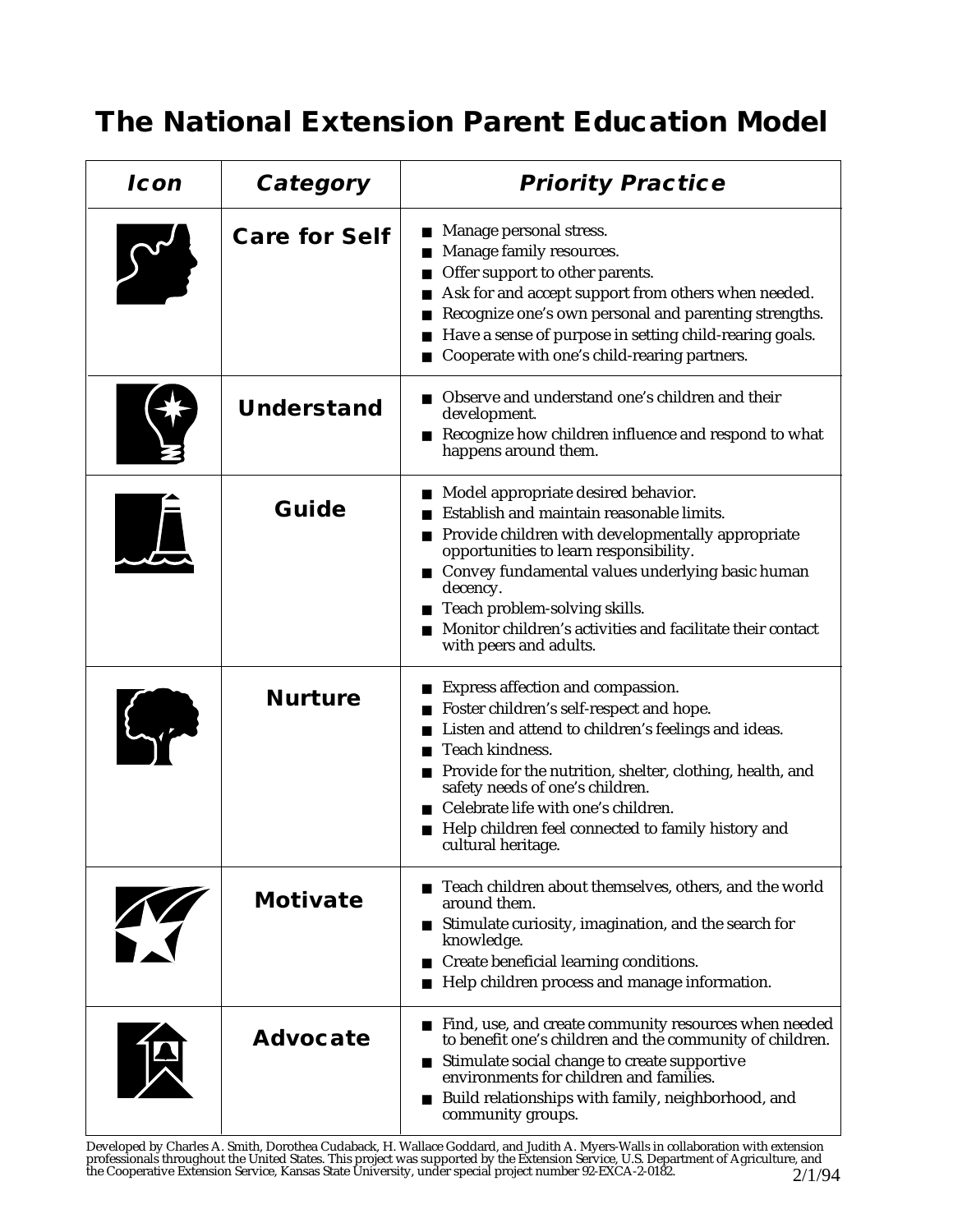# The National Extension Parent Education Model

| Icon | Category | Priority Practice |
| --- | --- | --- |
| | Care for Self | ■ Manage personal stress.<br>■ Manage family resources.<br>■ Offer support to other parents.<br>■ Ask for and accept support from others when needed.<br>■ Recognize one's own personal and parenting strengths.<br>■ Have a sense of purpose in setting child-rearing goals.<br>■ Cooperate with one's child-rearing partners. |
| | Understand | ■ Observe and understand one's children and their development.<br>■ Recognize how children influence and respond to what happens around them. |
| | Guide | ■ Model appropriate desired behavior.<br>■ Establish and maintain reasonable limits.<br>■ Provide children with developmentally appropriate opportunities to learn responsibility.<br>■ Convey fundamental values underlying basic human decency.<br>■ Teach problem-solving skills.<br>■ Monitor children's activities and facilitate their contact with peers and adults. |
| | Nurture | ■ Express affection and compassion.<br>■ Foster children's self-respect and hope.<br>■ Listen and attend to children's feelings and ideas.<br>■ Teach kindness.<br>■ Provide for the nutrition, shelter, clothing, health, and safety needs of one's children.<br>■ Celebrate life with one's children.<br>■ Help children feel connected to family history and cultural heritage. |
| | Motivate | ■ Teach children about themselves, others, and the world around them.<br>■ Stimulate curiosity, imagination, and the search for knowledge.<br>■ Create beneficial learning conditions.<br>■ Help children process and manage information. |
| | Advocate | ■ Find, use, and create community resources when needed to benefit one's children and the community of children.<br>■ Stimulate social change to create supportive environments for children and families.<br>■ Build relationships with family, neighborhood, and community groups. |

Developed by Charles A. Smith, Dorothea Cudaback, H. Wallace Goddard, and Judith A. Myers-Walls in collaboration with extension professionals throughout the United States. This project was supported by the Extension Service, U.S. Department of Agriculture, and the Cooperative Extension Service, Kansas State University, under special project number 92-EXCA-2-0182.

2/1/94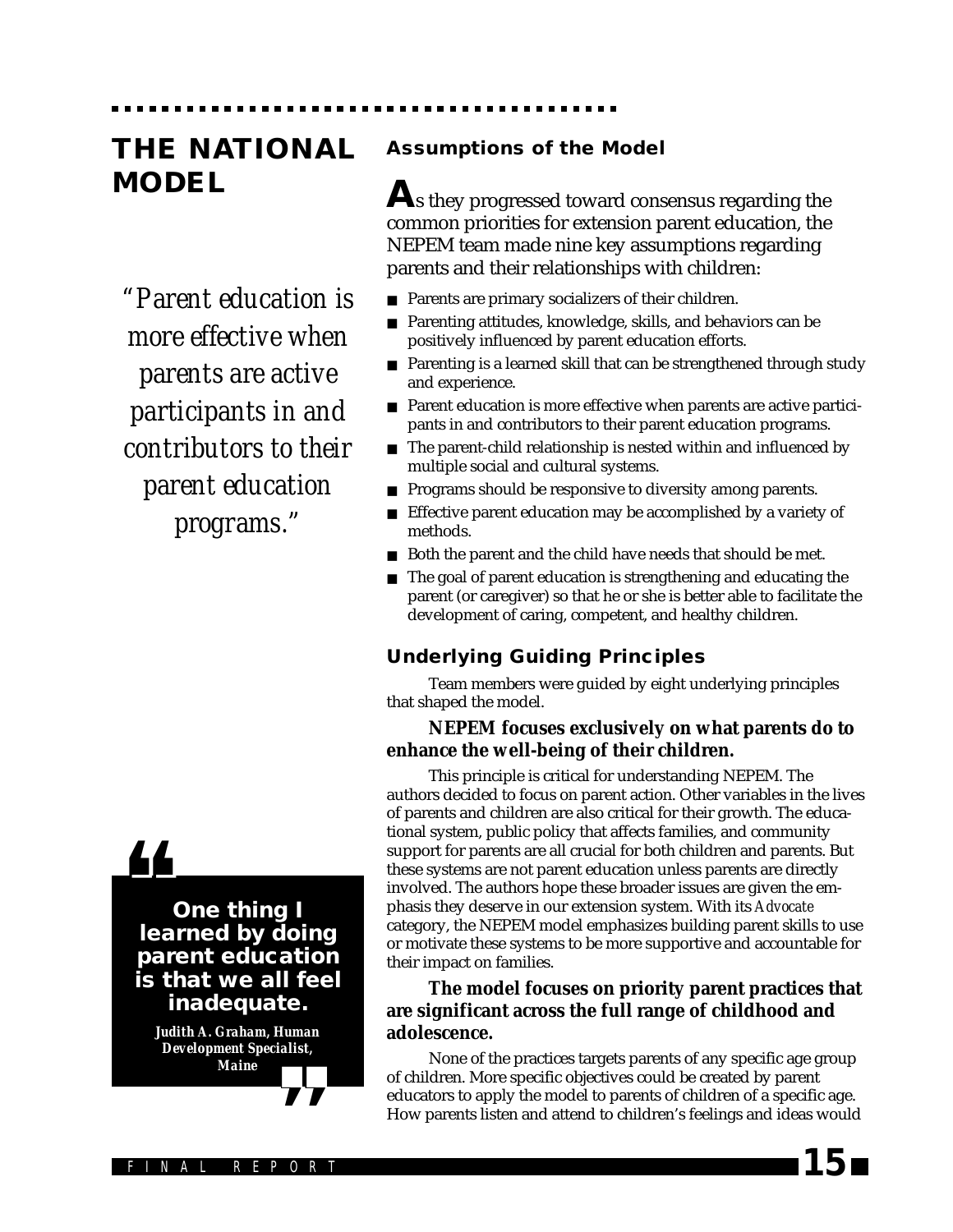# THE NATIONAL MODEL

*"Parent education is more effective when parents are active participants in and contributors to their parent education programs."*

## Assumptions of the Model

As they progressed toward consensus regarding the common priorities for extension parent education, the NEPEM team made nine key assumptions regarding parents and their relationships with children:

- Parents are primary socializers of their children.
- Parenting attitudes, knowledge, skills, and behaviors can be positively influenced by parent education efforts.
- Parenting is a learned skill that can be strengthened through study and experience.
- Parent education is more effective when parents are active participants in and contributors to their parent education programs.
- The parent-child relationship is nested within and influenced by multiple social and cultural systems.
- Programs should be responsive to diversity among parents.
- Effective parent education may be accomplished by a variety of methods.
- Both the parent and the child have needs that should be met.
- The goal of parent education is strengthening and educating the parent (or caregiver) so that he or she is better able to facilitate the development of caring, competent, and healthy children.

## Underlying Guiding Principles

Team members were guided by eight underlying principles that shaped the model.

**NEPEM focuses exclusively on what parents do to enhance the well-being of their children.**

This principle is critical for understanding NEPEM. The authors decided to focus on parent action. Other variables in the lives of parents and children are also critical for their growth. The educational system, public policy that affects families, and community support for parents are all crucial for both children and parents. But these systems are not parent education unless parents are directly involved. The authors hope these broader issues are given the emphasis they deserve in our extension system. With its *Advocate* category, the NEPEM model emphasizes building parent skills to use or motivate these systems to be more supportive and accountable for their impact on families.

**The model focuses on priority parent practices that are significant across the full range of childhood and adolescence.**

None of the practices targets parents of any specific age group of children. More specific objectives could be created by parent educators to apply the model to parents of children of a specific age. How parents listen and attend to children's feelings and ideas would

> **One thing I learned by doing parent education is that we all feel inadequate.**
>
> *Judith A. Graham, Human Development Specialist, Maine*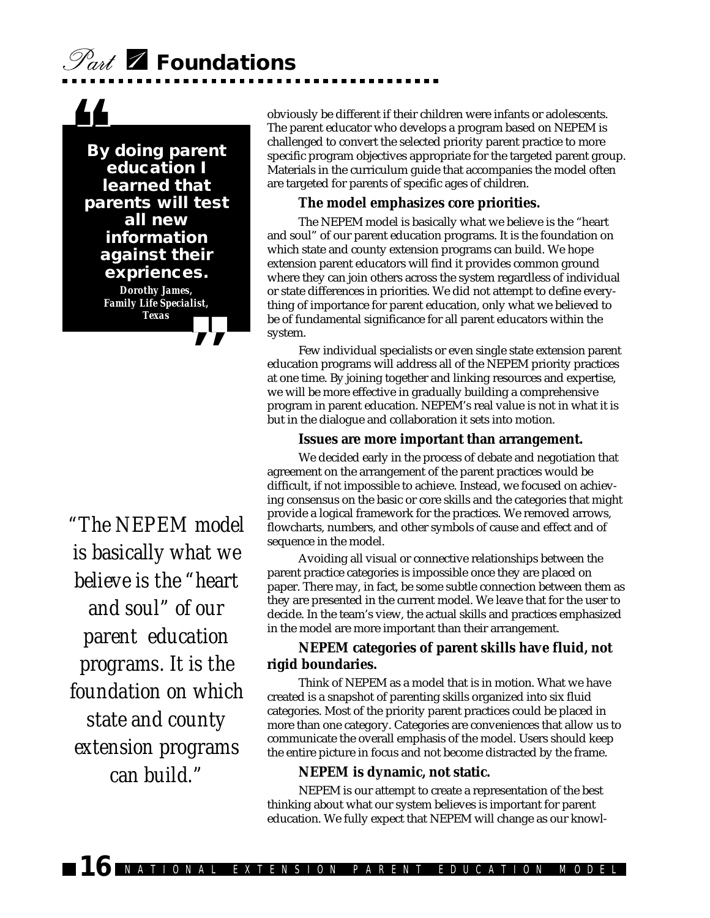> **By doing parent education I learned that parents will test all new information against their expriences.**
>
> ***Dorothy James, Family Life Specialist, Texas***

obviously be different if their children were infants or adolescents. The parent educator who develops a program based on NEPEM is challenged to convert the selected priority parent practice to more specific program objectives appropriate for the targeted parent group. Materials in the curriculum guide that accompanies the model often are targeted for parents of specific ages of children.

**The model emphasizes core priorities.**

The NEPEM model is basically what we believe is the "heart and soul" of our parent education programs. It is the foundation on which state and county extension programs can build. We hope extension parent educators will find it provides common ground where they can join others across the system regardless of individual or state differences in priorities. We did not attempt to define everything of importance for parent education, only what we believed to be of fundamental significance for all parent educators within the system.

Few individual specialists or even single state extension parent education programs will address all of the NEPEM priority practices at one time. By joining together and linking resources and expertise, we will be more effective in gradually building a comprehensive program in parent education. NEPEM's real value is not in what it is but in the dialogue and collaboration it sets into motion.

**Issues are more important than arrangement.**

We decided early in the process of debate and negotiation that agreement on the arrangement of the parent practices would be difficult, if not impossible to achieve. Instead, we focused on achieving consensus on the basic or core skills and the categories that might provide a logical framework for the practices. We removed arrows, flowcharts, numbers, and other symbols of cause and effect and of sequence in the model.

Avoiding all visual or connective relationships between the parent practice categories is impossible once they are placed on paper. There may, in fact, be some subtle connection between them as they are presented in the current model. We leave that for the user to decide. In the team's view, the actual skills and practices emphasized in the model are more important than their arrangement.

> *"The NEPEM model is basically what we believe is the "heart and soul" of our parent education programs. It is the foundation on which state and county extension programs can build."*

**NEPEM categories of parent skills have fluid, not rigid boundaries.**

Think of NEPEM as a model that is in motion. What we have created is a snapshot of parenting skills organized into six fluid categories. Most of the priority parent practices could be placed in more than one category. Categories are conveniences that allow us to communicate the overall emphasis of the model. Users should keep the entire picture in focus and not become distracted by the frame.

**NEPEM is dynamic, not static.**

NEPEM is our attempt to create a representation of the best thinking about what our system believes is important for parent education. We fully expect that NEPEM will change as our knowl-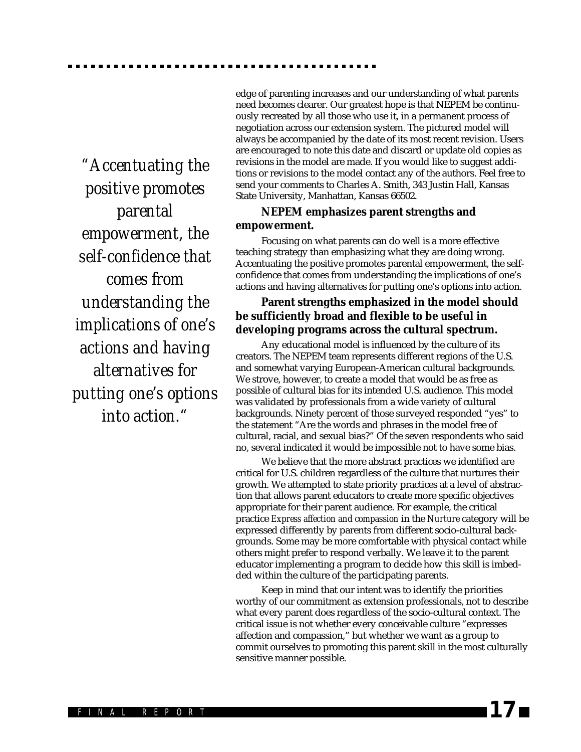> "Accentuating the positive promotes parental empowerment, the self-confidence that comes from understanding the implications of one's actions and having alternatives for putting one's options into action."

edge of parenting increases and our understanding of what parents need becomes clearer. Our greatest hope is that NEPEM be continuously recreated by all those who use it, in a permanent process of negotiation across our extension system. The pictured model will always be accompanied by the date of its most recent revision. Users are encouraged to note this date and discard or update old copies as revisions in the model are made. If you would like to suggest additions or revisions to the model contact any of the authors. Feel free to send your comments to Charles A. Smith, 343 Justin Hall, Kansas State University, Manhattan, Kansas 66502.

**NEPEM emphasizes parent strengths and empowerment.**

Focusing on what parents can do well is a more effective teaching strategy than emphasizing what they are doing wrong. Accentuating the positive promotes parental empowerment, the self-confidence that comes from understanding the implications of one's actions and having alternatives for putting one's options into action.

**Parent strengths emphasized in the model should be sufficiently broad and flexible to be useful in developing programs across the cultural spectrum.**

Any educational model is influenced by the culture of its creators. The NEPEM team represents different regions of the U.S. and somewhat varying European-American cultural backgrounds. We strove, however, to create a model that would be as free as possible of cultural bias for its intended U.S. audience. This model was validated by professionals from a wide variety of cultural backgrounds. Ninety percent of those surveyed responded "yes" to the statement "Are the words and phrases in the model free of cultural, racial, and sexual bias?" Of the seven respondents who said no, several indicated it would be impossible not to have some bias.

We believe that the more abstract practices we identified are critical for U.S. children regardless of the culture that nurtures their growth. We attempted to state priority practices at a level of abstraction that allows parent educators to create more specific objectives appropriate for their parent audience. For example, the critical practice *Express affection and compassion* in the *Nurture* category will be expressed differently by parents from different socio-cultural backgrounds. Some may be more comfortable with physical contact while others might prefer to respond verbally. We leave it to the parent educator implementing a program to decide how this skill is imbedded within the culture of the participating parents.

Keep in mind that our intent was to identify the priorities worthy of our commitment as extension professionals, not to describe what every parent does regardless of the socio-cultural context. The critical issue is not whether every conceivable culture "expresses affection and compassion," but whether we want as a group to commit ourselves to promoting this parent skill in the most culturally sensitive manner possible.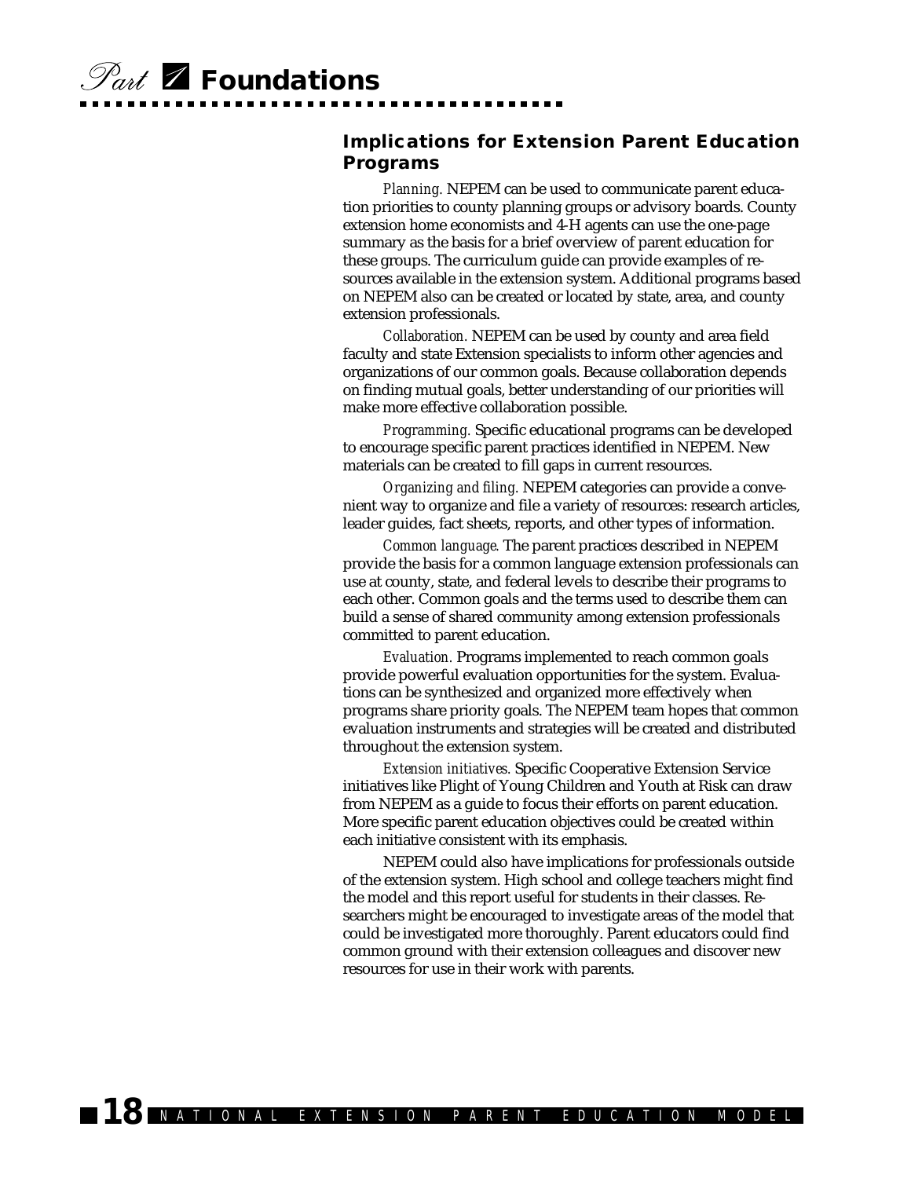## Implications for Extension Parent Education Programs

*Planning.* NEPEM can be used to communicate parent education priorities to county planning groups or advisory boards. County extension home economists and 4-H agents can use the one-page summary as the basis for a brief overview of parent education for these groups. The curriculum guide can provide examples of resources available in the extension system. Additional programs based on NEPEM also can be created or located by state, area, and county extension professionals.

*Collaboration.* NEPEM can be used by county and area field faculty and state Extension specialists to inform other agencies and organizations of our common goals. Because collaboration depends on finding mutual goals, better understanding of our priorities will make more effective collaboration possible.

*Programming.* Specific educational programs can be developed to encourage specific parent practices identified in NEPEM. New materials can be created to fill gaps in current resources.

*Organizing and filing.* NEPEM categories can provide a convenient way to organize and file a variety of resources: research articles, leader guides, fact sheets, reports, and other types of information.

*Common language.* The parent practices described in NEPEM provide the basis for a common language extension professionals can use at county, state, and federal levels to describe their programs to each other. Common goals and the terms used to describe them can build a sense of shared community among extension professionals committed to parent education.

*Evaluation.* Programs implemented to reach common goals provide powerful evaluation opportunities for the system. Evaluations can be synthesized and organized more effectively when programs share priority goals. The NEPEM team hopes that common evaluation instruments and strategies will be created and distributed throughout the extension system.

*Extension initiatives.* Specific Cooperative Extension Service initiatives like Plight of Young Children and Youth at Risk can draw from NEPEM as a guide to focus their efforts on parent education. More specific parent education objectives could be created within each initiative consistent with its emphasis.

NEPEM could also have implications for professionals outside of the extension system. High school and college teachers might find the model and this report useful for students in their classes. Researchers might be encouraged to investigate areas of the model that could be investigated more thoroughly. Parent educators could find common ground with their extension colleagues and discover new resources for use in their work with parents.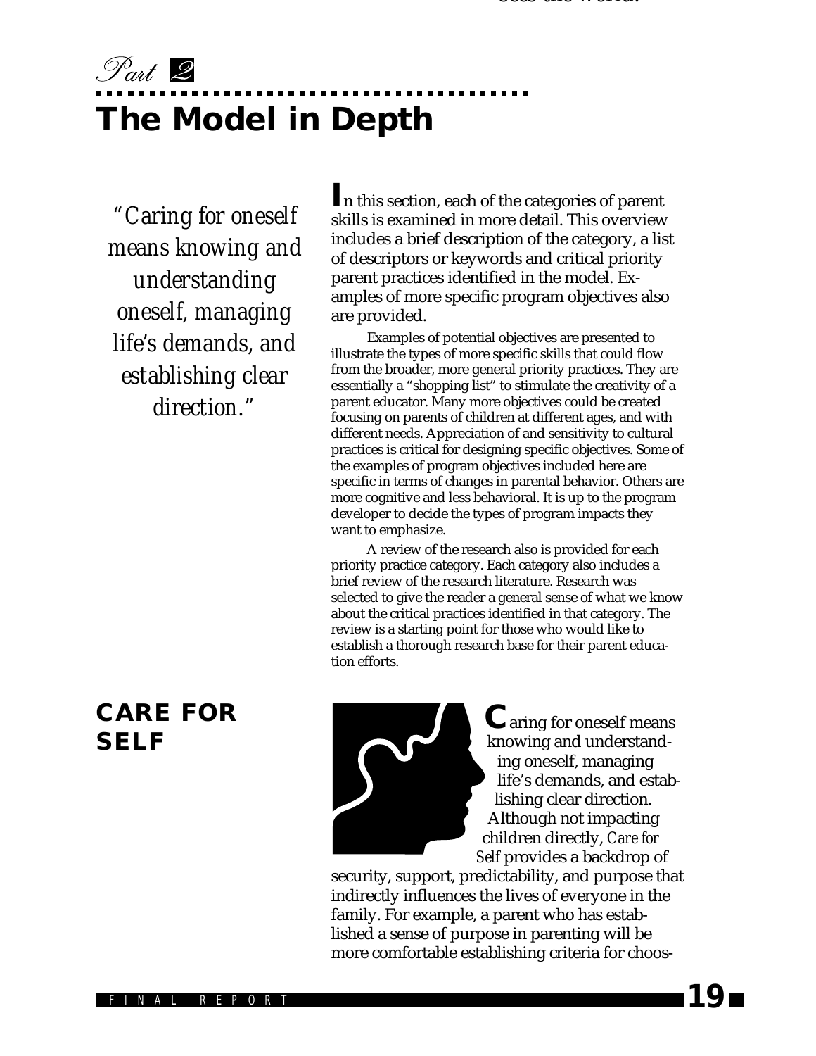*Part 2*

# The Model in Depth

*"Caring for oneself means knowing and understanding oneself, managing life's demands, and establishing clear direction."*

In this section, each of the categories of parent skills is examined in more detail. This overview includes a brief description of the category, a list of descriptors or keywords and critical priority parent practices identified in the model. Examples of more specific program objectives also are provided.

Examples of potential objectives are presented to illustrate the types of more specific skills that could flow from the broader, more general priority practices. They are essentially a "shopping list" to stimulate the creativity of a parent educator. Many more objectives could be created focusing on parents of children at different ages, and with different needs. Appreciation of and sensitivity to cultural practices is critical for designing specific objectives. Some of the examples of program objectives included here are specific in terms of changes in parental behavior. Others are more cognitive and less behavioral. It is up to the program developer to decide the types of program impacts they want to emphasize.

A review of the research also is provided for each priority practice category. Each category also includes a brief review of the research literature. Research was selected to give the reader a general sense of what we know about the critical practices identified in that category. The review is a starting point for those who would like to establish a thorough research base for their parent education efforts.

## CARE FOR SELF

Caring for oneself means knowing and understanding oneself, managing life's demands, and establishing clear direction. Although not impacting children directly, *Care for Self* provides a backdrop of security, support, predictability, and purpose that indirectly influences the lives of everyone in the family. For example, a parent who has established a sense of purpose in parenting will be more comfortable establishing criteria for choos-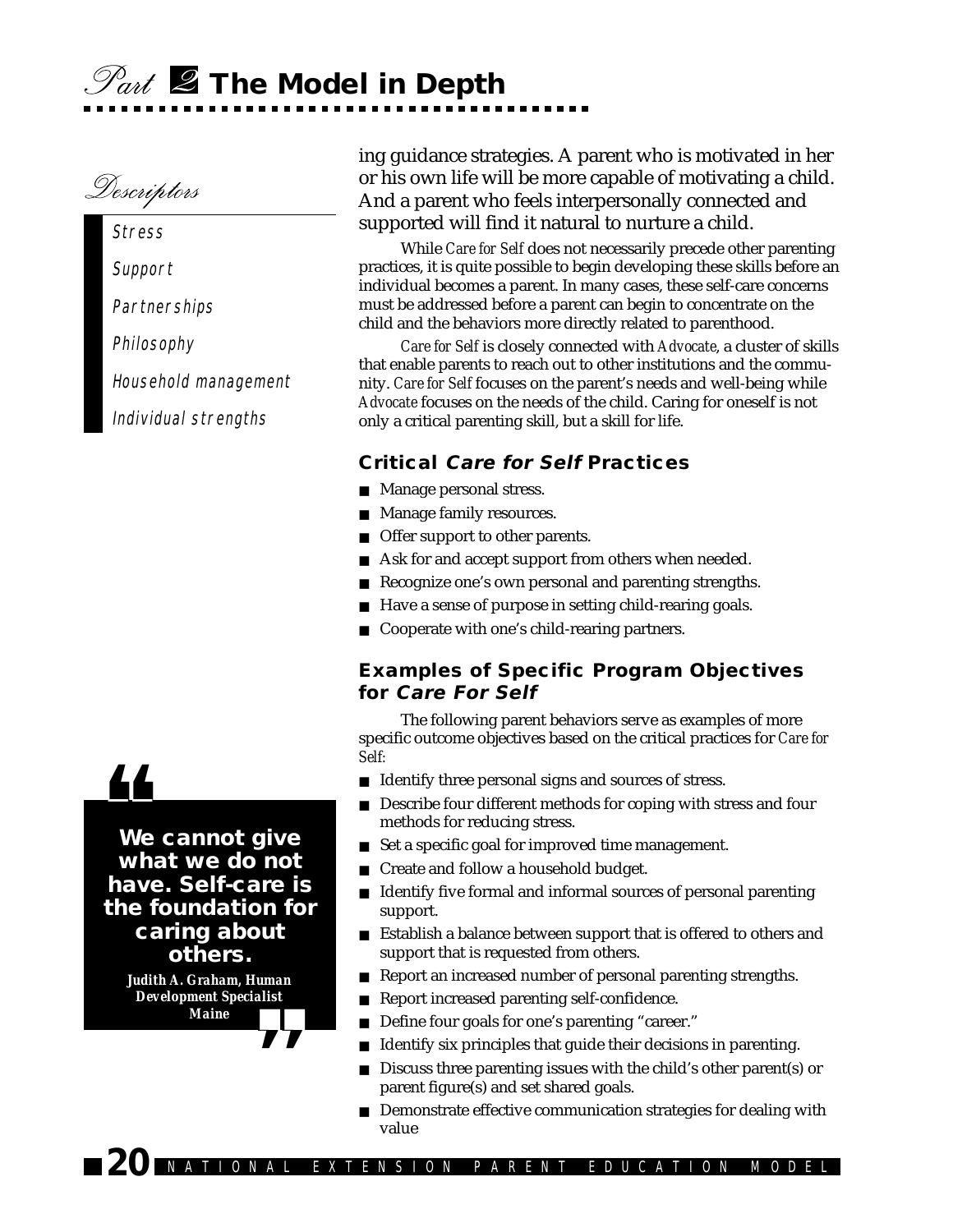*Descriptors*

Stress

Support

Partnerships

Philosophy

Household management

Individual strengths

ing guidance strategies. A parent who is motivated in her or his own life will be more capable of motivating a child. And a parent who feels interpersonally connected and supported will find it natural to nurture a child.

While *Care for Self* does not necessarily precede other parenting practices, it is quite possible to begin developing these skills before an individual becomes a parent. In many cases, these self-care concerns must be addressed before a parent can begin to concentrate on the child and the behaviors more directly related to parenthood.

*Care for Self* is closely connected with *Advocate*, a cluster of skills that enable parents to reach out to other institutions and the community. *Care for Self* focuses on the parent's needs and well-being while *Advocate* focuses on the needs of the child. Caring for oneself is not only a critical parenting skill, but a skill for life.

### Critical *Care for Self* Practices

- Manage personal stress.
- Manage family resources.
- Offer support to other parents.
- Ask for and accept support from others when needed.
- Recognize one's own personal and parenting strengths.
- Have a sense of purpose in setting child-rearing goals.
- Cooperate with one's child-rearing partners.

### Examples of Specific Program Objectives for *Care For Self*

The following parent behaviors serve as examples of more specific outcome objectives based on the critical practices for *Care for Self*:

- Identify three personal signs and sources of stress.
- Describe four different methods for coping with stress and four methods for reducing stress.
- Set a specific goal for improved time management.
- Create and follow a household budget.
- Identify five formal and informal sources of personal parenting support.
- Establish a balance between support that is offered to others and support that is requested from others.
- Report an increased number of personal parenting strengths.
- Report increased parenting self-confidence.
- Define four goals for one's parenting "career."
- Identify six principles that guide their decisions in parenting.
- Discuss three parenting issues with the child's other parent(s) or parent figure(s) and set shared goals.
- Demonstrate effective communication strategies for dealing with value

> **"We cannot give what we do not have. Self-care is the foundation for caring about others."**
>
> *Judith A. Graham, Human Development Specialist, Maine*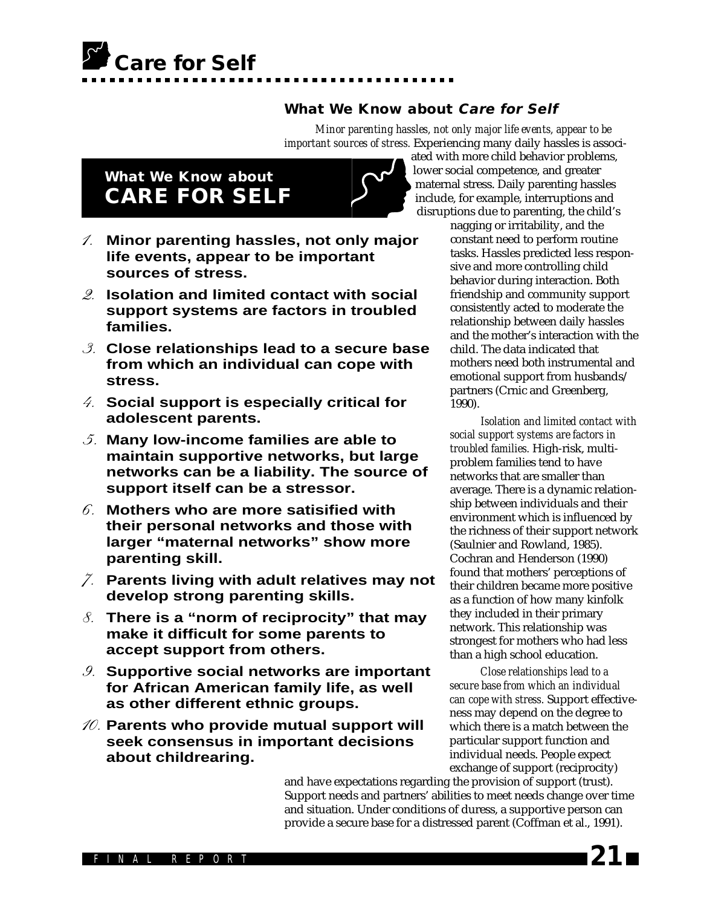# Care for Self

## What We Know about *Care for Self*

### What We Know about CARE FOR SELF

1. **Minor parenting hassles, not only major life events, appear to be important sources of stress.**
2. **Isolation and limited contact with social support systems are factors in troubled families.**
3. **Close relationships lead to a secure base from which an individual can cope with stress.**
4. **Social support is especially critical for adolescent parents.**
5. **Many low-income families are able to maintain supportive networks, but large networks can be a liability. The source of support itself can be a stressor.**
6. **Mothers who are more satisified with their personal networks and those with larger "maternal networks" show more parenting skill.**
7. **Parents living with adult relatives may not develop strong parenting skills.**
8. **There is a "norm of reciprocity" that may make it difficult for some parents to accept support from others.**
9. **Supportive social networks are important for African American family life, as well as other different ethnic groups.**
10. **Parents who provide mutual support will seek consensus in important decisions about childrearing.**

*Minor parenting hassles, not only major life events, appear to be important sources of stress.* Experiencing many daily hassles is associated with more child behavior problems, lower social competence, and greater maternal stress. Daily parenting hassles include, for example, interruptions and disruptions due to parenting, the child's nagging or irritability, and the constant need to perform routine tasks. Hassles predicted less responsive and more controlling child behavior during interaction. Both friendship and community support consistently acted to moderate the relationship between daily hassles and the mother's interaction with the child. The data indicated that mothers need both instrumental and emotional support from husbands/partners (Crnic and Greenberg, 1990).

*Isolation and limited contact with social support systems are factors in troubled families.* High-risk, multi-problem families tend to have networks that are smaller than average. There is a dynamic relationship between individuals and their environment which is influenced by the richness of their support network (Saulnier and Rowland, 1985). Cochran and Henderson (1990) found that mothers' perceptions of their children became more positive as a function of how many kinfolk they included in their primary network. This relationship was strongest for mothers who had less than a high school education.

*Close relationships lead to a secure base from which an individual can cope with stress.* Support effectiveness may depend on the degree to which there is a match between the particular support function and individual needs. People expect exchange of support (reciprocity) and have expectations regarding the provision of support (trust). Support needs and partners' abilities to meet needs change over time and situation. Under conditions of duress, a supportive person can provide a secure base for a distressed parent (Coffman et al., 1991).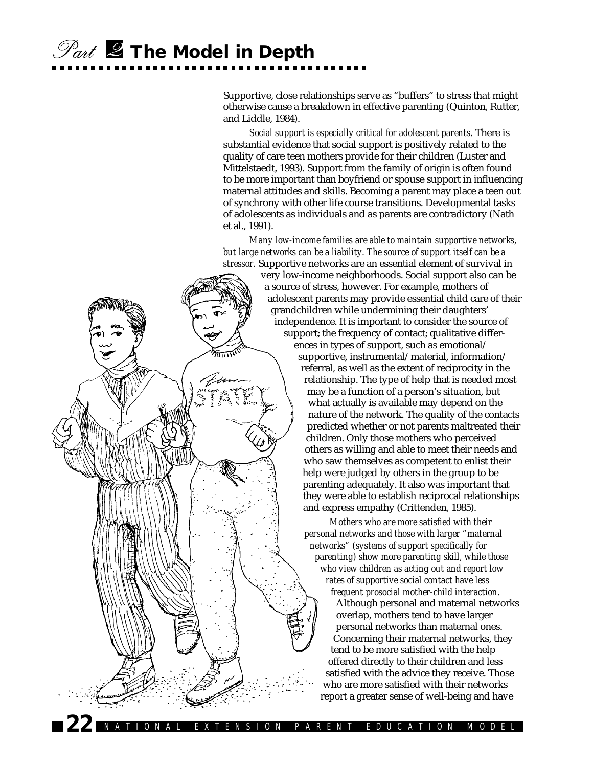Supportive, close relationships serve as “buffers” to stress that might otherwise cause a breakdown in effective parenting (Quinton, Rutter, and Liddle, 1984).

*Social support is especially critical for adolescent parents.* There is substantial evidence that social support is positively related to the quality of care teen mothers provide for their children (Luster and Mittelstaedt, 1993). Support from the family of origin is often found to be more important than boyfriend or spouse support in influencing maternal attitudes and skills. Becoming a parent may place a teen out of synchrony with other life course transitions. Developmental tasks of adolescents as individuals and as parents are contradictory (Nath et al., 1991).

*Many low-income families are able to maintain supportive networks, but large networks can be a liability. The source of support itself can be a stressor.* Supportive networks are an essential element of survival in very low-income neighborhoods. Social support also can be a source of stress, however. For example, mothers of adolescent parents may provide essential child care of their grandchildren while undermining their daughters' independence. It is important to consider the source of support; the frequency of contact; qualitative differences in types of support, such as emotional/supportive, instrumental/material, information/referral, as well as the extent of reciprocity in the relationship. The type of help that is needed most may be a function of a person's situation, but what actually is available may depend on the nature of the network. The quality of the contacts predicted whether or not parents maltreated their children. Only those mothers who perceived others as willing and able to meet their needs and who saw themselves as competent to enlist their help were judged by others in the group to be parenting adequately. It also was important that they were able to establish reciprocal relationships and express empathy (Crittenden, 1985).

*Mothers who are more satisfied with their personal networks and those with larger “maternal networks” (systems of support specifically for parenting) show more parenting skill, while those who view children as acting out and report low rates of supportive social contact have less frequent prosocial mother-child interaction.* Although personal and maternal networks overlap, mothers tend to have larger personal networks than maternal ones. Concerning their maternal networks, they tend to be more satisfied with the help offered directly to their children and less satisfied with the advice they receive. Those who are more satisfied with their networks report a greater sense of well-being and have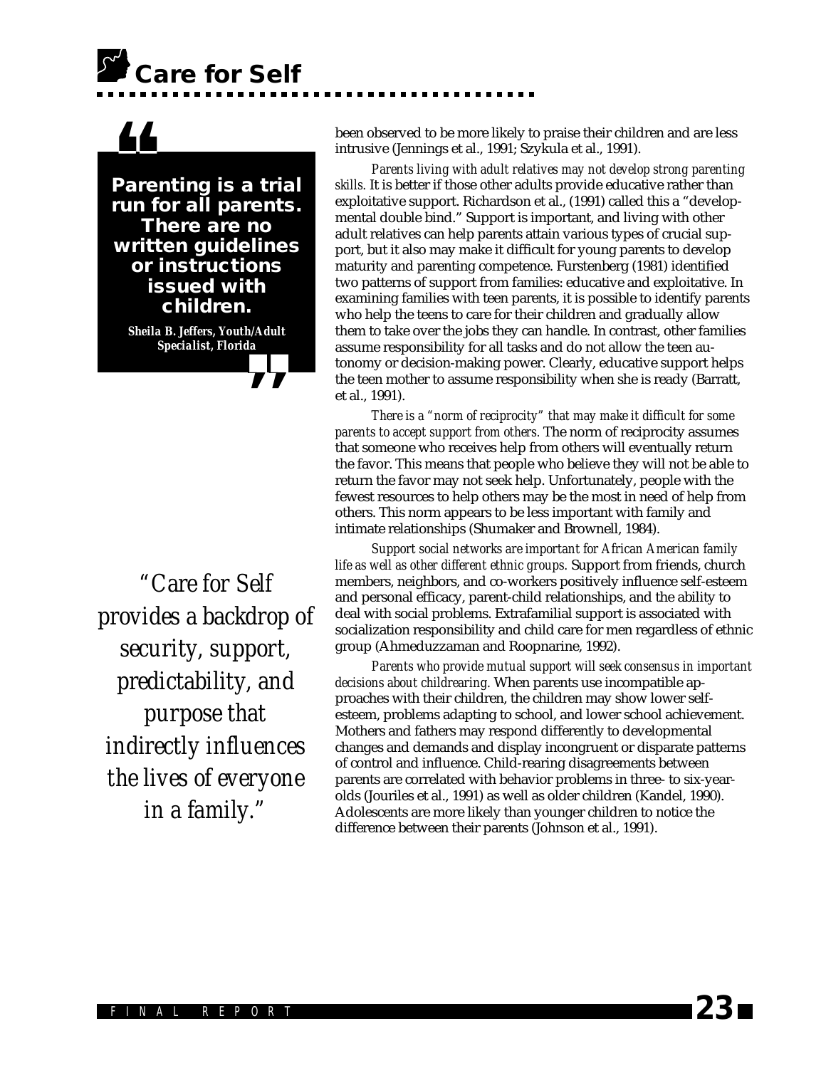# Care for Self

> **Parenting is a trial run for all parents. There are no written guidelines or instructions issued with children.**
>
> ***Sheila B. Jeffers, Youth/Adult Specialist, Florida***

been observed to be more likely to praise their children and are less intrusive (Jennings et al., 1991; Szykula et al., 1991).

*Parents living with adult relatives may not develop strong parenting skills.* It is better if those other adults provide educative rather than exploitative support. Richardson et al., (1991) called this a "developmental double bind." Support is important, and living with other adult relatives can help parents attain various types of crucial support, but it also may make it difficult for young parents to develop maturity and parenting competence. Furstenberg (1981) identified two patterns of support from families: educative and exploitative. In examining families with teen parents, it is possible to identify parents who help the teens to care for their children and gradually allow them to take over the jobs they can handle. In contrast, other families assume responsibility for all tasks and do not allow the teen autonomy or decision-making power. Clearly, educative support helps the teen mother to assume responsibility when she is ready (Barratt, et al., 1991).

*There is a "norm of reciprocity" that may make it difficult for some parents to accept support from others.* The norm of reciprocity assumes that someone who receives help from others will eventually return the favor. This means that people who believe they will not be able to return the favor may not seek help. Unfortunately, people with the fewest resources to help others may be the most in need of help from others. This norm appears to be less important with family and intimate relationships (Shumaker and Brownell, 1984).

*Support social networks are important for African American family life as well as other different ethnic groups.* Support from friends, church members, neighbors, and co-workers positively influence self-esteem and personal efficacy, parent-child relationships, and the ability to deal with social problems. Extrafamilial support is associated with socialization responsibility and child care for men regardless of ethnic group (Ahmeduzzaman and Roopnarine, 1992).

*"Care for Self provides a backdrop of security, support, predictability, and purpose that indirectly influences the lives of everyone in a family."*

*Parents who provide mutual support will seek consensus in important decisions about childrearing.* When parents use incompatible approaches with their children, the children may show lower self-esteem, problems adapting to school, and lower school achievement. Mothers and fathers may respond differently to developmental changes and demands and display incongruent or disparate patterns of control and influence. Child-rearing disagreements between parents are correlated with behavior problems in three- to six-year-olds (Jouriles et al., 1991) as well as older children (Kandel, 1990). Adolescents are more likely than younger children to notice the difference between their parents (Johnson et al., 1991).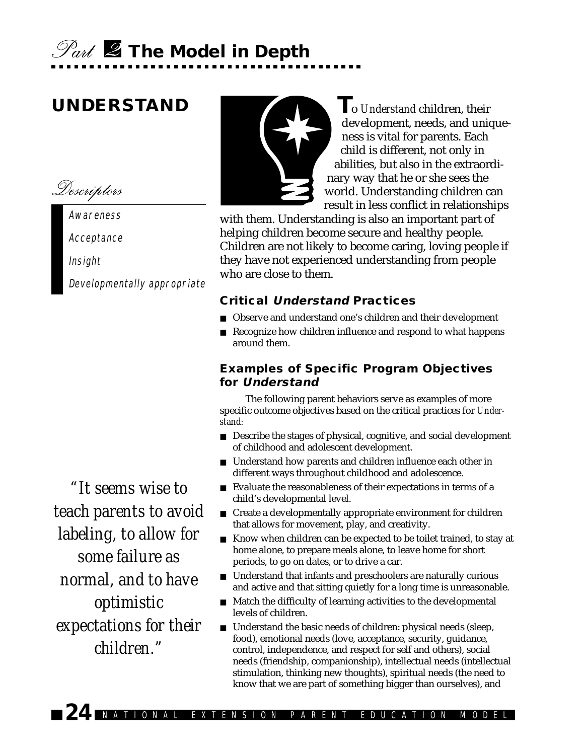## UNDERSTAND

*Descriptors*

- Awareness
- Acceptance
- Insight
- Developmentally appropriate

To *Understand* children, their development, needs, and uniqueness is vital for parents. Each child is different, not only in abilities, but also in the extraordinary way that he or she sees the world. Understanding children can result in less conflict in relationships with them. Understanding is also an important part of helping children become secure and healthy people. Children are not likely to become caring, loving people if they have not experienced understanding from people who are close to them.

### Critical *Understand* Practices

- Observe and understand one's children and their development
- Recognize how children influence and respond to what happens around them.

### Examples of Specific Program Objectives for *Understand*

The following parent behaviors serve as examples of more specific outcome objectives based on the critical practices for *Understand:*

- Describe the stages of physical, cognitive, and social development of childhood and adolescent development.
- Understand how parents and children influence each other in different ways throughout childhood and adolescence.
- Evaluate the reasonableness of their expectations in terms of a child's developmental level.
- Create a developmentally appropriate environment for children that allows for movement, play, and creativity.
- Know when children can be expected to be toilet trained, to stay at home alone, to prepare meals alone, to leave home for short periods, to go on dates, or to drive a car.
- Understand that infants and preschoolers are naturally curious and active and that sitting quietly for a long time is unreasonable.
- Match the difficulty of learning activities to the developmental levels of children.
- Understand the basic needs of children: physical needs (sleep, food), emotional needs (love, acceptance, security, guidance, control, independence, and respect for self and others), social needs (friendship, companionship), intellectual needs (intellectual stimulation, thinking new thoughts), spiritual needs (the need to know that we are part of something bigger than ourselves), and

*"It seems wise to teach parents to avoid labeling, to allow for some failure as normal, and to have optimistic expectations for their children."*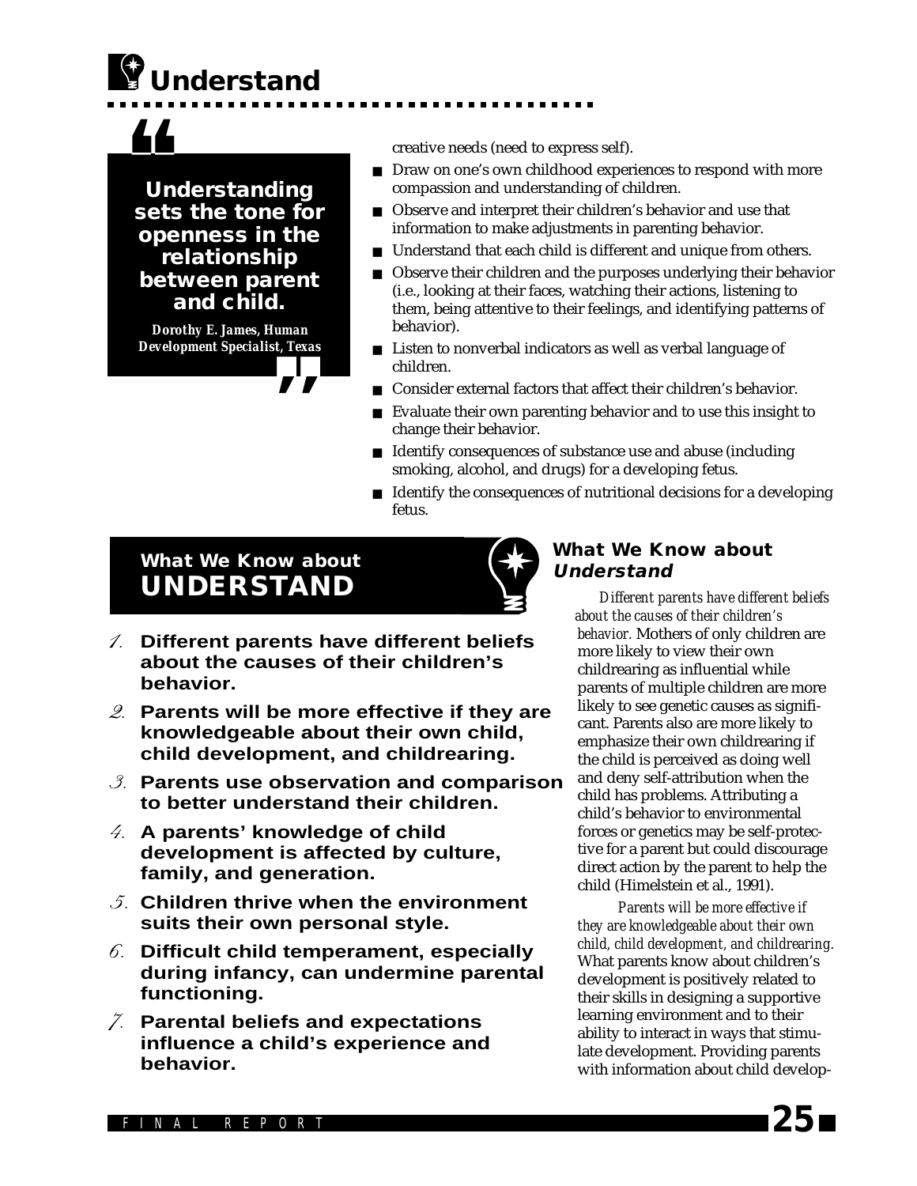# Understand

> **Understanding sets the tone for openness in the relationship between parent and child.**
>
> *Dorothy E. James, Human Development Specialist, Texas*

creative needs (need to express self).

- Draw on one's own childhood experiences to respond with more compassion and understanding of children.
- Observe and interpret their children's behavior and use that information to make adjustments in parenting behavior.
- Understand that each child is different and unique from others.
- Observe their children and the purposes underlying their behavior (i.e., looking at their faces, watching their actions, listening to them, being attentive to their feelings, and identifying patterns of behavior).
- Listen to nonverbal indicators as well as verbal language of children.
- Consider external factors that affect their children's behavior.
- Evaluate their own parenting behavior and to use this insight to change their behavior.
- Identify consequences of substance use and abuse (including smoking, alcohol, and drugs) for a developing fetus.
- Identify the consequences of nutritional decisions for a developing fetus.

## What We Know about UNDERSTAND

1. **Different parents have different beliefs about the causes of their children's behavior.**
2. **Parents will be more effective if they are knowledgeable about their own child, child development, and childrearing.**
3. **Parents use observation and comparison to better understand their children.**
4. **A parents' knowledge of child development is affected by culture, family, and generation.**
5. **Children thrive when the environment suits their own personal style.**
6. **Difficult child temperament, especially during infancy, can undermine parental functioning.**
7. **Parental beliefs and expectations influence a child's experience and behavior.**

### What We Know about *Understand*

*Different parents have different beliefs about the causes of their children's behavior.* Mothers of only children are more likely to view their own childrearing as influential while parents of multiple children are more likely to see genetic causes as significant. Parents also are more likely to emphasize their own childrearing if the child is perceived as doing well and deny self-attribution when the child has problems. Attributing a child's behavior to environmental forces or genetics may be self-protective for a parent but could discourage direct action by the parent to help the child (Himelstein et al., 1991).

*Parents will be more effective if they are knowledgeable about their own child, child development, and childrearing.* What parents know about children's development is positively related to their skills in designing a supportive learning environment and to their ability to interact in ways that stimulate development. Providing parents with information about child develop-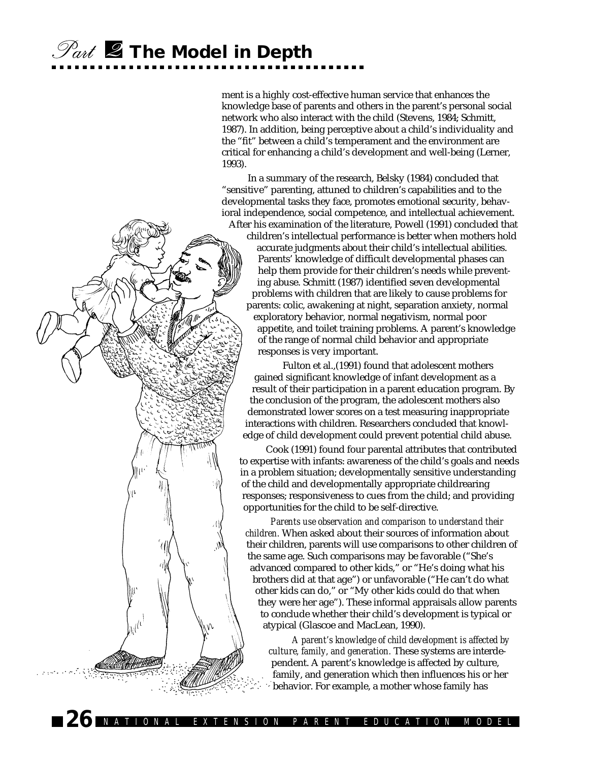ment is a highly cost-effective human service that enhances the knowledge base of parents and others in the parent's personal social network who also interact with the child (Stevens, 1984; Schmitt, 1987). In addition, being perceptive about a child's individuality and the "fit" between a child's temperament and the environment are critical for enhancing a child's development and well-being (Lerner, 1993).

In a summary of the research, Belsky (1984) concluded that "sensitive" parenting, attuned to children's capabilities and to the developmental tasks they face, promotes emotional security, behavioral independence, social competence, and intellectual achievement. After his examination of the literature, Powell (1991) concluded that children's intellectual performance is better when mothers hold accurate judgments about their child's intellectual abilities. Parents' knowledge of difficult developmental phases can help them provide for their children's needs while preventing abuse. Schmitt (1987) identified seven developmental problems with children that are likely to cause problems for parents: colic, awakening at night, separation anxiety, normal exploratory behavior, normal negativism, normal poor appetite, and toilet training problems. A parent's knowledge of the range of normal child behavior and appropriate responses is very important.

Fulton et al.,(1991) found that adolescent mothers gained significant knowledge of infant development as a result of their participation in a parent education program. By the conclusion of the program, the adolescent mothers also demonstrated lower scores on a test measuring inappropriate interactions with children. Researchers concluded that knowledge of child development could prevent potential child abuse.

Cook (1991) found four parental attributes that contributed to expertise with infants: awareness of the child's goals and needs in a problem situation; developmentally sensitive understanding of the child and developmentally appropriate childrearing responses; responsiveness to cues from the child; and providing opportunities for the child to be self-directive.

*Parents use observation and comparison to understand their children.* When asked about their sources of information about their children, parents will use comparisons to other children of the same age. Such comparisons may be favorable ("She's advanced compared to other kids," or "He's doing what his brothers did at that age") or unfavorable ("He can't do what other kids can do," or "My other kids could do that when they were her age"). These informal appraisals allow parents to conclude whether their child's development is typical or atypical (Glascoe and MacLean, 1990).

*A parent's knowledge of child development is affected by culture, family, and generation.* These systems are interdependent. A parent's knowledge is affected by culture, family, and generation which then influences his or her behavior. For example, a mother whose family has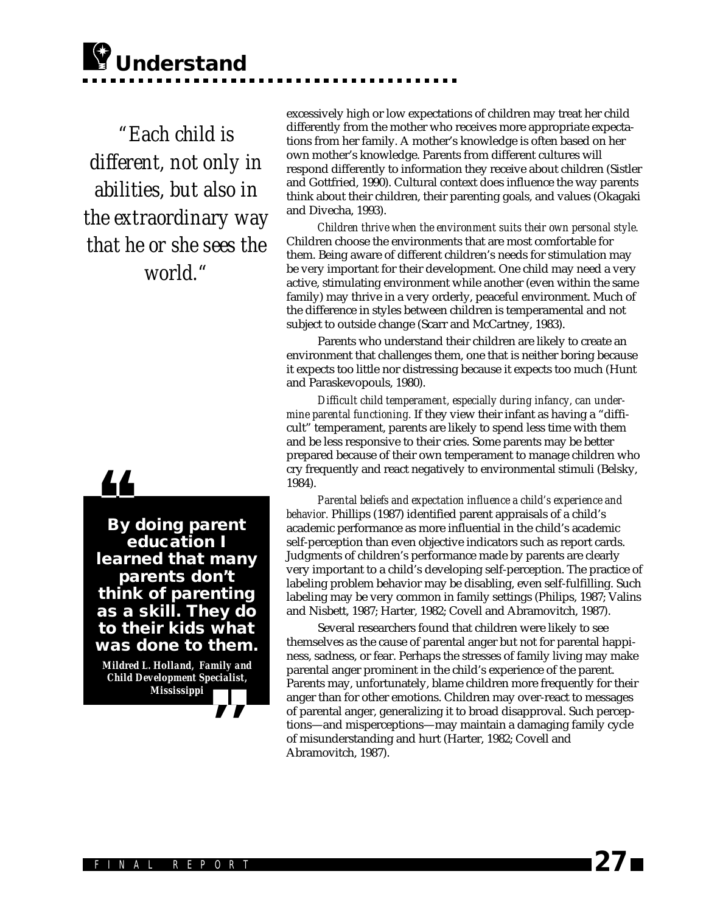# Understand

*"Each child is different, not only in abilities, but also in the extraordinary way that he or she sees the world."*

> **By doing parent education I learned that many parents don't think of parenting as a skill. They do to their kids what was done to them.**
>
> ***Mildred L. Holland, Family and Child Development Specialist, Mississippi***

excessively high or low expectations of children may treat her child differently from the mother who receives more appropriate expectations from her family. A mother's knowledge is often based on her own mother's knowledge. Parents from different cultures will respond differently to information they receive about children (Sistler and Gottfried, 1990). Cultural context does influence the way parents think about their children, their parenting goals, and values (Okagaki and Divecha, 1993).

*Children thrive when the environment suits their own personal style.* Children choose the environments that are most comfortable for them. Being aware of different children's needs for stimulation may be very important for their development. One child may need a very active, stimulating environment while another (even within the same family) may thrive in a very orderly, peaceful environment. Much of the difference in styles between children is temperamental and not subject to outside change (Scarr and McCartney, 1983).

Parents who understand their children are likely to create an environment that challenges them, one that is neither boring because it expects too little nor distressing because it expects too much (Hunt and Paraskevopouls, 1980).

*Difficult child temperament, especially during infancy, can undermine parental functioning.* If they view their infant as having a "difficult" temperament, parents are likely to spend less time with them and be less responsive to their cries. Some parents may be better prepared because of their own temperament to manage children who cry frequently and react negatively to environmental stimuli (Belsky, 1984).

*Parental beliefs and expectation influence a child's experience and behavior.* Phillips (1987) identified parent appraisals of a child's academic performance as more influential in the child's academic self-perception than even objective indicators such as report cards. Judgments of children's performance made by parents are clearly very important to a child's developing self-perception. The practice of labeling problem behavior may be disabling, even self-fulfilling. Such labeling may be very common in family settings (Philips, 1987; Valins and Nisbett, 1987; Harter, 1982; Covell and Abramovitch, 1987).

Several researchers found that children were likely to see themselves as the cause of parental anger but not for parental happiness, sadness, or fear. Perhaps the stresses of family living may make parental anger prominent in the child's experience of the parent. Parents may, unfortunately, blame children more frequently for their anger than for other emotions. Children may over-react to messages of parental anger, generalizing it to broad disapproval. Such perceptions—and misperceptions—may maintain a damaging family cycle of misunderstanding and hurt (Harter, 1982; Covell and Abramovitch, 1987).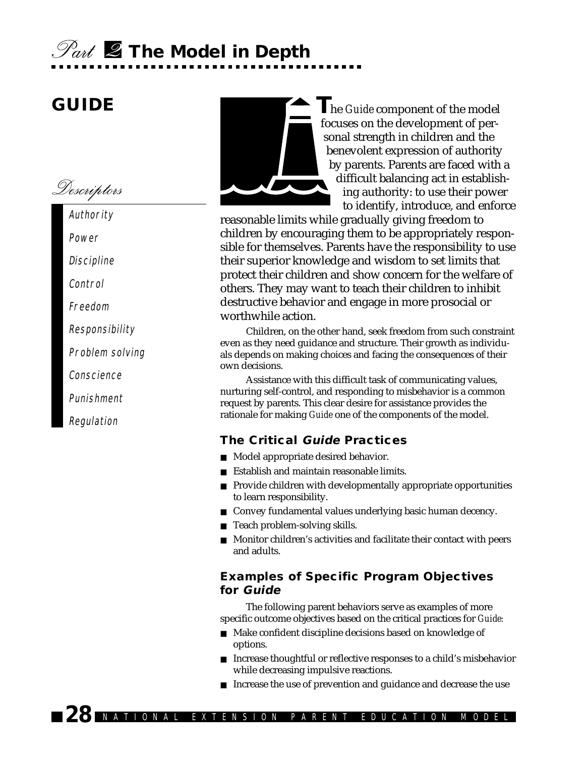# Part 2 The Model in Depth

## GUIDE

*Descriptors*

- Authority
- Power
- Discipline
- Control
- Freedom
- Responsibility
- Problem solving
- Conscience
- Punishment
- Regulation

The *Guide* component of the model focuses on the development of personal strength in children and the benevolent expression of authority by parents. Parents are faced with a difficult balancing act in establishing authority: to use their power to identify, introduce, and enforce reasonable limits while gradually giving freedom to children by encouraging them to be appropriately responsible for themselves. Parents have the responsibility to use their superior knowledge and wisdom to set limits that protect their children and show concern for the welfare of others. They may want to teach their children to inhibit destructive behavior and engage in more prosocial or worthwhile action.

Children, on the other hand, seek freedom from such constraint even as they need guidance and structure. Their growth as individuals depends on making choices and facing the consequences of their own decisions.

Assistance with this difficult task of communicating values, nurturing self-control, and responding to misbehavior is a common request by parents. This clear desire for assistance provides the rationale for making *Guide* one of the components of the model.

### The Critical *Guide* Practices

- Model appropriate desired behavior.
- Establish and maintain reasonable limits.
- Provide children with developmentally appropriate opportunities to learn responsibility.
- Convey fundamental values underlying basic human decency.
- Teach problem-solving skills.
- Monitor children's activities and facilitate their contact with peers and adults.

### Examples of Specific Program Objectives for *Guide*

The following parent behaviors serve as examples of more specific outcome objectives based on the critical practices for *Guide*:

- Make confident discipline decisions based on knowledge of options.
- Increase thoughtful or reflective responses to a child's misbehavior while decreasing impulsive reactions.
- Increase the use of prevention and guidance and decrease the use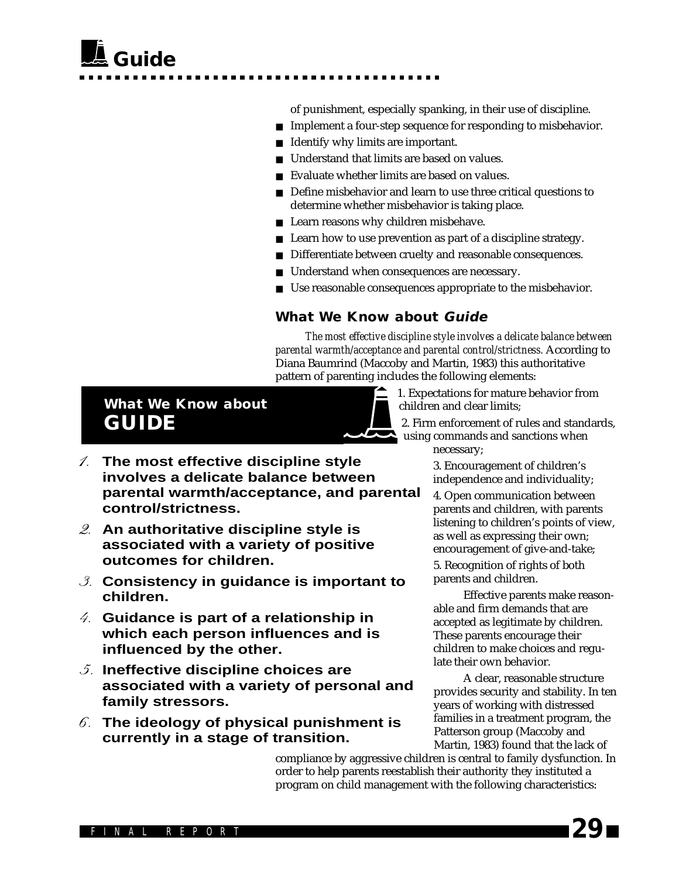of punishment, especially spanking, in their use of discipline.

- Implement a four-step sequence for responding to misbehavior.
- Identify why limits are important.
- Understand that limits are based on values.
- Evaluate whether limits are based on values.
- Define misbehavior and learn to use three critical questions to determine whether misbehavior is taking place.
- Learn reasons why children misbehave.
- Learn how to use prevention as part of a discipline strategy.
- Differentiate between cruelty and reasonable consequences.
- Understand when consequences are necessary.
- Use reasonable consequences appropriate to the misbehavior.

### What We Know about *Guide*

*The most effective discipline style involves a delicate balance between parental warmth/acceptance and parental control/strictness.* According to Diana Baumrind (Maccoby and Martin, 1983) this authoritative pattern of parenting includes the following elements:

1. Expectations for mature behavior from children and clear limits;
2. Firm enforcement of rules and standards, using commands and sanctions when necessary;
3. Encouragement of children's independence and individuality;
4. Open communication between parents and children, with parents listening to children's points of view, as well as expressing their own; encouragement of give-and-take;
5. Recognition of rights of both parents and children.

Effective parents make reasonable and firm demands that are accepted as legitimate by children. These parents encourage their children to make choices and regulate their own behavior.

A clear, reasonable structure provides security and stability. In ten years of working with distressed families in a treatment program, the Patterson group (Maccoby and Martin, 1983) found that the lack of compliance by aggressive children is central to family dysfunction. In order to help parents reestablish their authority they instituted a program on child management with the following characteristics:

## What We Know about GUIDE

1. **The most effective discipline style involves a delicate balance between parental warmth/acceptance, and parental control/strictness.**
2. **An authoritative discipline style is associated with a variety of positive outcomes for children.**
3. **Consistency in guidance is important to children.**
4. **Guidance is part of a relationship in which each person influences and is influenced by the other.**
5. **Ineffective discipline choices are associated with a variety of personal and family stressors.**
6. **The ideology of physical punishment is currently in a stage of transition.**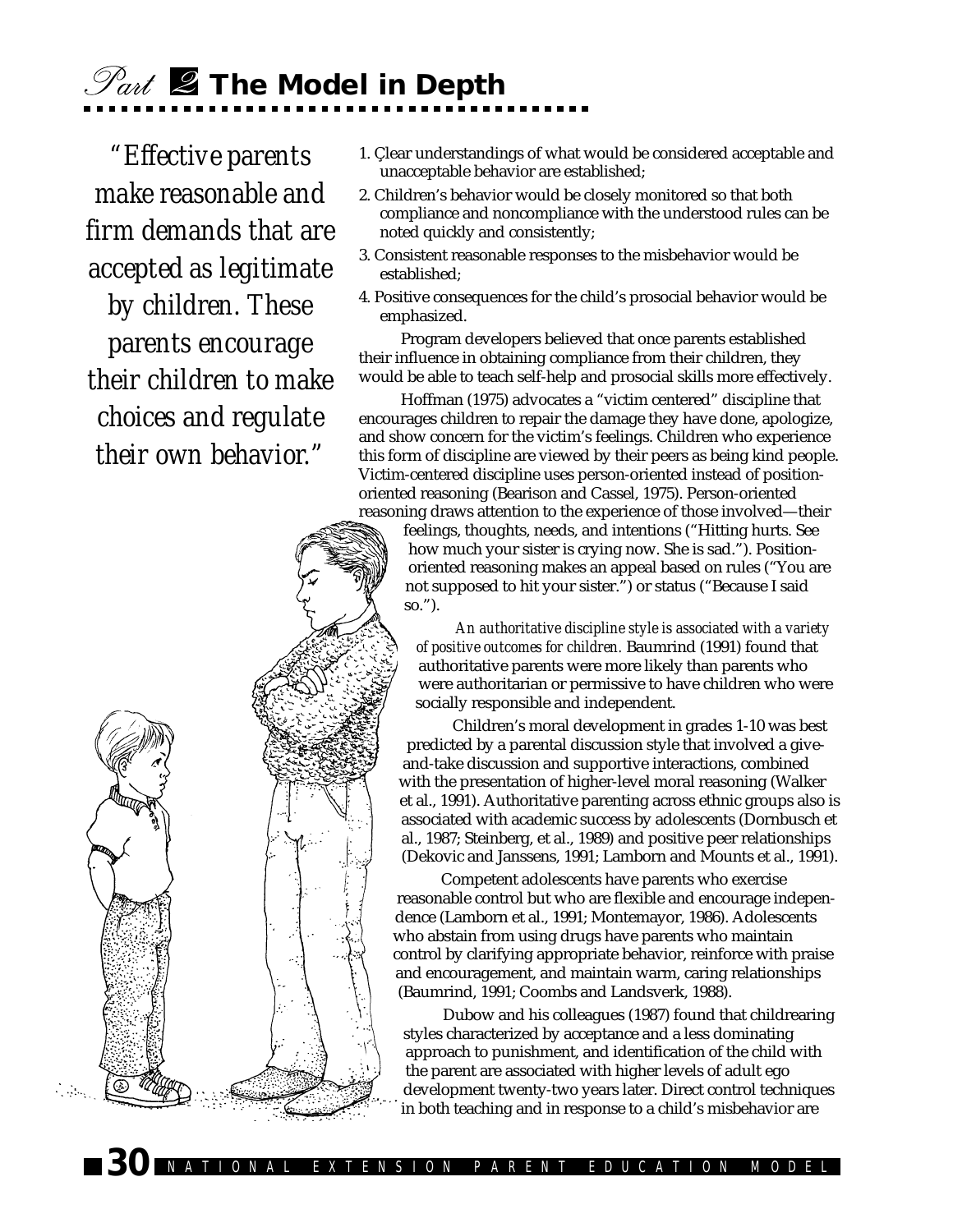# Part 2 The Model in Depth

*"Effective parents make reasonable and firm demands that are accepted as legitimate by children. These parents encourage their children to make choices and regulate their own behavior."*

1. Clear understandings of what would be considered acceptable and unacceptable behavior are established;
2. Children's behavior would be closely monitored so that both compliance and noncompliance with the understood rules can be noted quickly and consistently;
3. Consistent reasonable responses to the misbehavior would be established;
4. Positive consequences for the child's prosocial behavior would be emphasized.

Program developers believed that once parents established their influence in obtaining compliance from their children, they would be able to teach self-help and prosocial skills more effectively.

Hoffman (1975) advocates a "victim centered" discipline that encourages children to repair the damage they have done, apologize, and show concern for the victim's feelings. Children who experience this form of discipline are viewed by their peers as being kind people. Victim-centered discipline uses person-oriented instead of position-oriented reasoning (Bearison and Cassel, 1975). Person-oriented reasoning draws attention to the experience of those involved—their feelings, thoughts, needs, and intentions ("Hitting hurts. See how much your sister is crying now. She is sad."). Position-oriented reasoning makes an appeal based on rules ("You are not supposed to hit your sister.") or status ("Because I said so.").

*An authoritative discipline style is associated with a variety of positive outcomes for children.* Baumrind (1991) found that authoritative parents were more likely than parents who were authoritarian or permissive to have children who were socially responsible and independent.

Children's moral development in grades 1-10 was best predicted by a parental discussion style that involved a give-and-take discussion and supportive interactions, combined with the presentation of higher-level moral reasoning (Walker et al., 1991). Authoritative parenting across ethnic groups also is associated with academic success by adolescents (Dornbusch et al., 1987; Steinberg, et al., 1989) and positive peer relationships (Dekovic and Janssens, 1991; Lamborn and Mounts et al., 1991).

Competent adolescents have parents who exercise reasonable control but who are flexible and encourage independence (Lamborn et al., 1991; Montemayor, 1986). Adolescents who abstain from using drugs have parents who maintain control by clarifying appropriate behavior, reinforce with praise and encouragement, and maintain warm, caring relationships (Baumrind, 1991; Coombs and Landsverk, 1988).

Dubow and his colleagues (1987) found that childrearing styles characterized by acceptance and a less dominating approach to punishment, and identification of the child with the parent are associated with higher levels of adult ego development twenty-two years later. Direct control techniques in both teaching and in response to a child's misbehavior are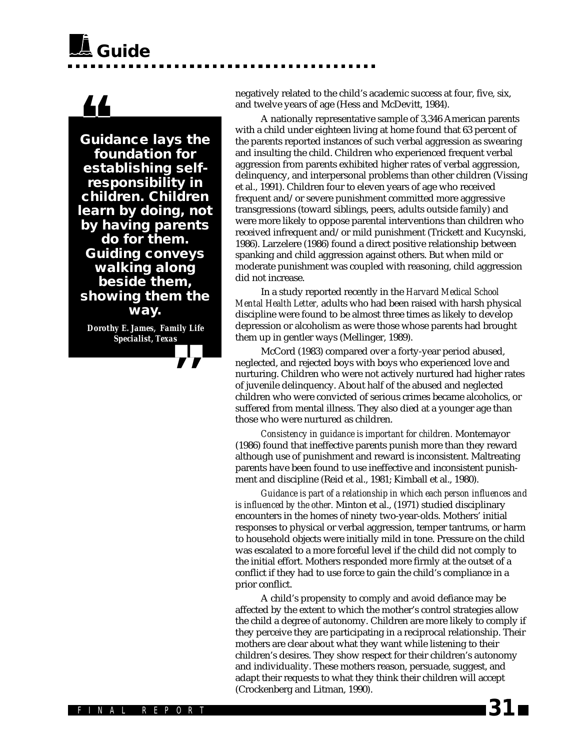> **Guidance lays the foundation for establishing self-responsibility in children. Children learn by doing, not by having parents do for them. Guiding conveys walking along beside them, showing them the way.**
>
> *Dorothy E. James, Family Life Specialist, Texas*

negatively related to the child's academic success at four, five, six, and twelve years of age (Hess and McDevitt, 1984).

A nationally representative sample of 3,346 American parents with a child under eighteen living at home found that 63 percent of the parents reported instances of such verbal aggression as swearing and insulting the child. Children who experienced frequent verbal aggression from parents exhibited higher rates of verbal aggression, delinquency, and interpersonal problems than other children (Vissing et al., 1991). Children four to eleven years of age who received frequent and/or severe punishment committed more aggressive transgressions (toward siblings, peers, adults outside family) and were more likely to oppose parental interventions than children who received infrequent and/or mild punishment (Trickett and Kucynski, 1986). Larzelere (1986) found a direct positive relationship between spanking and child aggression against others. But when mild or moderate punishment was coupled with reasoning, child aggression did not increase.

In a study reported recently in the *Harvard Medical School Mental Health Letter,* adults who had been raised with harsh physical discipline were found to be almost three times as likely to develop depression or alcoholism as were those whose parents had brought them up in gentler ways (Mellinger, 1989).

McCord (1983) compared over a forty-year period abused, neglected, and rejected boys with boys who experienced love and nurturing. Children who were not actively nurtured had higher rates of juvenile delinquency. About half of the abused and neglected children who were convicted of serious crimes became alcoholics, or suffered from mental illness. They also died at a younger age than those who were nurtured as children.

*Consistency in guidance is important for children.* Montemayor (1986) found that ineffective parents punish more than they reward although use of punishment and reward is inconsistent. Maltreating parents have been found to use ineffective and inconsistent punishment and discipline (Reid et al., 1981; Kimball et al., 1980).

*Guidance is part of a relationship in which each person influences and is influenced by the other.* Minton et al., (1971) studied disciplinary encounters in the homes of ninety two-year-olds. Mothers' initial responses to physical or verbal aggression, temper tantrums, or harm to household objects were initially mild in tone. Pressure on the child was escalated to a more forceful level if the child did not comply to the initial effort. Mothers responded more firmly at the outset of a conflict if they had to use force to gain the child's compliance in a prior conflict.

A child's propensity to comply and avoid defiance may be affected by the extent to which the mother's control strategies allow the child a degree of autonomy. Children are more likely to comply if they perceive they are participating in a reciprocal relationship. Their mothers are clear about what they want while listening to their children's desires. They show respect for their children's autonomy and individuality. These mothers reason, persuade, suggest, and adapt their requests to what they think their children will accept (Crockenberg and Litman, 1990).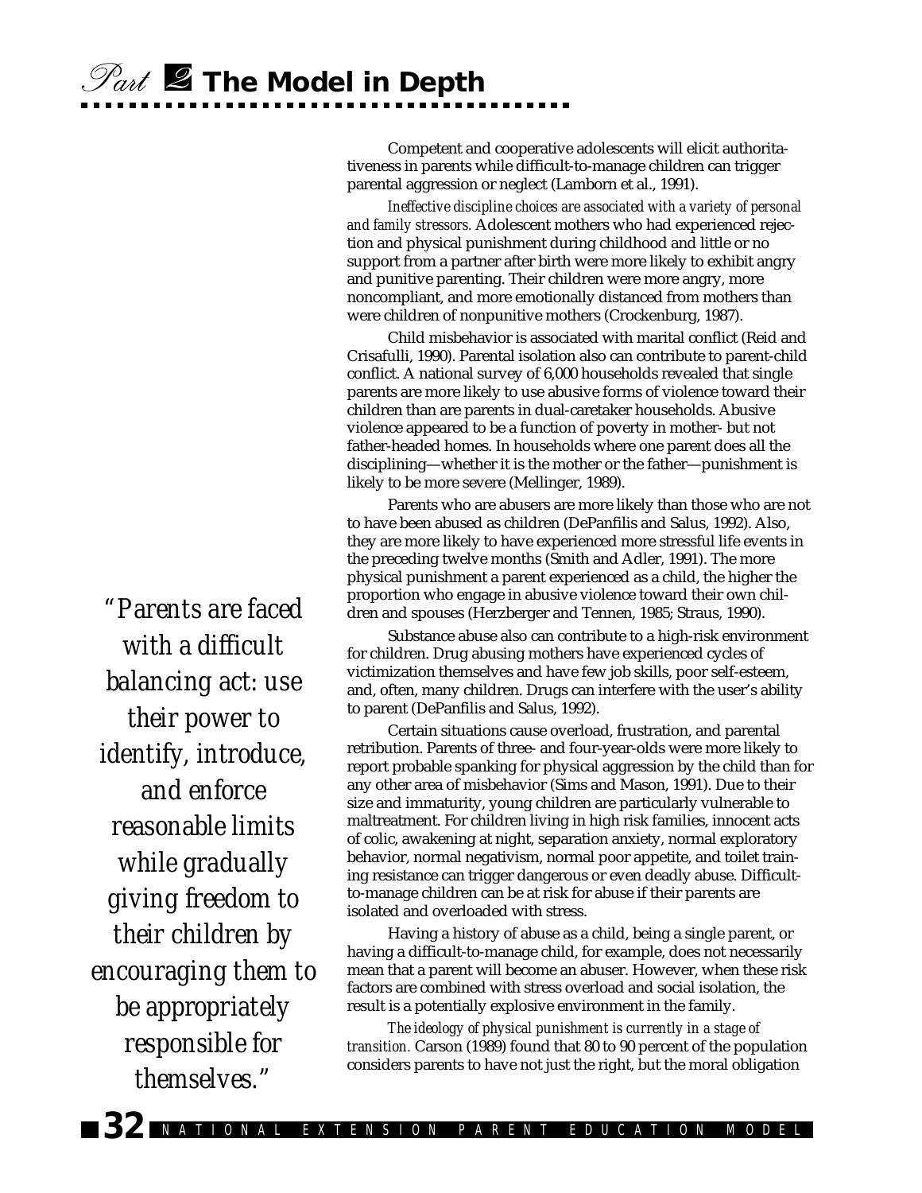Competent and cooperative adolescents will elicit authoritativeness in parents while difficult-to-manage children can trigger parental aggression or neglect (Lamborn et al., 1991).

*Ineffective discipline choices are associated with a variety of personal and family stressors.* Adolescent mothers who had experienced rejection and physical punishment during childhood and little or no support from a partner after birth were more likely to exhibit angry and punitive parenting. Their children were more angry, more noncompliant, and more emotionally distanced from mothers than were children of nonpunitive mothers (Crockenburg, 1987).

Child misbehavior is associated with marital conflict (Reid and Crisafulli, 1990). Parental isolation also can contribute to parent-child conflict. A national survey of 6,000 households revealed that single parents are more likely to use abusive forms of violence toward their children than are parents in dual-caretaker households. Abusive violence appeared to be a function of poverty in mother- but not father-headed homes. In households where one parent does all the disciplining—whether it is the mother or the father—punishment is likely to be more severe (Mellinger, 1989).

Parents who are abusers are more likely than those who are not to have been abused as children (DePanfilis and Salus, 1992). Also, they are more likely to have experienced more stressful life events in the preceding twelve months (Smith and Adler, 1991). The more physical punishment a parent experienced as a child, the higher the proportion who engage in abusive violence toward their own children and spouses (Herzberger and Tennen, 1985; Straus, 1990).

> *"Parents are faced with a difficult balancing act: use their power to identify, introduce, and enforce reasonable limits while gradually giving freedom to their children by encouraging them to be appropriately responsible for themselves."*

Substance abuse also can contribute to a high-risk environment for children. Drug abusing mothers have experienced cycles of victimization themselves and have few job skills, poor self-esteem, and, often, many children. Drugs can interfere with the user's ability to parent (DePanfilis and Salus, 1992).

Certain situations cause overload, frustration, and parental retribution. Parents of three- and four-year-olds were more likely to report probable spanking for physical aggression by the child than for any other area of misbehavior (Sims and Mason, 1991). Due to their size and immaturity, young children are particularly vulnerable to maltreatment. For children living in high risk families, innocent acts of colic, awakening at night, separation anxiety, normal exploratory behavior, normal negativism, normal poor appetite, and toilet training resistance can trigger dangerous or even deadly abuse. Difficult-to-manage children can be at risk for abuse if their parents are isolated and overloaded with stress.

Having a history of abuse as a child, being a single parent, or having a difficult-to-manage child, for example, does not necessarily mean that a parent will become an abuser. However, when these risk factors are combined with stress overload and social isolation, the result is a potentially explosive environment in the family.

*The ideology of physical punishment is currently in a stage of transition.* Carson (1989) found that 80 to 90 percent of the population considers parents to have not just the right, but the moral obligation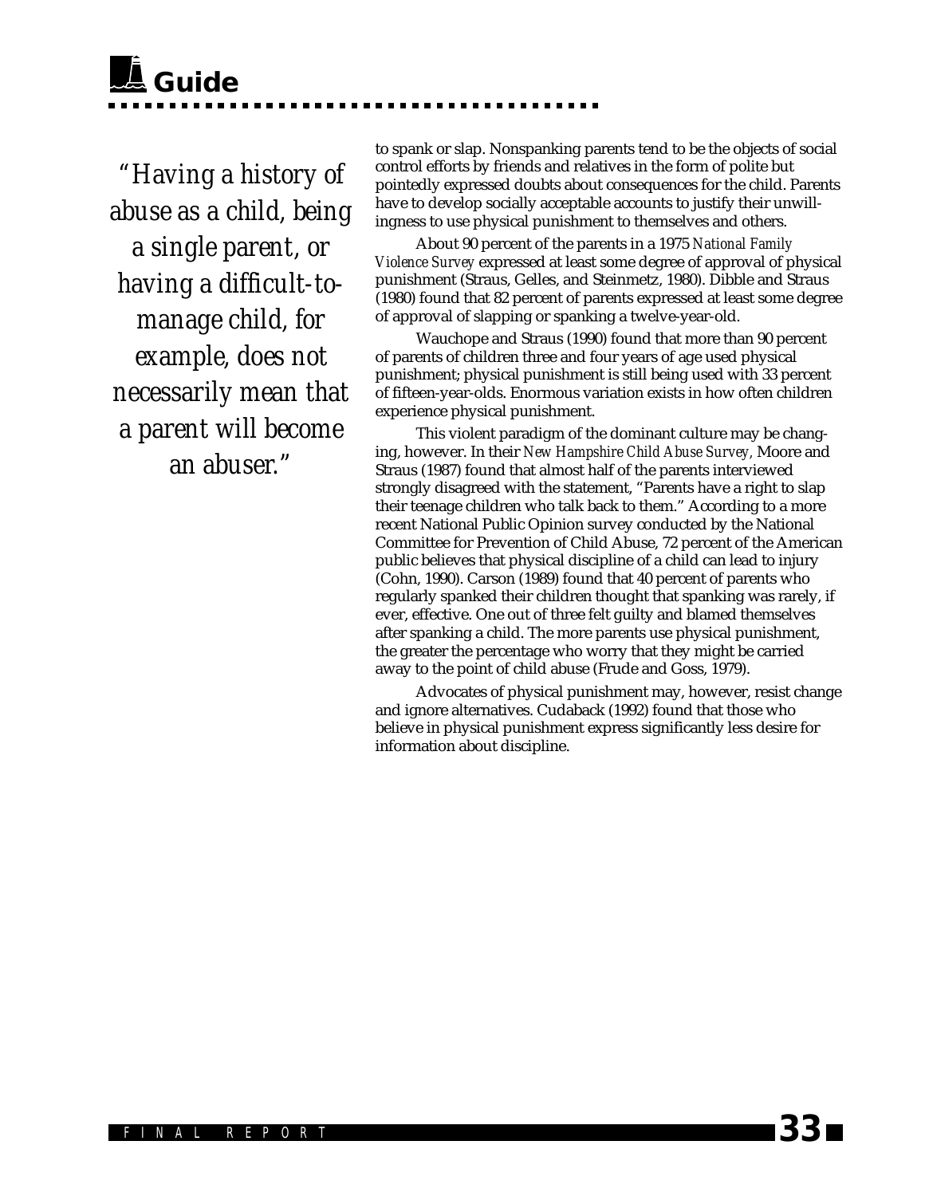*"Having a history of abuse as a child, being a single parent, or having a difficult-to-manage child, for example, does not necessarily mean that a parent will become an abuser."*

to spank or slap. Nonspanking parents tend to be the objects of social control efforts by friends and relatives in the form of polite but pointedly expressed doubts about consequences for the child. Parents have to develop socially acceptable accounts to justify their unwillingness to use physical punishment to themselves and others.

About 90 percent of the parents in a 1975 *National Family Violence Survey* expressed at least some degree of approval of physical punishment (Straus, Gelles, and Steinmetz, 1980). Dibble and Straus (1980) found that 82 percent of parents expressed at least some degree of approval of slapping or spanking a twelve-year-old.

Wauchope and Straus (1990) found that more than 90 percent of parents of children three and four years of age used physical punishment; physical punishment is still being used with 33 percent of fifteen-year-olds. Enormous variation exists in how often children experience physical punishment.

This violent paradigm of the dominant culture may be changing, however. In their *New Hampshire Child Abuse Survey,* Moore and Straus (1987) found that almost half of the parents interviewed strongly disagreed with the statement, "Parents have a right to slap their teenage children who talk back to them." According to a more recent National Public Opinion survey conducted by the National Committee for Prevention of Child Abuse, 72 percent of the American public believes that physical discipline of a child can lead to injury (Cohn, 1990). Carson (1989) found that 40 percent of parents who regularly spanked their children thought that spanking was rarely, if ever, effective. One out of three felt guilty and blamed themselves after spanking a child. The more parents use physical punishment, the greater the percentage who worry that they might be carried away to the point of child abuse (Frude and Goss, 1979).

Advocates of physical punishment may, however, resist change and ignore alternatives. Cudaback (1992) found that those who believe in physical punishment express significantly less desire for information about discipline.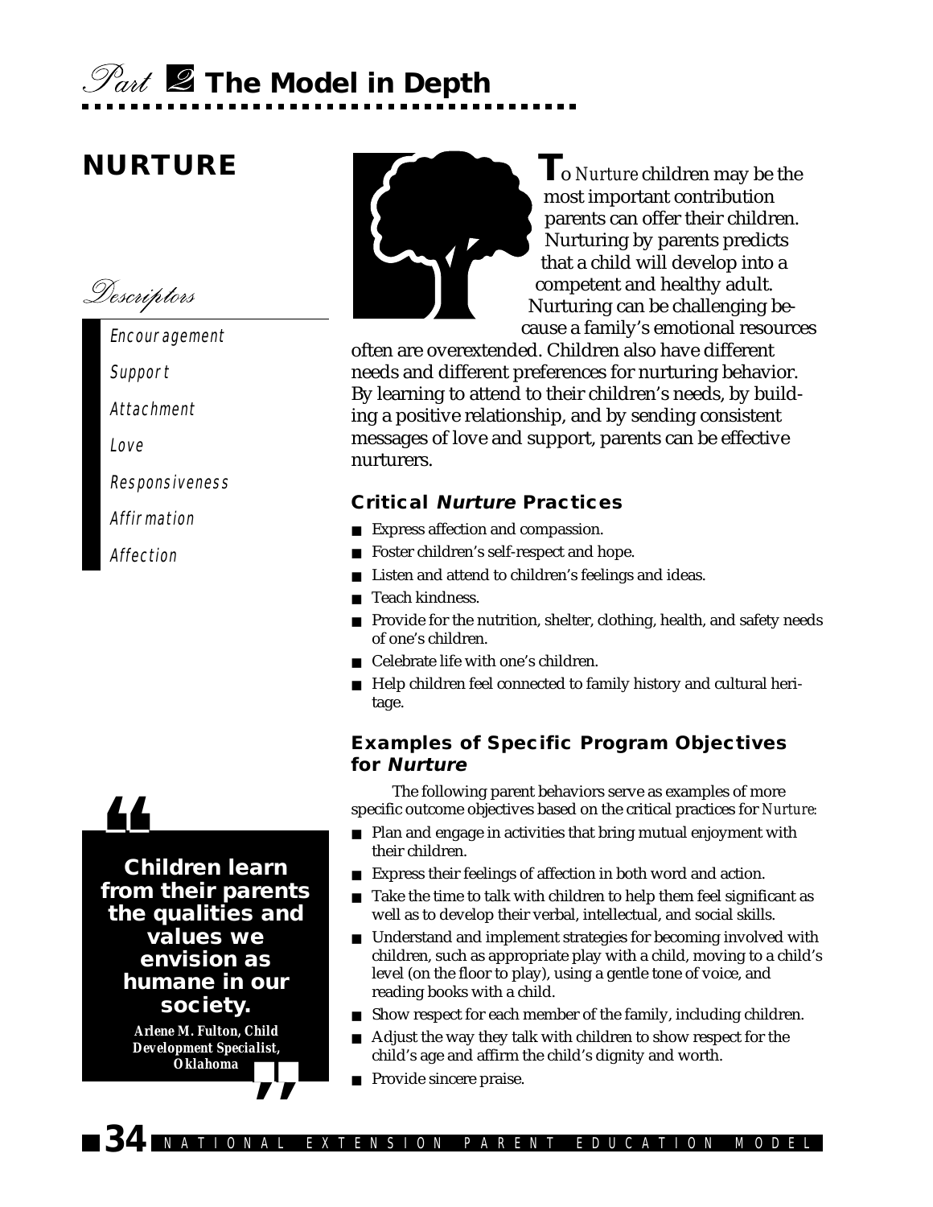# NURTURE

*Descriptors*

- Encouragement
- Support
- Attachment
- Love
- Responsiveness
- Affirmation
- Affection

To *Nurture* children may be the most important contribution parents can offer their children. Nurturing by parents predicts that a child will develop into a competent and healthy adult. Nurturing can be challenging because a family's emotional resources often are overextended. Children also have different needs and different preferences for nurturing behavior. By learning to attend to their children's needs, by building a positive relationship, and by sending consistent messages of love and support, parents can be effective nurturers.

### Critical *Nurture* Practices

- Express affection and compassion.
- Foster children's self-respect and hope.
- Listen and attend to children's feelings and ideas.
- Teach kindness.
- Provide for the nutrition, shelter, clothing, health, and safety needs of one's children.
- Celebrate life with one's children.
- Help children feel connected to family history and cultural heritage.

### Examples of Specific Program Objectives for *Nurture*

The following parent behaviors serve as examples of more specific outcome objectives based on the critical practices for *Nurture:*

- Plan and engage in activities that bring mutual enjoyment with their children.
- Express their feelings of affection in both word and action.
- Take the time to talk with children to help them feel significant as well as to develop their verbal, intellectual, and social skills.
- Understand and implement strategies for becoming involved with children, such as appropriate play with a child, moving to a child's level (on the floor to play), using a gentle tone of voice, and reading books with a child.
- Show respect for each member of the family, including children.
- Adjust the way they talk with children to show respect for the child's age and affirm the child's dignity and worth.
- Provide sincere praise.

> **"Children learn from their parents the qualities and values we envision as humane in our society."**
>
> **Arlene M. Fulton, Child Development Specialist, Oklahoma**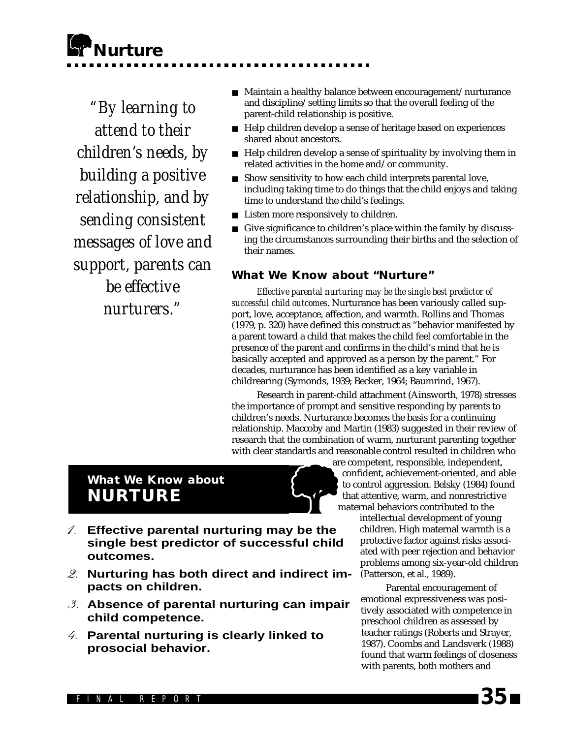# Nurture

*"By learning to attend to their children's needs, by building a positive relationship, and by sending consistent messages of love and support, parents can be effective nurturers."*

- Maintain a healthy balance between encouragement/nurturance and discipline/setting limits so that the overall feeling of the parent-child relationship is positive.
- Help children develop a sense of heritage based on experiences shared about ancestors.
- Help children develop a sense of spirituality by involving them in related activities in the home and/or community.
- Show sensitivity to how each child interprets parental love, including taking time to do things that the child enjoys and taking time to understand the child's feelings.
- Listen more responsively to children.
- Give significance to children's place within the family by discussing the circumstances surrounding their births and the selection of their names.

### What We Know about "Nurture"

*Effective parental nurturing may be the single best predictor of successful child outcomes*. Nurturance has been variously called support, love, acceptance, affection, and warmth. Rollins and Thomas (1979, p. 320) have defined this construct as "behavior manifested by a parent toward a child that makes the child feel comfortable in the presence of the parent and confirms in the child's mind that he is basically accepted and approved as a person by the parent." For decades, nurturance has been identified as a key variable in childrearing (Symonds, 1939; Becker, 1964; Baumrind, 1967).

Research in parent-child attachment (Ainsworth, 1978) stresses the importance of prompt and sensitive responding by parents to children's needs. Nurturance becomes the basis for a continuing relationship. Maccoby and Martin (1983) suggested in their review of research that the combination of warm, nurturant parenting together with clear standards and reasonable control resulted in children who are competent, responsible, independent, confident, achievement-oriented, and able to control aggression. Belsky (1984) found that attentive, warm, and nonrestrictive maternal behaviors contributed to the intellectual development of young children. High maternal warmth is a protective factor against risks associated with peer rejection and behavior problems among six-year-old children (Patterson, et al., 1989).

Parental encouragement of emotional expressiveness was positively associated with competence in preschool children as assessed by teacher ratings (Roberts and Strayer, 1987). Coombs and Landsverk (1988) found that warm feelings of closeness with parents, both mothers and

## What We Know about NURTURE

1. **Effective parental nurturing may be the single best predictor of successful child outcomes.**
2. **Nurturing has both direct and indirect impacts on children.**
3. **Absence of parental nurturing can impair child competence.**
4. **Parental nurturing is clearly linked to prosocial behavior.**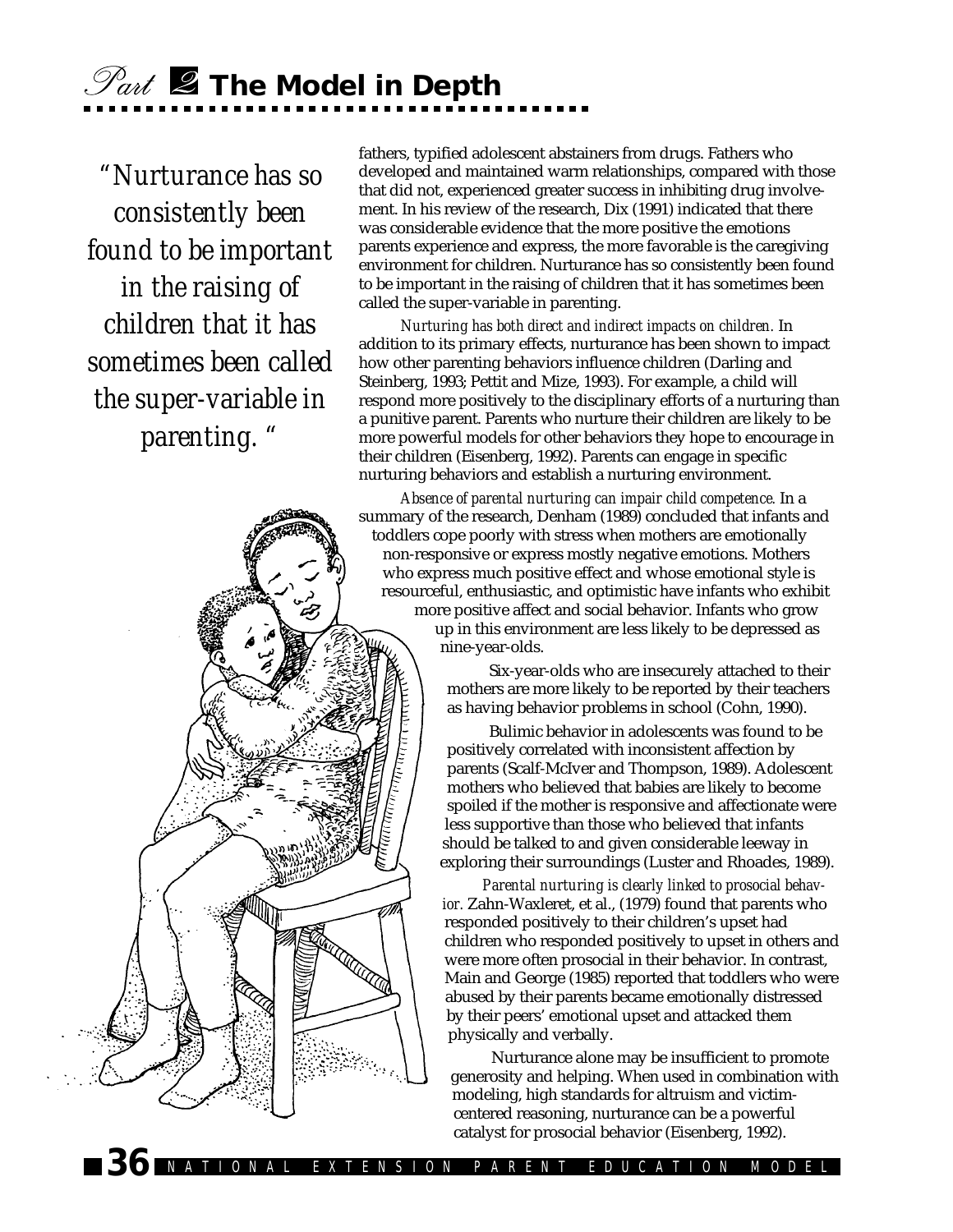*"Nurturance has so consistently been found to be important in the raising of children that it has sometimes been called the super-variable in parenting."*

fathers, typified adolescent abstainers from drugs. Fathers who developed and maintained warm relationships, compared with those that did not, experienced greater success in inhibiting drug involvement. In his review of the research, Dix (1991) indicated that there was considerable evidence that the more positive the emotions parents experience and express, the more favorable is the caregiving environment for children. Nurturance has so consistently been found to be important in the raising of children that it has sometimes been called the super-variable in parenting.

*Nurturing has both direct and indirect impacts on children.* In addition to its primary effects, nurturance has been shown to impact how other parenting behaviors influence children (Darling and Steinberg, 1993; Pettit and Mize, 1993). For example, a child will respond more positively to the disciplinary efforts of a nurturing than a punitive parent. Parents who nurture their children are likely to be more powerful models for other behaviors they hope to encourage in their children (Eisenberg, 1992). Parents can engage in specific nurturing behaviors and establish a nurturing environment.

*Absence of parental nurturing can impair child competence.* In a summary of the research, Denham (1989) concluded that infants and toddlers cope poorly with stress when mothers are emotionally non-responsive or express mostly negative emotions. Mothers who express much positive effect and whose emotional style is resourceful, enthusiastic, and optimistic have infants who exhibit more positive affect and social behavior. Infants who grow up in this environment are less likely to be depressed as nine-year-olds.

Six-year-olds who are insecurely attached to their mothers are more likely to be reported by their teachers as having behavior problems in school (Cohn, 1990).

Bulimic behavior in adolescents was found to be positively correlated with inconsistent affection by parents (Scalf-McIver and Thompson, 1989). Adolescent mothers who believed that babies are likely to become spoiled if the mother is responsive and affectionate were less supportive than those who believed that infants should be talked to and given considerable leeway in exploring their surroundings (Luster and Rhoades, 1989).

*Parental nurturing is clearly linked to prosocial behavior.* Zahn-Waxleret, et al., (1979) found that parents who responded positively to their children's upset had children who responded positively to upset in others and were more often prosocial in their behavior. In contrast, Main and George (1985) reported that toddlers who were abused by their parents became emotionally distressed by their peers' emotional upset and attacked them physically and verbally.

Nurturance alone may be insufficient to promote generosity and helping. When used in combination with modeling, high standards for altruism and victim-centered reasoning, nurturance can be a powerful catalyst for prosocial behavior (Eisenberg, 1992).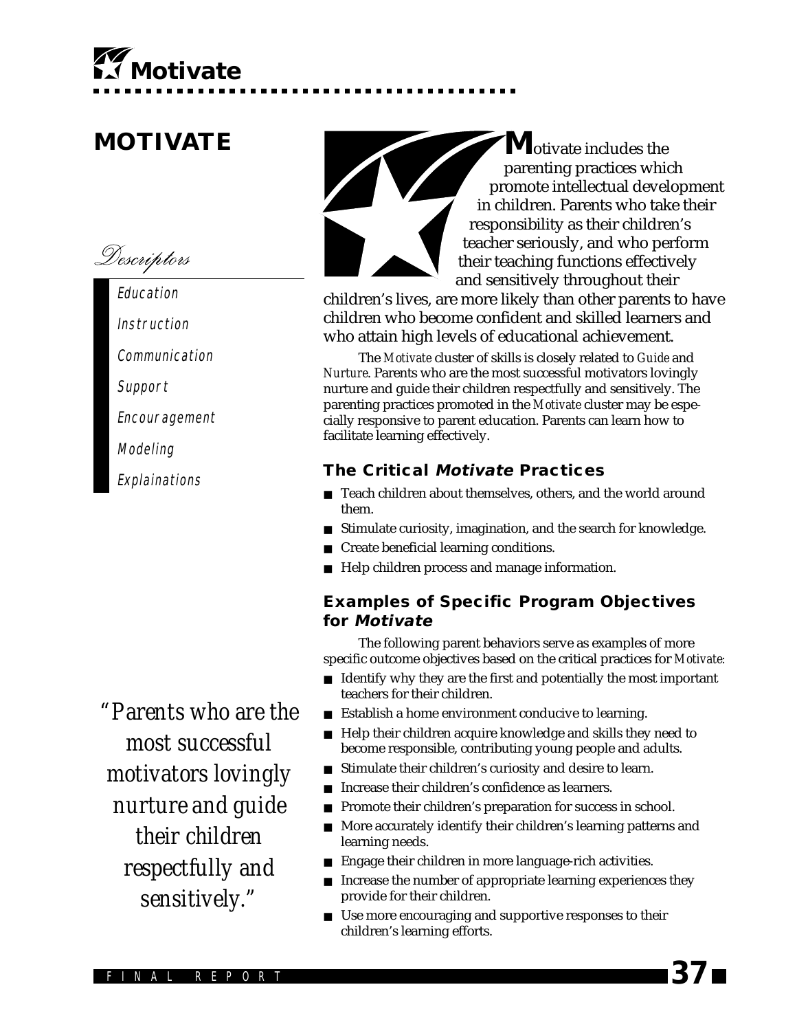# MOTIVATE

*Descriptors*

- Education
- Instruction
- Communication
- Support
- Encouragement
- Modeling
- Explainations

**M**otivate includes the parenting practices which promote intellectual development in children. Parents who take their responsibility as their children's teacher seriously, and who perform their teaching functions effectively and sensitively throughout their children's lives, are more likely than other parents to have children who become confident and skilled learners and who attain high levels of educational achievement.

The *Motivate* cluster of skills is closely related to *Guide* and *Nurture*. Parents who are the most successful motivators lovingly nurture and guide their children respectfully and sensitively. The parenting practices promoted in the *Motivate* cluster may be especially responsive to parent education. Parents can learn how to facilitate learning effectively.

*"Parents who are the most successful motivators lovingly nurture and guide their children respectfully and sensitively."*

### The Critical *Motivate* Practices

- Teach children about themselves, others, and the world around them.
- Stimulate curiosity, imagination, and the search for knowledge.
- Create beneficial learning conditions.
- Help children process and manage information.

### Examples of Specific Program Objectives for *Motivate*

The following parent behaviors serve as examples of more specific outcome objectives based on the critical practices for *Motivate*:

- Identify why they are the first and potentially the most important teachers for their children.
- Establish a home environment conducive to learning.
- Help their children acquire knowledge and skills they need to become responsible, contributing young people and adults.
- Stimulate their children's curiosity and desire to learn.
- Increase their children's confidence as learners.
- Promote their children's preparation for success in school.
- More accurately identify their children's learning patterns and learning needs.
- Engage their children in more language-rich activities.
- Increase the number of appropriate learning experiences they provide for their children.
- Use more encouraging and supportive responses to their children's learning efforts.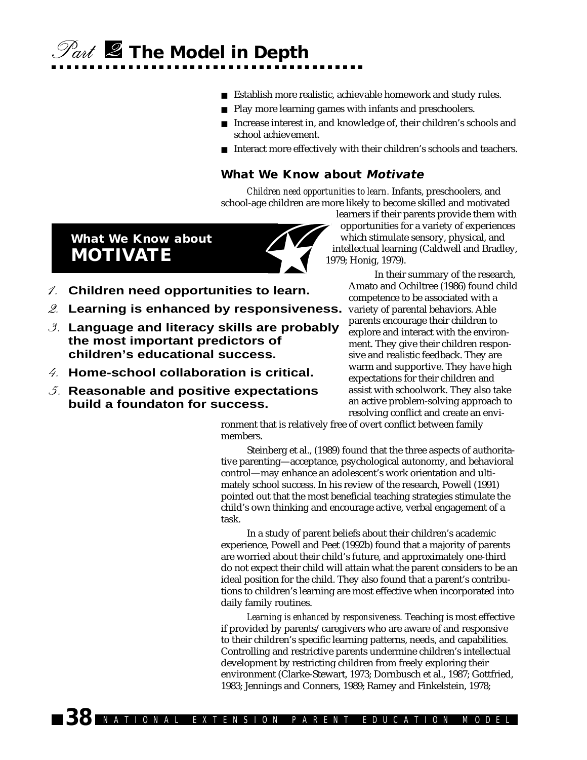- Establish more realistic, achievable homework and study rules.
- Play more learning games with infants and preschoolers.
- Increase interest in, and knowledge of, their children's schools and school achievement.
- Interact more effectively with their children's schools and teachers.

### What We Know about *Motivate*

*Children need opportunities to learn.* Infants, preschoolers, and school-age children are more likely to become skilled and motivated learners if their parents provide them with opportunities for a variety of experiences which stimulate sensory, physical, and intellectual learning (Caldwell and Bradley, 1979; Honig, 1979).

> **What We Know about MOTIVATE**
>
> 1. **Children need opportunities to learn.**
> 2. **Learning is enhanced by responsiveness.**
> 3. **Language and literacy skills are probably the most important predictors of children's educational success.**
> 4. **Home-school collaboration is critical.**
> 5. **Reasonable and positive expectations build a foundaton for success.**

In their summary of the research, Amato and Ochiltree (1986) found child competence to be associated with a variety of parental behaviors. Able parents encourage their children to explore and interact with the environment. They give their children responsive and realistic feedback. They are warm and supportive. They have high expectations for their children and assist with schoolwork. They also take an active problem-solving approach to resolving conflict and create an environment that is relatively free of overt conflict between family members.

Steinberg et al., (1989) found that the three aspects of authoritative parenting—acceptance, psychological autonomy, and behavioral control—may enhance an adolescent's work orientation and ultimately school success. In his review of the research, Powell (1991) pointed out that the most beneficial teaching strategies stimulate the child's own thinking and encourage active, verbal engagement of a task.

In a study of parent beliefs about their children's academic experience, Powell and Peet (1992b) found that a majority of parents are worried about their child's future, and approximately one-third do not expect their child will attain what the parent considers to be an ideal position for the child. They also found that a parent's contributions to children's learning are most effective when incorporated into daily family routines.

*Learning is enhanced by responsiveness.* Teaching is most effective if provided by parents/caregivers who are aware of and responsive to their children's specific learning patterns, needs, and capabilities. Controlling and restrictive parents undermine children's intellectual development by restricting children from freely exploring their environment (Clarke-Stewart, 1973; Dornbusch et al., 1987; Gottfried, 1983; Jennings and Conners, 1989; Ramey and Finkelstein, 1978;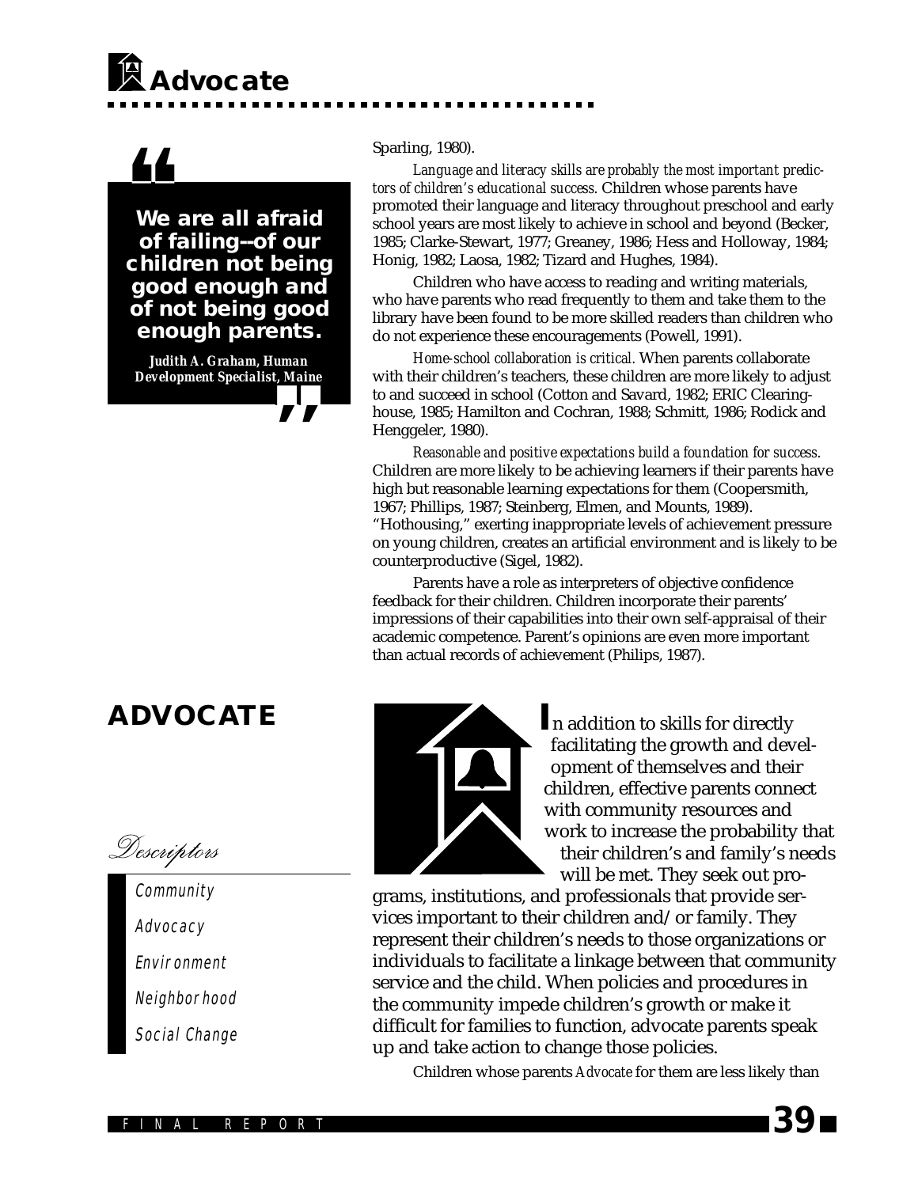> **We are all afraid of failing--of our children not being good enough and of not being good enough parents.**
>
> *Judith A. Graham, Human Development Specialist, Maine*

Sparling, 1980).

*Language and literacy skills are probably the most important predictors of children's educational success.* Children whose parents have promoted their language and literacy throughout preschool and early school years are most likely to achieve in school and beyond (Becker, 1985; Clarke-Stewart, 1977; Greaney, 1986; Hess and Holloway, 1984; Honig, 1982; Laosa, 1982; Tizard and Hughes, 1984).

Children who have access to reading and writing materials, who have parents who read frequently to them and take them to the library have been found to be more skilled readers than children who do not experience these encouragements (Powell, 1991).

*Home-school collaboration is critical.* When parents collaborate with their children's teachers, these children are more likely to adjust to and succeed in school (Cotton and Savard, 1982; ERIC Clearinghouse, 1985; Hamilton and Cochran, 1988; Schmitt, 1986; Rodick and Henggeler, 1980).

*Reasonable and positive expectations build a foundation for success.* Children are more likely to be achieving learners if their parents have high but reasonable learning expectations for them (Coopersmith, 1967; Phillips, 1987; Steinberg, Elmen, and Mounts, 1989). "Hothousing," exerting inappropriate levels of achievement pressure on young children, creates an artificial environment and is likely to be counterproductive (Sigel, 1982).

Parents have a role as interpreters of objective confidence feedback for their children. Children incorporate their parents' impressions of their capabilities into their own self-appraisal of their academic competence. Parent's opinions are even more important than actual records of achievement (Philips, 1987).

## ADVOCATE

*Descriptors*

- Community
- Advocacy
- Environment
- Neighborhood
- Social Change

In addition to skills for directly facilitating the growth and development of themselves and their children, effective parents connect with community resources and work to increase the probability that their children's and family's needs will be met. They seek out programs, institutions, and professionals that provide services important to their children and/or family. They represent their children's needs to those organizations or individuals to facilitate a linkage between that community service and the child. When policies and procedures in the community impede children's growth or make it difficult for families to function, advocate parents speak up and take action to change those policies.

Children whose parents *Advocate* for them are less likely than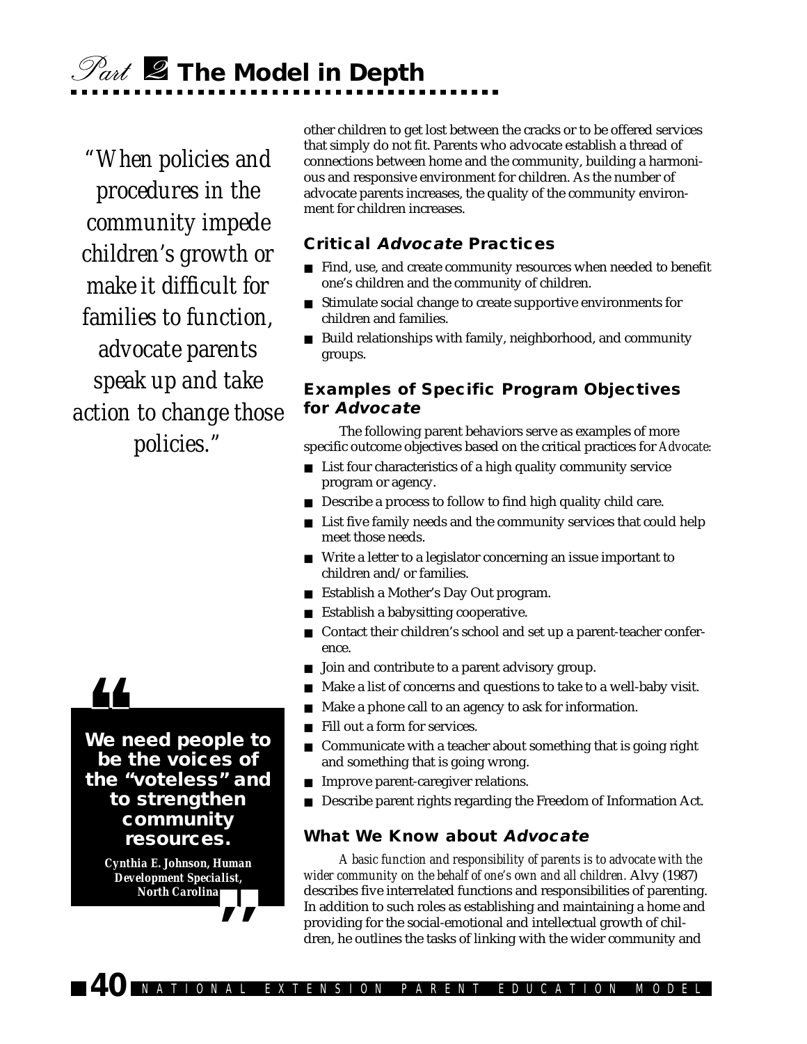*"When policies and procedures in the community impede children's growth or make it difficult for families to function, advocate parents speak up and take action to change those policies."*

other children to get lost between the cracks or to be offered services that simply do not fit. Parents who advocate establish a thread of connections between home and the community, building a harmonious and responsive environment for children. As the number of advocate parents increases, the quality of the community environment for children increases.

### Critical *Advocate* Practices

- Find, use, and create community resources when needed to benefit one's children and the community of children.
- Stimulate social change to create supportive environments for children and families.
- Build relationships with family, neighborhood, and community groups.

### Examples of Specific Program Objectives for *Advocate*

The following parent behaviors serve as examples of more specific outcome objectives based on the critical practices for *Advocate*:

- List four characteristics of a high quality community service program or agency.
- Describe a process to follow to find high quality child care.
- List five family needs and the community services that could help meet those needs.
- Write a letter to a legislator concerning an issue important to children and/or families.
- Establish a Mother's Day Out program.
- Establish a babysitting cooperative.
- Contact their children's school and set up a parent-teacher conference.
- Join and contribute to a parent advisory group.
- Make a list of concerns and questions to take to a well-baby visit.
- Make a phone call to an agency to ask for information.
- Fill out a form for services.
- Communicate with a teacher about something that is going right and something that is going wrong.
- Improve parent-caregiver relations.
- Describe parent rights regarding the Freedom of Information Act.

> **"We need people to be the voices of the "voteless" and to strengthen community resources."**
>
> *Cynthia E. Johnson, Human Development Specialist, North Carolina*

### What We Know about *Advocate*

*A basic function and responsibility of parents is to advocate with the wider community on the behalf of one's own and all children.* Alvy (1987) describes five interrelated functions and responsibilities of parenting. In addition to such roles as establishing and maintaining a home and providing for the social-emotional and intellectual growth of children, he outlines the tasks of linking with the wider community and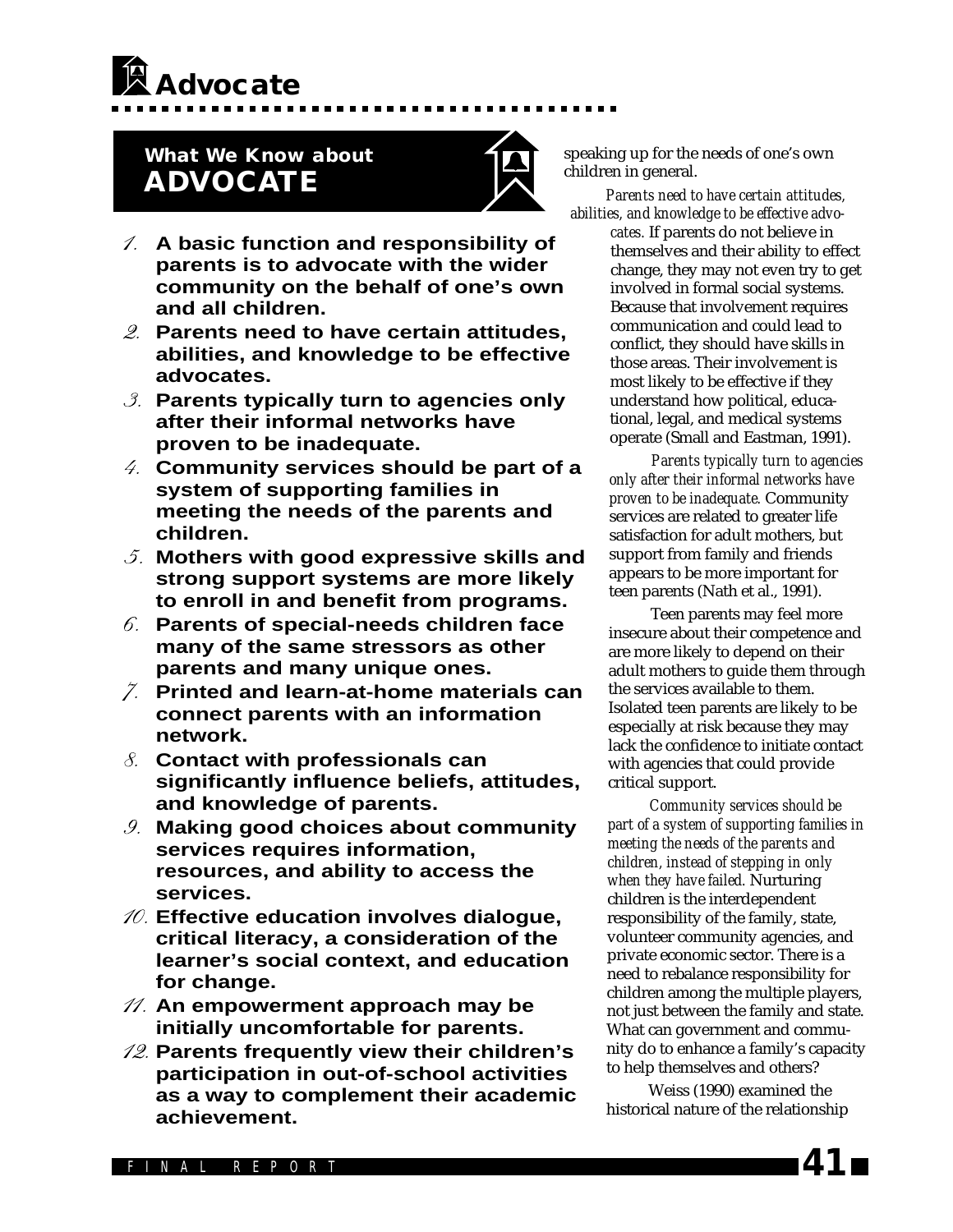# Advocate

## What We Know about ADVOCATE

1. **A basic function and responsibility of parents is to advocate with the wider community on the behalf of one's own and all children.**
2. **Parents need to have certain attitudes, abilities, and knowledge to be effective advocates.**
3. **Parents typically turn to agencies only after their informal networks have proven to be inadequate.**
4. **Community services should be part of a system of supporting families in meeting the needs of the parents and children.**
5. **Mothers with good expressive skills and strong support systems are more likely to enroll in and benefit from programs.**
6. **Parents of special-needs children face many of the same stressors as other parents and many unique ones.**
7. **Printed and learn-at-home materials can connect parents with an information network.**
8. **Contact with professionals can significantly influence beliefs, attitudes, and knowledge of parents.**
9. **Making good choices about community services requires information, resources, and ability to access the services.**
10. **Effective education involves dialogue, critical literacy, a consideration of the learner's social context, and education for change.**
11. **An empowerment approach may be initially uncomfortable for parents.**
12. **Parents frequently view their children's participation in out-of-school activities as a way to complement their academic achievement.**

speaking up for the needs of one's own children in general.

*Parents need to have certain attitudes, abilities, and knowledge to be effective advocates.* If parents do not believe in themselves and their ability to effect change, they may not even try to get involved in formal social systems. Because that involvement requires communication and could lead to conflict, they should have skills in those areas. Their involvement is most likely to be effective if they understand how political, educational, legal, and medical systems operate (Small and Eastman, 1991).

*Parents typically turn to agencies only after their informal networks have proven to be inadequate.* Community services are related to greater life satisfaction for adult mothers, but support from family and friends appears to be more important for teen parents (Nath et al., 1991).

Teen parents may feel more insecure about their competence and are more likely to depend on their adult mothers to guide them through the services available to them. Isolated teen parents are likely to be especially at risk because they may lack the confidence to initiate contact with agencies that could provide critical support.

*Community services should be part of a system of supporting families in meeting the needs of the parents and children, instead of stepping in only when they have failed.* Nurturing children is the interdependent responsibility of the family, state, volunteer community agencies, and private economic sector. There is a need to rebalance responsibility for children among the multiple players, not just between the family and state. What can government and community do to enhance a family's capacity to help themselves and others?

Weiss (1990) examined the historical nature of the relationship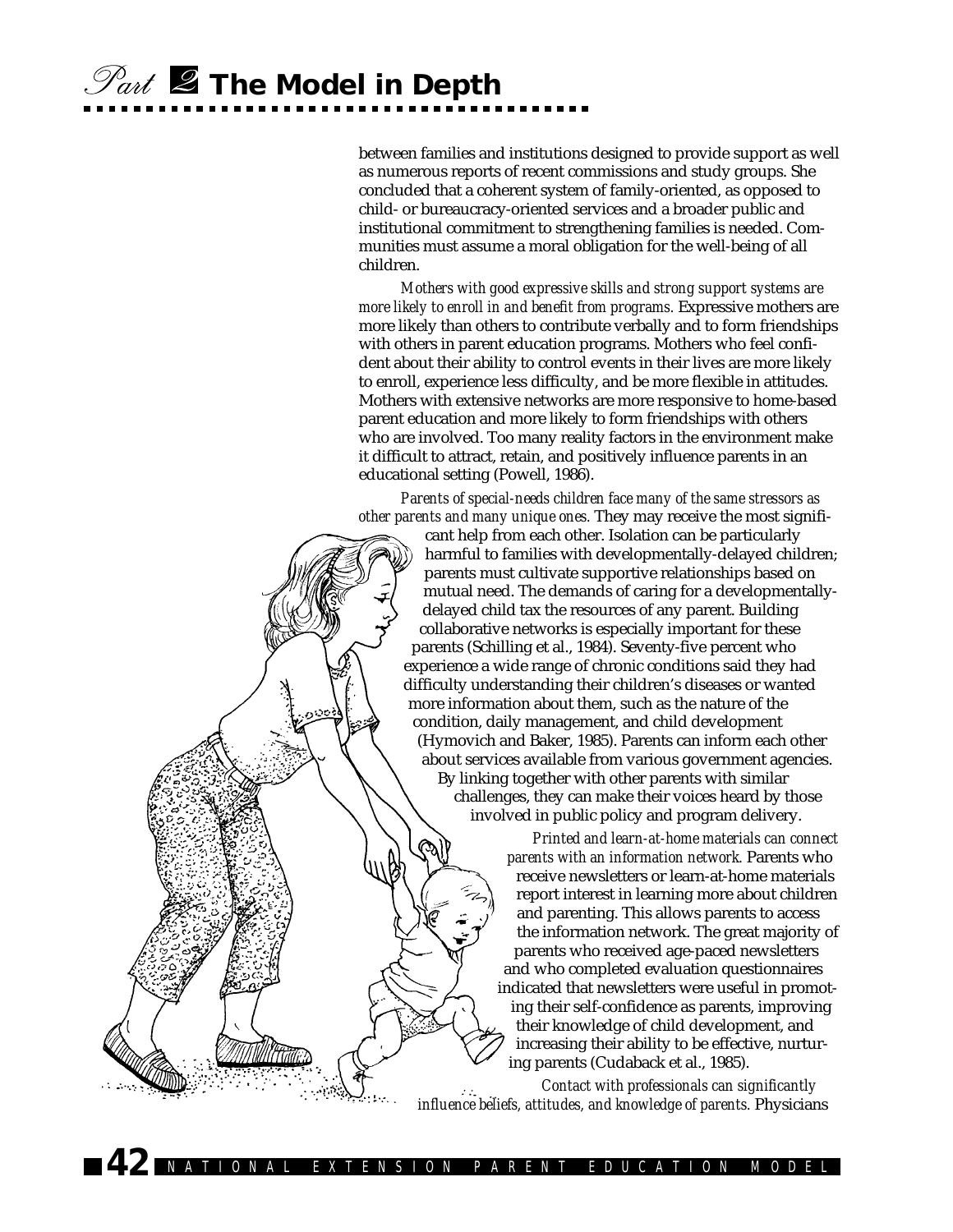between families and institutions designed to provide support as well as numerous reports of recent commissions and study groups. She concluded that a coherent system of family-oriented, as opposed to child- or bureaucracy-oriented services and a broader public and institutional commitment to strengthening families is needed. Communities must assume a moral obligation for the well-being of all children.

*Mothers with good expressive skills and strong support systems are more likely to enroll in and benefit from programs.* Expressive mothers are more likely than others to contribute verbally and to form friendships with others in parent education programs. Mothers who feel confident about their ability to control events in their lives are more likely to enroll, experience less difficulty, and be more flexible in attitudes. Mothers with extensive networks are more responsive to home-based parent education and more likely to form friendships with others who are involved. Too many reality factors in the environment make it difficult to attract, retain, and positively influence parents in an educational setting (Powell, 1986).

*Parents of special-needs children face many of the same stressors as other parents and many unique ones.* They may receive the most significant help from each other. Isolation can be particularly harmful to families with developmentally-delayed children; parents must cultivate supportive relationships based on mutual need. The demands of caring for a developmentally-delayed child tax the resources of any parent. Building collaborative networks is especially important for these parents (Schilling et al., 1984). Seventy-five percent who experience a wide range of chronic conditions said they had difficulty understanding their children's diseases or wanted more information about them, such as the nature of the condition, daily management, and child development (Hymovich and Baker, 1985). Parents can inform each other about services available from various government agencies. By linking together with other parents with similar challenges, they can make their voices heard by those involved in public policy and program delivery.

*Printed and learn-at-home materials can connect parents with an information network.* Parents who receive newsletters or learn-at-home materials report interest in learning more about children and parenting. This allows parents to access the information network. The great majority of parents who received age-paced newsletters and who completed evaluation questionnaires indicated that newsletters were useful in promoting their self-confidence as parents, improving their knowledge of child development, and increasing their ability to be effective, nurturing parents (Cudaback et al., 1985).

*Contact with professionals can significantly influence beliefs, attitudes, and knowledge of parents.* Physicians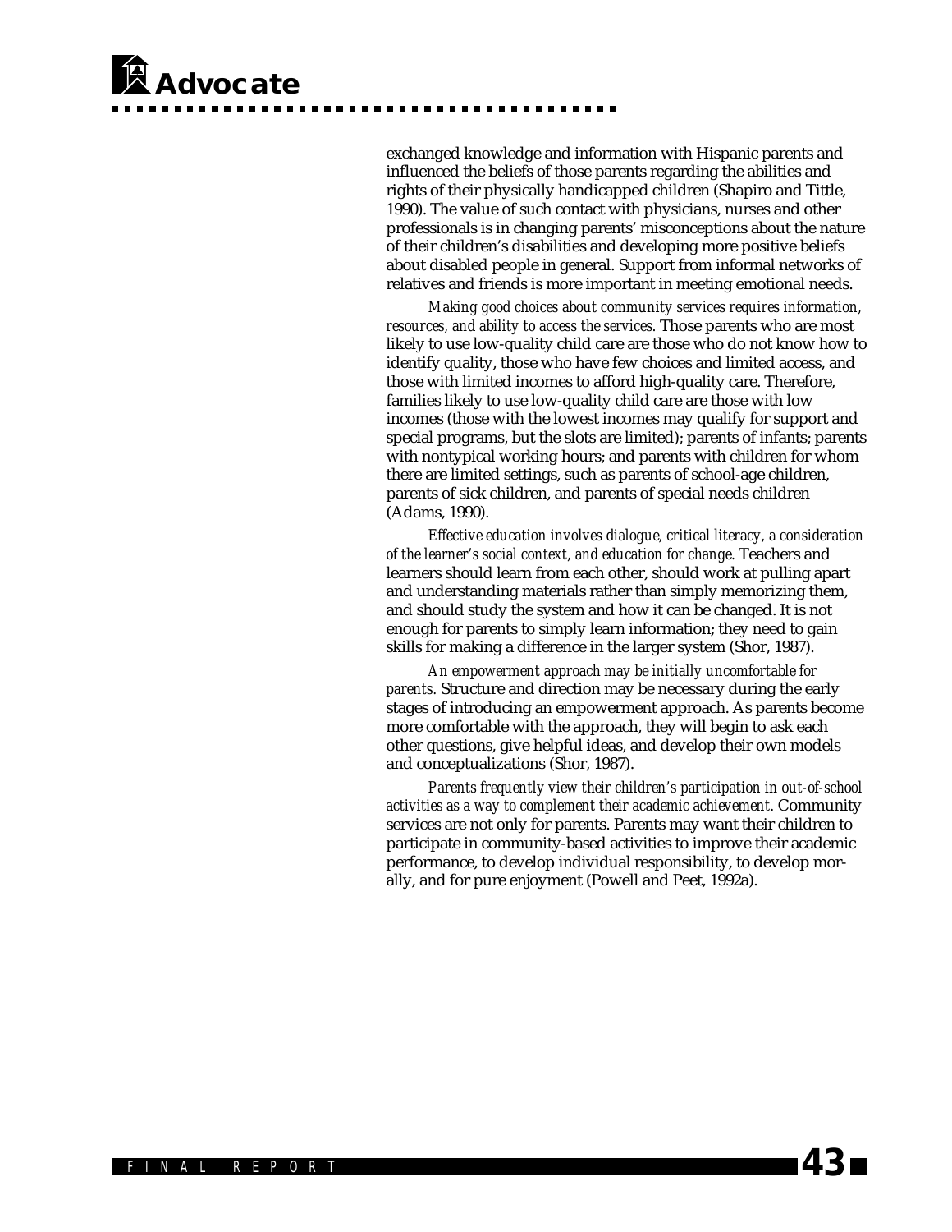exchanged knowledge and information with Hispanic parents and influenced the beliefs of those parents regarding the abilities and rights of their physically handicapped children (Shapiro and Tittle, 1990). The value of such contact with physicians, nurses and other professionals is in changing parents' misconceptions about the nature of their children's disabilities and developing more positive beliefs about disabled people in general. Support from informal networks of relatives and friends is more important in meeting emotional needs.

*Making good choices about community services requires information, resources, and ability to access the services.* Those parents who are most likely to use low-quality child care are those who do not know how to identify quality, those who have few choices and limited access, and those with limited incomes to afford high-quality care. Therefore, families likely to use low-quality child care are those with low incomes (those with the lowest incomes may qualify for support and special programs, but the slots are limited); parents of infants; parents with nontypical working hours; and parents with children for whom there are limited settings, such as parents of school-age children, parents of sick children, and parents of special needs children (Adams, 1990).

*Effective education involves dialogue, critical literacy, a consideration of the learner's social context, and education for change.* Teachers and learners should learn from each other, should work at pulling apart and understanding materials rather than simply memorizing them, and should study the system and how it can be changed. It is not enough for parents to simply learn information; they need to gain skills for making a difference in the larger system (Shor, 1987).

*An empowerment approach may be initially uncomfortable for parents.* Structure and direction may be necessary during the early stages of introducing an empowerment approach. As parents become more comfortable with the approach, they will begin to ask each other questions, give helpful ideas, and develop their own models and conceptualizations (Shor, 1987).

*Parents frequently view their children's participation in out-of-school activities as a way to complement their academic achievement.* Community services are not only for parents. Parents may want their children to participate in community-based activities to improve their academic performance, to develop individual responsibility, to develop morally, and for pure enjoyment (Powell and Peet, 1992a).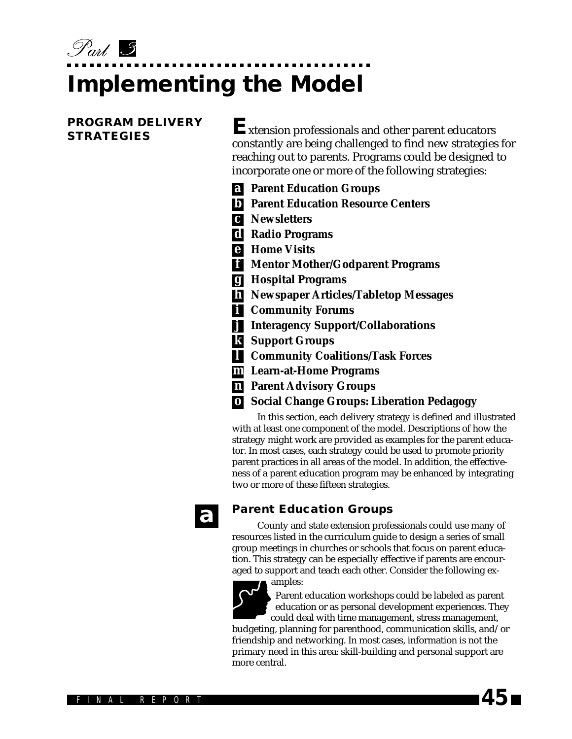Part 3

# Implementing the Model

## PROGRAM DELIVERY STRATEGIES

Extension professionals and other parent educators constantly are being challenged to find new strategies for reaching out to parents. Programs could be designed to incorporate one or more of the following strategies:

- **a** **Parent Education Groups**
- **b** **Parent Education Resource Centers**
- **c** **Newsletters**
- **d** **Radio Programs**
- **e** **Home Visits**
- **f** **Mentor Mother/Godparent Programs**
- **g** **Hospital Programs**
- **h** **Newspaper Articles/Tabletop Messages**
- **i** **Community Forums**
- **j** **Interagency Support/Collaborations**
- **k** **Support Groups**
- **l** **Community Coalitions/Task Forces**
- **m** **Learn-at-Home Programs**
- **n** **Parent Advisory Groups**
- **o** **Social Change Groups: Liberation Pedagogy**

In this section, each delivery strategy is defined and illustrated with at least one component of the model. Descriptions of how the strategy might work are provided as examples for the parent educator. In most cases, each strategy could be used to promote priority parent practices in all areas of the model. In addition, the effectiveness of a parent education program may be enhanced by integrating two or more of these fifteen strategies.

### a Parent Education Groups

County and state extension professionals could use many of resources listed in the curriculum guide to design a series of small group meetings in churches or schools that focus on parent education. This strategy can be especially effective if parents are encouraged to support and teach each other. Consider the following examples:

Parent education workshops could be labeled as parent education or as personal development experiences. They could deal with time management, stress management, budgeting, planning for parenthood, communication skills, and/or friendship and networking. In most cases, information is not the primary need in this area: skill-building and personal support are more central.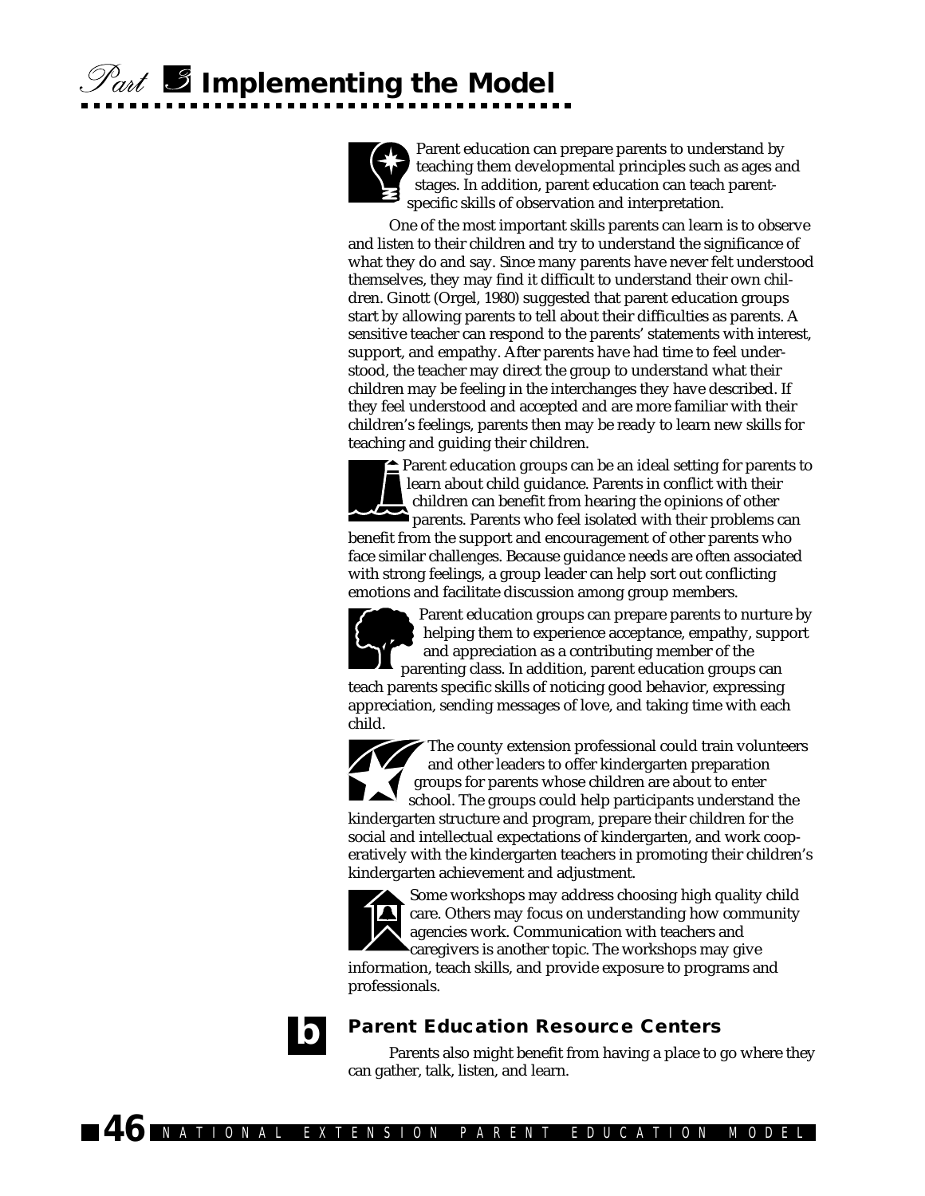Parent education can prepare parents to understand by teaching them developmental principles such as ages and stages. In addition, parent education can teach parent-specific skills of observation and interpretation.

One of the most important skills parents can learn is to observe and listen to their children and try to understand the significance of what they do and say. Since many parents have never felt understood themselves, they may find it difficult to understand their own children. Ginott (Orgel, 1980) suggested that parent education groups start by allowing parents to tell about their difficulties as parents. A sensitive teacher can respond to the parents' statements with interest, support, and empathy. After parents have had time to feel understood, the teacher may direct the group to understand what their children may be feeling in the interchanges they have described. If they feel understood and accepted and are more familiar with their children's feelings, parents then may be ready to learn new skills for teaching and guiding their children.

Parent education groups can be an ideal setting for parents to learn about child guidance. Parents in conflict with their children can benefit from hearing the opinions of other parents. Parents who feel isolated with their problems can benefit from the support and encouragement of other parents who face similar challenges. Because guidance needs are often associated with strong feelings, a group leader can help sort out conflicting emotions and facilitate discussion among group members.

Parent education groups can prepare parents to nurture by helping them to experience acceptance, empathy, support and appreciation as a contributing member of the parenting class. In addition, parent education groups can teach parents specific skills of noticing good behavior, expressing appreciation, sending messages of love, and taking time with each child.

The county extension professional could train volunteers and other leaders to offer kindergarten preparation groups for parents whose children are about to enter school. The groups could help participants understand the kindergarten structure and program, prepare their children for the social and intellectual expectations of kindergarten, and work cooperatively with the kindergarten teachers in promoting their children's kindergarten achievement and adjustment.

Some workshops may address choosing high quality child care. Others may focus on understanding how community agencies work. Communication with teachers and caregivers is another topic. The workshops may give information, teach skills, and provide exposure to programs and professionals.

## b Parent Education Resource Centers

Parents also might benefit from having a place to go where they can gather, talk, listen, and learn.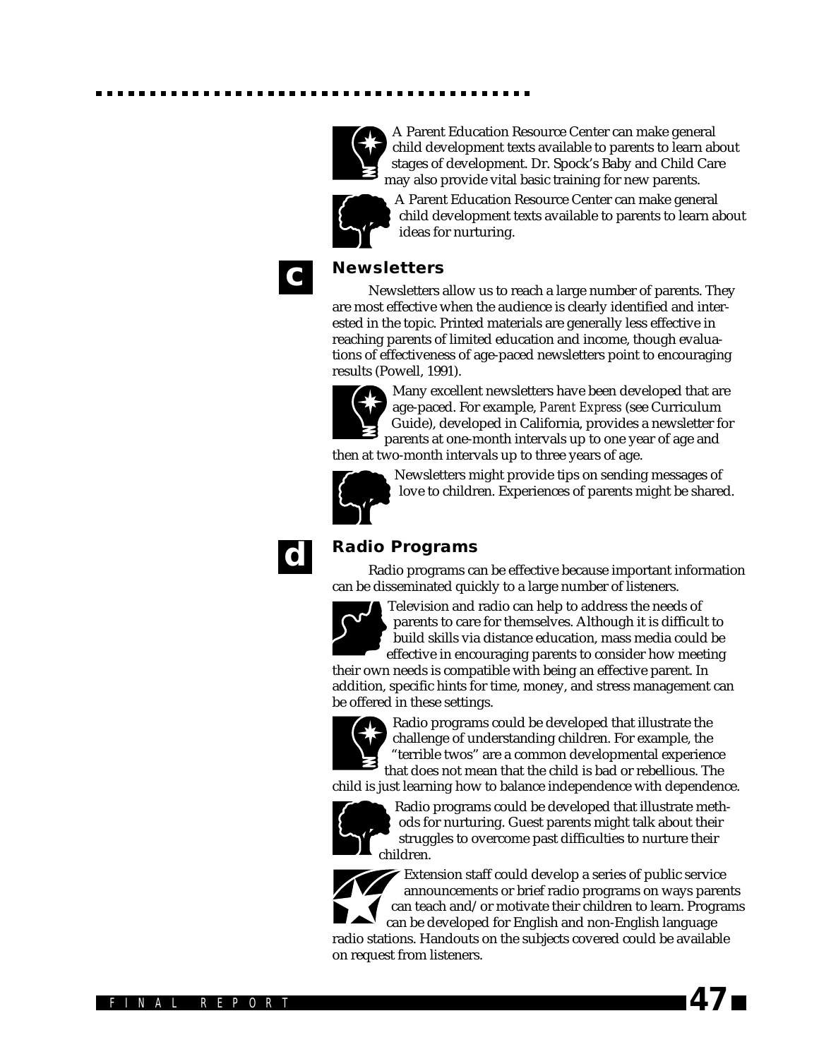A Parent Education Resource Center can make general child development texts available to parents to learn about stages of development. Dr. Spock's Baby and Child Care may also provide vital basic training for new parents.

A Parent Education Resource Center can make general child development texts available to parents to learn about ideas for nurturing.

## c Newsletters

Newsletters allow us to reach a large number of parents. They are most effective when the audience is clearly identified and interested in the topic. Printed materials are generally less effective in reaching parents of limited education and income, though evaluations of effectiveness of age-paced newsletters point to encouraging results (Powell, 1991).

Many excellent newsletters have been developed that are age-paced. For example, *Parent Express* (see Curriculum Guide), developed in California, provides a newsletter for parents at one-month intervals up to one year of age and then at two-month intervals up to three years of age.

Newsletters might provide tips on sending messages of love to children. Experiences of parents might be shared.

## d Radio Programs

Radio programs can be effective because important information can be disseminated quickly to a large number of listeners.

Television and radio can help to address the needs of parents to care for themselves. Although it is difficult to build skills via distance education, mass media could be effective in encouraging parents to consider how meeting their own needs is compatible with being an effective parent. In addition, specific hints for time, money, and stress management can be offered in these settings.

Radio programs could be developed that illustrate the challenge of understanding children. For example, the "terrible twos" are a common developmental experience that does not mean that the child is bad or rebellious. The child is just learning how to balance independence with dependence.

Radio programs could be developed that illustrate methods for nurturing. Guest parents might talk about their struggles to overcome past difficulties to nurture their children.

Extension staff could develop a series of public service announcements or brief radio programs on ways parents can teach and/or motivate their children to learn. Programs can be developed for English and non-English language radio stations. Handouts on the subjects covered could be available on request from listeners.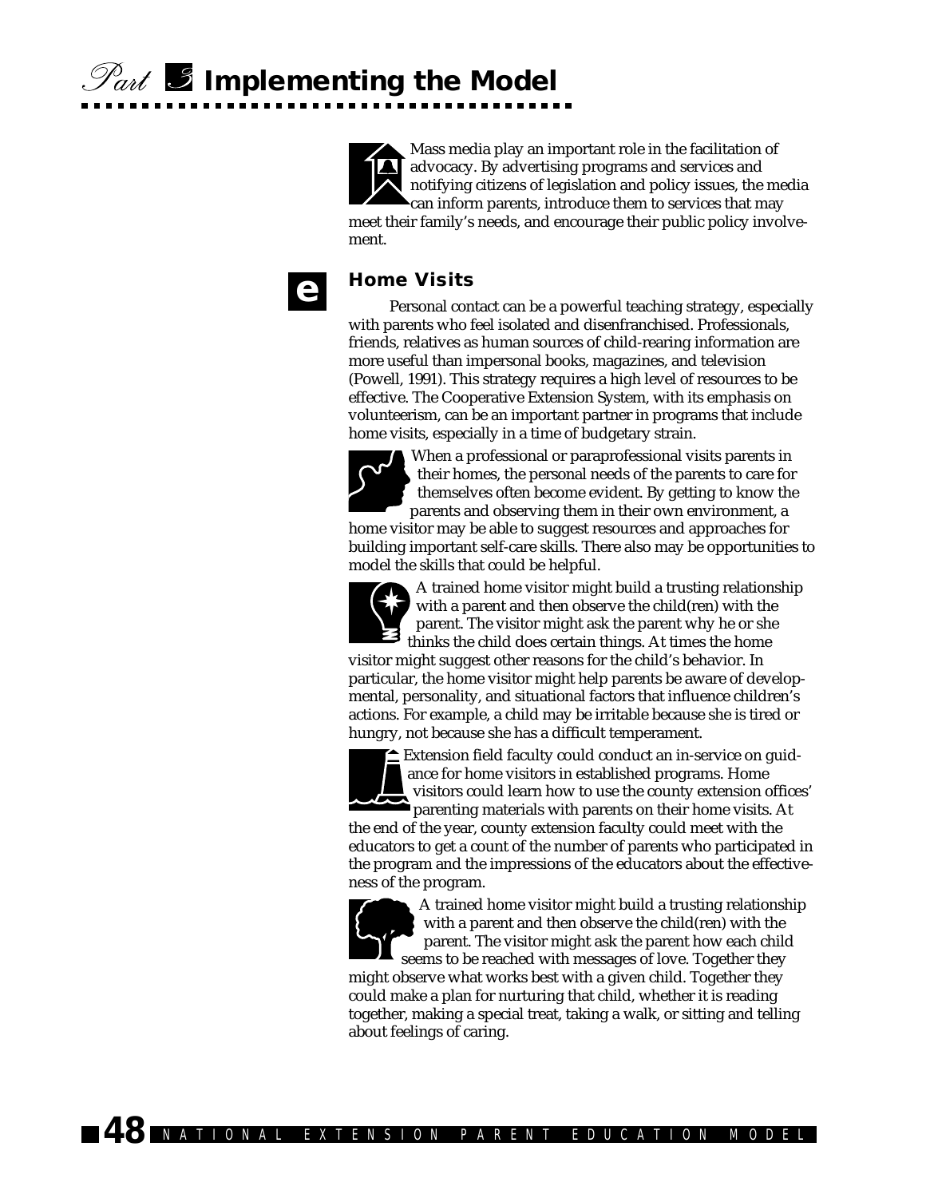Mass media play an important role in the facilitation of advocacy. By advertising programs and services and notifying citizens of legislation and policy issues, the media can inform parents, introduce them to services that may meet their family's needs, and encourage their public policy involvement.

## e Home Visits

Personal contact can be a powerful teaching strategy, especially with parents who feel isolated and disenfranchised. Professionals, friends, relatives as human sources of child-rearing information are more useful than impersonal books, magazines, and television (Powell, 1991). This strategy requires a high level of resources to be effective. The Cooperative Extension System, with its emphasis on volunteerism, can be an important partner in programs that include home visits, especially in a time of budgetary strain.

When a professional or paraprofessional visits parents in their homes, the personal needs of the parents to care for themselves often become evident. By getting to know the parents and observing them in their own environment, a home visitor may be able to suggest resources and approaches for building important self-care skills. There also may be opportunities to model the skills that could be helpful.

A trained home visitor might build a trusting relationship with a parent and then observe the child(ren) with the parent. The visitor might ask the parent why he or she thinks the child does certain things. At times the home visitor might suggest other reasons for the child's behavior. In particular, the home visitor might help parents be aware of developmental, personality, and situational factors that influence children's actions. For example, a child may be irritable because she is tired or hungry, not because she has a difficult temperament.

Extension field faculty could conduct an in-service on guidance for home visitors in established programs. Home visitors could learn how to use the county extension offices' parenting materials with parents on their home visits. At the end of the year, county extension faculty could meet with the educators to get a count of the number of parents who participated in the program and the impressions of the educators about the effectiveness of the program.

A trained home visitor might build a trusting relationship with a parent and then observe the child(ren) with the parent. The visitor might ask the parent how each child seems to be reached with messages of love. Together they might observe what works best with a given child. Together they could make a plan for nurturing that child, whether it is reading together, making a special treat, taking a walk, or sitting and telling about feelings of caring.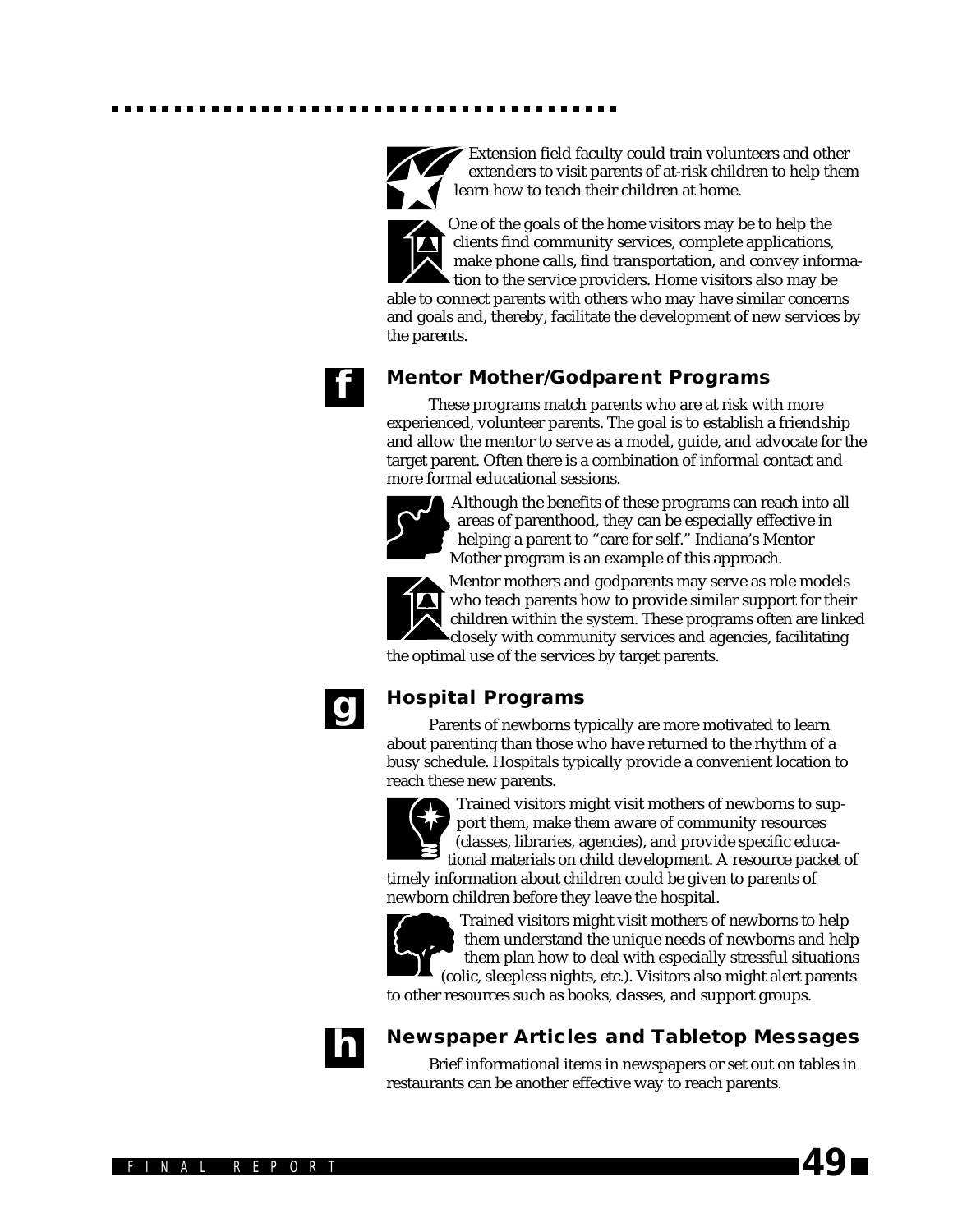Extension field faculty could train volunteers and other extenders to visit parents of at-risk children to help them learn how to teach their children at home.

One of the goals of the home visitors may be to help the clients find community services, complete applications, make phone calls, find transportation, and convey information to the service providers. Home visitors also may be able to connect parents with others who may have similar concerns and goals and, thereby, facilitate the development of new services by the parents.

## f Mentor Mother/Godparent Programs

These programs match parents who are at risk with more experienced, volunteer parents. The goal is to establish a friendship and allow the mentor to serve as a model, guide, and advocate for the target parent. Often there is a combination of informal contact and more formal educational sessions.

Although the benefits of these programs can reach into all areas of parenthood, they can be especially effective in helping a parent to "care for self." Indiana's Mentor Mother program is an example of this approach.

Mentor mothers and godparents may serve as role models who teach parents how to provide similar support for their children within the system. These programs often are linked closely with community services and agencies, facilitating the optimal use of the services by target parents.

## g Hospital Programs

Parents of newborns typically are more motivated to learn about parenting than those who have returned to the rhythm of a busy schedule. Hospitals typically provide a convenient location to reach these new parents.

Trained visitors might visit mothers of newborns to support them, make them aware of community resources (classes, libraries, agencies), and provide specific educational materials on child development. A resource packet of timely information about children could be given to parents of newborn children before they leave the hospital.

Trained visitors might visit mothers of newborns to help them understand the unique needs of newborns and help them plan how to deal with especially stressful situations (colic, sleepless nights, etc.). Visitors also might alert parents to other resources such as books, classes, and support groups.

## h Newspaper Articles and Tabletop Messages

Brief informational items in newspapers or set out on tables in restaurants can be another effective way to reach parents.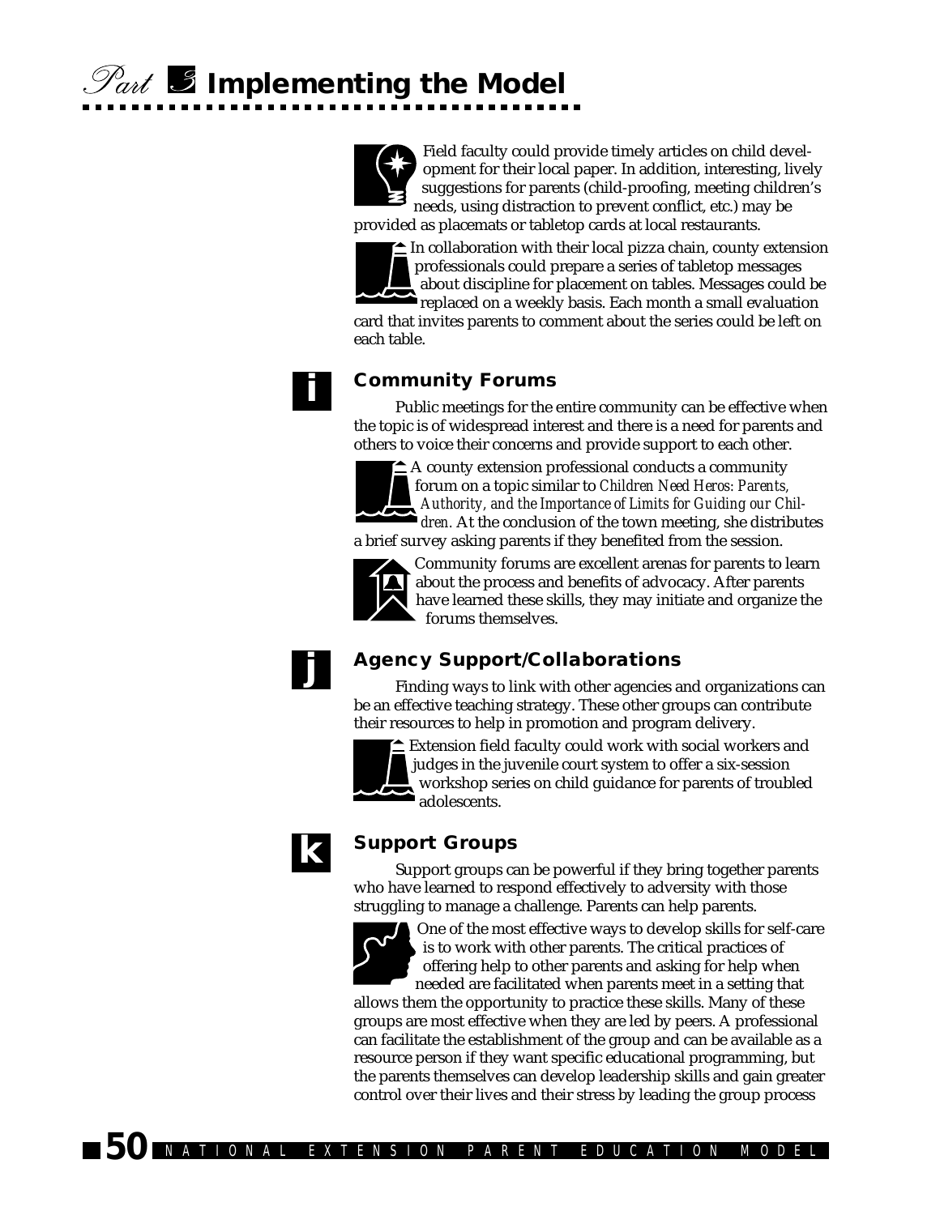Field faculty could provide timely articles on child development for their local paper. In addition, interesting, lively suggestions for parents (child-proofing, meeting children's needs, using distraction to prevent conflict, etc.) may be provided as placemats or tabletop cards at local restaurants.

In collaboration with their local pizza chain, county extension professionals could prepare a series of tabletop messages about discipline for placement on tables. Messages could be replaced on a weekly basis. Each month a small evaluation card that invites parents to comment about the series could be left on each table.

## i Community Forums

Public meetings for the entire community can be effective when the topic is of widespread interest and there is a need for parents and others to voice their concerns and provide support to each other.

A county extension professional conducts a community forum on a topic similar to *Children Need Heros: Parents, Authority, and the Importance of Limits for Guiding our Children.* At the conclusion of the town meeting, she distributes a brief survey asking parents if they benefited from the session.

Community forums are excellent arenas for parents to learn about the process and benefits of advocacy. After parents have learned these skills, they may initiate and organize the forums themselves.

## j Agency Support/Collaborations

Finding ways to link with other agencies and organizations can be an effective teaching strategy. These other groups can contribute their resources to help in promotion and program delivery.

Extension field faculty could work with social workers and judges in the juvenile court system to offer a six-session workshop series on child guidance for parents of troubled adolescents.

## k Support Groups

Support groups can be powerful if they bring together parents who have learned to respond effectively to adversity with those struggling to manage a challenge. Parents can help parents.

One of the most effective ways to develop skills for self-care is to work with other parents. The critical practices of offering help to other parents and asking for help when needed are facilitated when parents meet in a setting that allows them the opportunity to practice these skills. Many of these groups are most effective when they are led by peers. A professional can facilitate the establishment of the group and can be available as a resource person if they want specific educational programming, but the parents themselves can develop leadership skills and gain greater control over their lives and their stress by leading the group process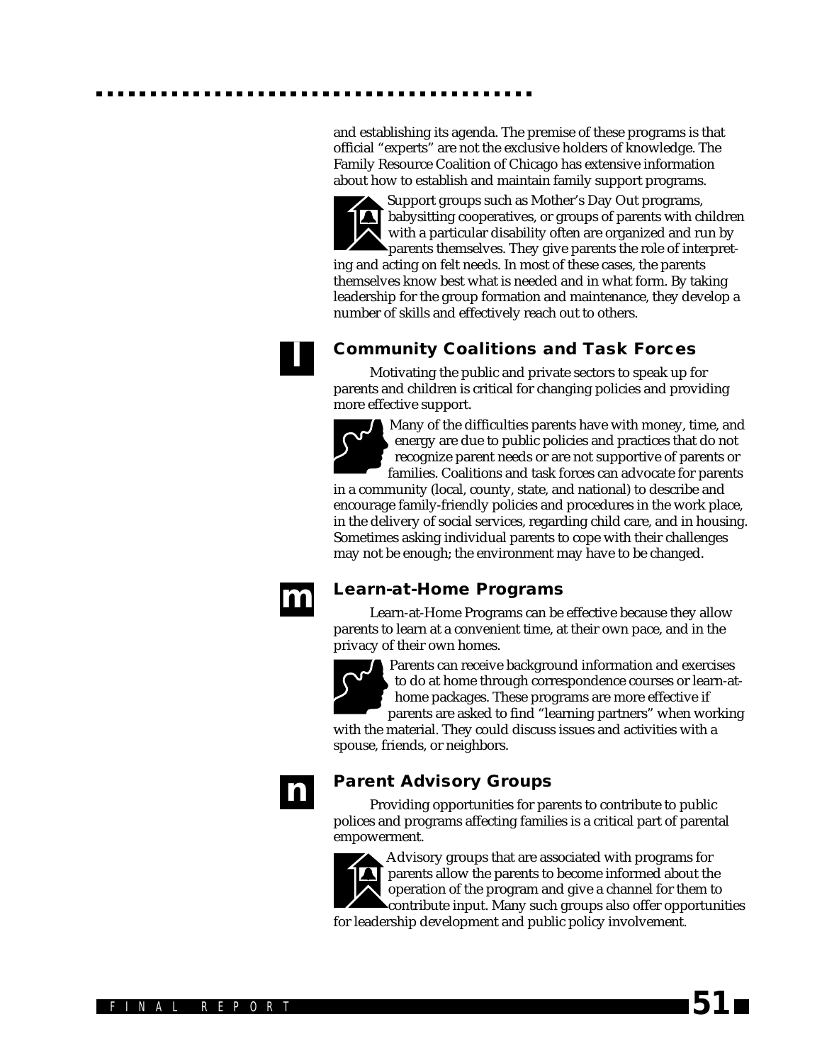and establishing its agenda. The premise of these programs is that official "experts" are not the exclusive holders of knowledge. The Family Resource Coalition of Chicago has extensive information about how to establish and maintain family support programs.

Support groups such as Mother's Day Out programs, babysitting cooperatives, or groups of parents with children with a particular disability often are organized and run by parents themselves. They give parents the role of interpreting and acting on felt needs. In most of these cases, the parents themselves know best what is needed and in what form. By taking leadership for the group formation and maintenance, they develop a number of skills and effectively reach out to others.

## l Community Coalitions and Task Forces

Motivating the public and private sectors to speak up for parents and children is critical for changing policies and providing more effective support.

Many of the difficulties parents have with money, time, and energy are due to public policies and practices that do not recognize parent needs or are not supportive of parents or families. Coalitions and task forces can advocate for parents in a community (local, county, state, and national) to describe and encourage family-friendly policies and procedures in the work place, in the delivery of social services, regarding child care, and in housing. Sometimes asking individual parents to cope with their challenges may not be enough; the environment may have to be changed.

## m Learn-at-Home Programs

Learn-at-Home Programs can be effective because they allow parents to learn at a convenient time, at their own pace, and in the privacy of their own homes.

Parents can receive background information and exercises to do at home through correspondence courses or learn-at-home packages. These programs are more effective if parents are asked to find "learning partners" when working with the material. They could discuss issues and activities with a spouse, friends, or neighbors.

## n Parent Advisory Groups

Providing opportunities for parents to contribute to public polices and programs affecting families is a critical part of parental empowerment.

Advisory groups that are associated with programs for parents allow the parents to become informed about the operation of the program and give a channel for them to contribute input. Many such groups also offer opportunities for leadership development and public policy involvement.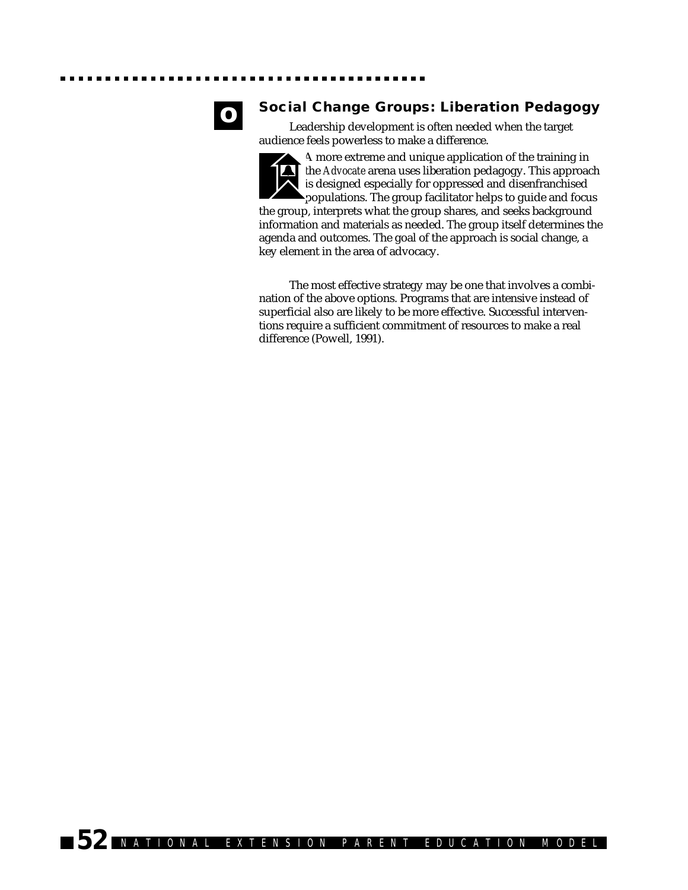## Social Change Groups: Liberation Pedagogy

Leadership development is often needed when the target audience feels powerless to make a difference.

A more extreme and unique application of the training in the *Advocate* arena uses liberation pedagogy. This approach is designed especially for oppressed and disenfranchised populations. The group facilitator helps to guide and focus the group, interprets what the group shares, and seeks background information and materials as needed. The group itself determines the agenda and outcomes. The goal of the approach is social change, a key element in the area of advocacy.

The most effective strategy may be one that involves a combination of the above options. Programs that are intensive instead of superficial also are likely to be more effective. Successful interventions require a sufficient commitment of resources to make a real difference (Powell, 1991).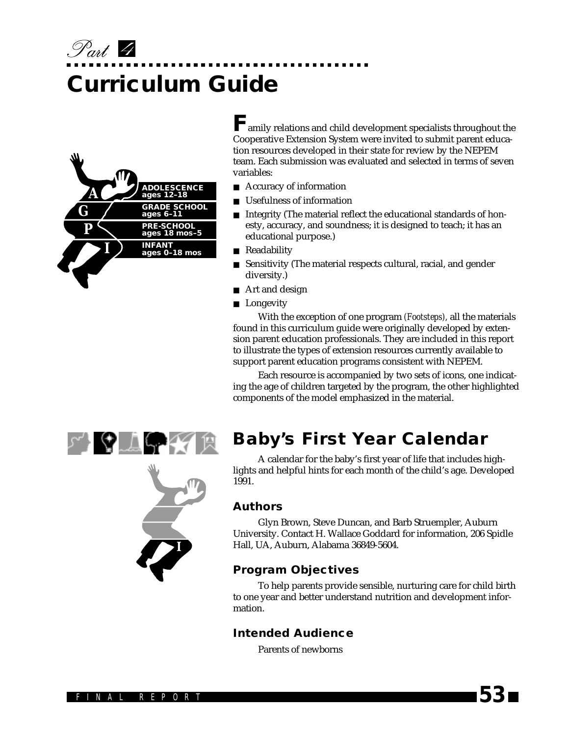Part 4

# Curriculum Guide

| | |
|---|---|
| A | ADOLESCENCE ages 12–18 |
| G | GRADE SCHOOL ages 6–11 |
| P | PRE-SCHOOL ages 18 mos–5 |
| I | INFANT ages 0–18 mos |

Family relations and child development specialists throughout the Cooperative Extension System were invited to submit parent education resources developed in their state for review by the NEPEM team. Each submission was evaluated and selected in terms of seven variables:

- Accuracy of information
- Usefulness of information
- Integrity (The material reflect the educational standards of honesty, accuracy, and soundness; it is designed to teach; it has an educational purpose.)
- Readability
- Sensitivity (The material respects cultural, racial, and gender diversity.)
- Art and design
- Longevity

With the exception of one program (*Footsteps*), all the materials found in this curriculum guide were originally developed by extension parent education professionals. They are included in this report to illustrate the types of extension resources currently available to support parent education programs consistent with NEPEM.

Each resource is accompanied by two sets of icons, one indicating the age of children targeted by the program, the other highlighted components of the model emphasized in the material.

## Baby's First Year Calendar

A calendar for the baby's first year of life that includes highlights and helpful hints for each month of the child's age. Developed 1991.

### Authors

Glyn Brown, Steve Duncan, and Barb Struempler, Auburn University. Contact H. Wallace Goddard for information, 206 Spidle Hall, UA, Auburn, Alabama 36849-5604.

### Program Objectives

To help parents provide sensible, nurturing care for child birth to one year and better understand nutrition and development information.

### Intended Audience

Parents of newborns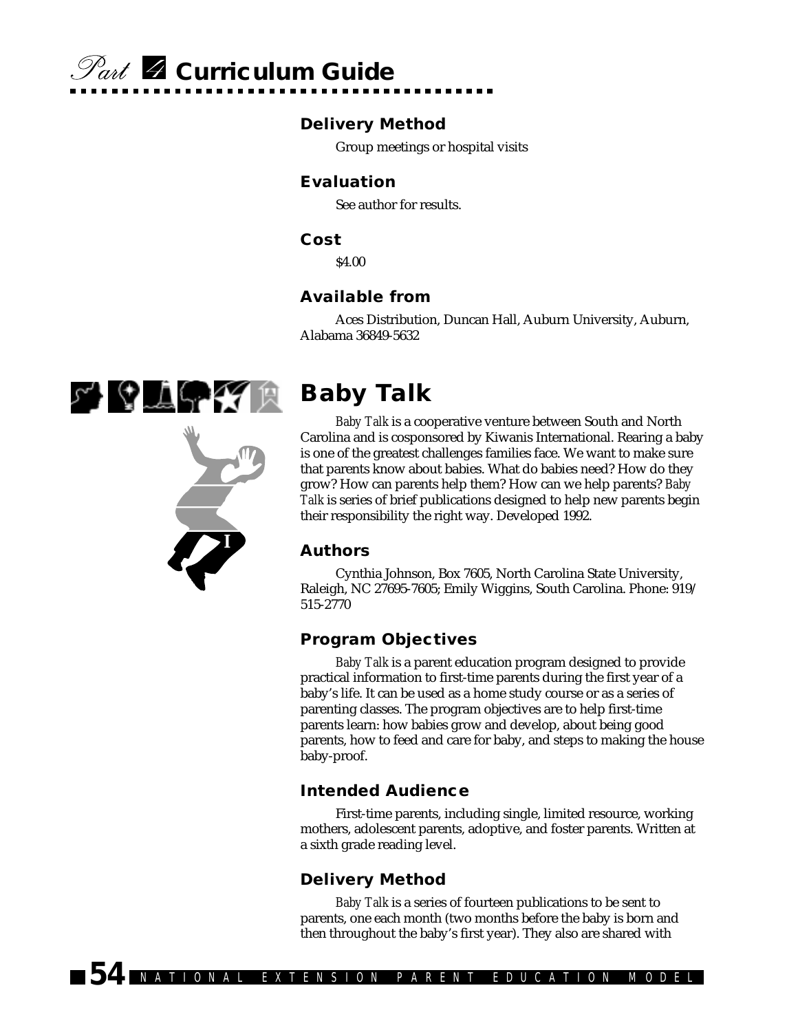### Delivery Method

Group meetings or hospital visits

### Evaluation

See author for results.

### Cost

$4.00

### Available from

Aces Distribution, Duncan Hall, Auburn University, Auburn, Alabama 36849-5632

## Baby Talk

*Baby Talk* is a cooperative venture between South and North Carolina and is cosponsored by Kiwanis International. Rearing a baby is one of the greatest challenges families face. We want to make sure that parents know about babies. What do babies need? How do they grow? How can parents help them? How can we help parents? *Baby Talk* is series of brief publications designed to help new parents begin their responsibility the right way. Developed 1992.

### Authors

Cynthia Johnson, Box 7605, North Carolina State University, Raleigh, NC 27695-7605; Emily Wiggins, South Carolina. Phone: 919/515-2770

### Program Objectives

*Baby Talk* is a parent education program designed to provide practical information to first-time parents during the first year of a baby's life. It can be used as a home study course or as a series of parenting classes. The program objectives are to help first-time parents learn: how babies grow and develop, about being good parents, how to feed and care for baby, and steps to making the house baby-proof.

### Intended Audience

First-time parents, including single, limited resource, working mothers, adolescent parents, adoptive, and foster parents. Written at a sixth grade reading level.

### Delivery Method

*Baby Talk* is a series of fourteen publications to be sent to parents, one each month (two months before the baby is born and then throughout the baby's first year). They also are shared with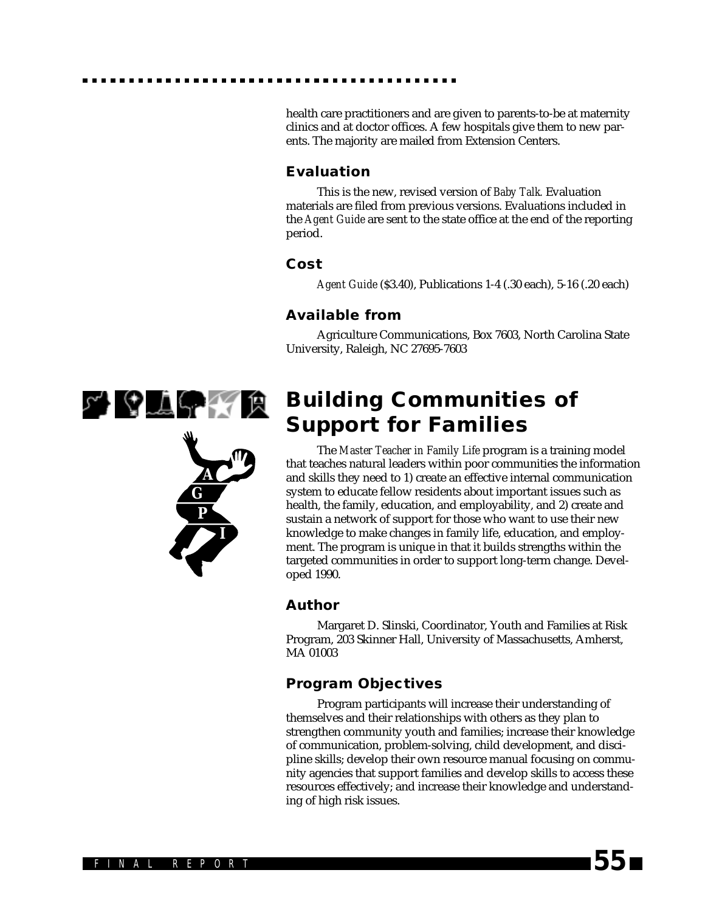health care practitioners and are given to parents-to-be at maternity clinics and at doctor offices. A few hospitals give them to new parents. The majority are mailed from Extension Centers.

### Evaluation

This is the new, revised version of *Baby Talk.* Evaluation materials are filed from previous versions. Evaluations included in the *Agent Guide* are sent to the state office at the end of the reporting period.

### Cost

*Agent Guide* ($3.40), Publications 1-4 (.30 each), 5-16 (.20 each)

### Available from

Agriculture Communications, Box 7603, North Carolina State University, Raleigh, NC 27695-7603

## Building Communities of Support for Families

The *Master Teacher in Family Life* program is a training model that teaches natural leaders within poor communities the information and skills they need to 1) create an effective internal communication system to educate fellow residents about important issues such as health, the family, education, and employability, and 2) create and sustain a network of support for those who want to use their new knowledge to make changes in family life, education, and employment. The program is unique in that it builds strengths within the targeted communities in order to support long-term change. Developed 1990.

### Author

Margaret D. Slinski, Coordinator, Youth and Families at Risk Program, 203 Skinner Hall, University of Massachusetts, Amherst, MA 01003

### Program Objectives

Program participants will increase their understanding of themselves and their relationships with others as they plan to strengthen community youth and families; increase their knowledge of communication, problem-solving, child development, and discipline skills; develop their own resource manual focusing on community agencies that support families and develop skills to access these resources effectively; and increase their knowledge and understanding of high risk issues.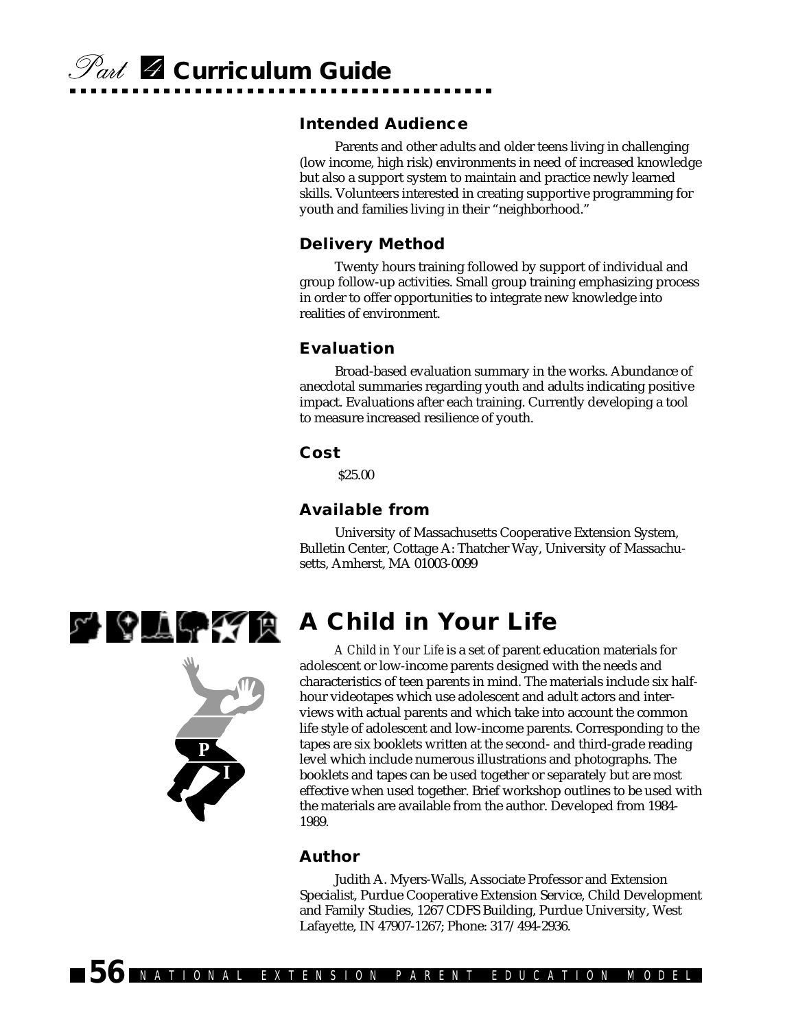### Intended Audience

Parents and other adults and older teens living in challenging (low income, high risk) environments in need of increased knowledge but also a support system to maintain and practice newly learned skills. Volunteers interested in creating supportive programming for youth and families living in their "neighborhood."

### Delivery Method

Twenty hours training followed by support of individual and group follow-up activities. Small group training emphasizing process in order to offer opportunities to integrate new knowledge into realities of environment.

### Evaluation

Broad-based evaluation summary in the works. Abundance of anecdotal summaries regarding youth and adults indicating positive impact. Evaluations after each training. Currently developing a tool to measure increased resilience of youth.

### Cost

$25.00

### Available from

University of Massachusetts Cooperative Extension System, Bulletin Center, Cottage A: Thatcher Way, University of Massachusetts, Amherst, MA 01003-0099

## A Child in Your Life

*A Child in Your Life* is a set of parent education materials for adolescent or low-income parents designed with the needs and characteristics of teen parents in mind. The materials include six half-hour videotapes which use adolescent and adult actors and interviews with actual parents and which take into account the common life style of adolescent and low-income parents. Corresponding to the tapes are six booklets written at the second- and third-grade reading level which include numerous illustrations and photographs. The booklets and tapes can be used together or separately but are most effective when used together. Brief workshop outlines to be used with the materials are available from the author. Developed from 1984-1989.

### Author

Judith A. Myers-Walls, Associate Professor and Extension Specialist, Purdue Cooperative Extension Service, Child Development and Family Studies, 1267 CDFS Building, Purdue University, West Lafayette, IN 47907-1267; Phone: 317/494-2936.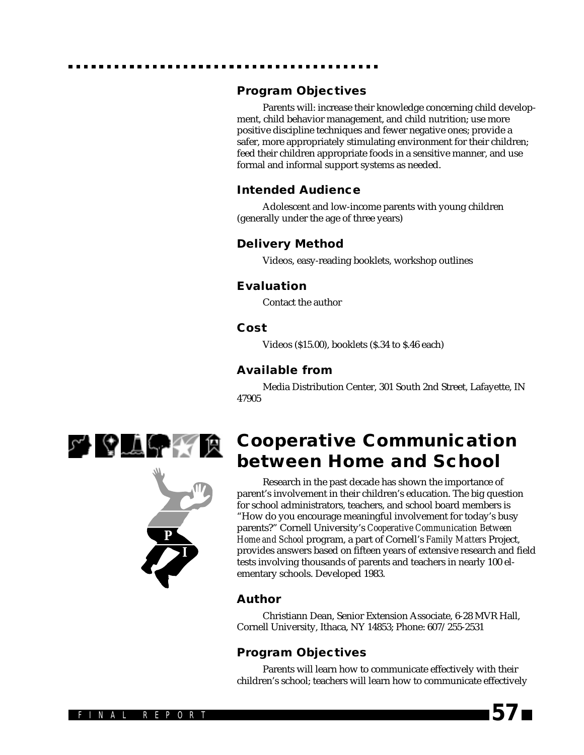### Program Objectives

Parents will: increase their knowledge concerning child development, child behavior management, and child nutrition; use more positive discipline techniques and fewer negative ones; provide a safer, more appropriately stimulating environment for their children; feed their children appropriate foods in a sensitive manner, and use formal and informal support systems as needed.

### Intended Audience

Adolescent and low-income parents with young children (generally under the age of three years)

### Delivery Method

Videos, easy-reading booklets, workshop outlines

### Evaluation

Contact the author

### Cost

Videos ($15.00), booklets ($.34 to $.46 each)

### Available from

Media Distribution Center, 301 South 2nd Street, Lafayette, IN 47905

## Cooperative Communication between Home and School

Research in the past decade has shown the importance of parent's involvement in their children's education. The big question for school administrators, teachers, and school board members is "How do you encourage meaningful involvement for today's busy parents?" Cornell University's *Cooperative Communication Between Home and School* program, a part of Cornell's *Family Matters* Project, provides answers based on fifteen years of extensive research and field tests involving thousands of parents and teachers in nearly 100 elementary schools. Developed 1983.

### Author

Christiann Dean, Senior Extension Associate, 6-28 MVR Hall, Cornell University, Ithaca, NY 14853; Phone: 607/255-2531

### Program Objectives

Parents will learn how to communicate effectively with their children's school; teachers will learn how to communicate effectively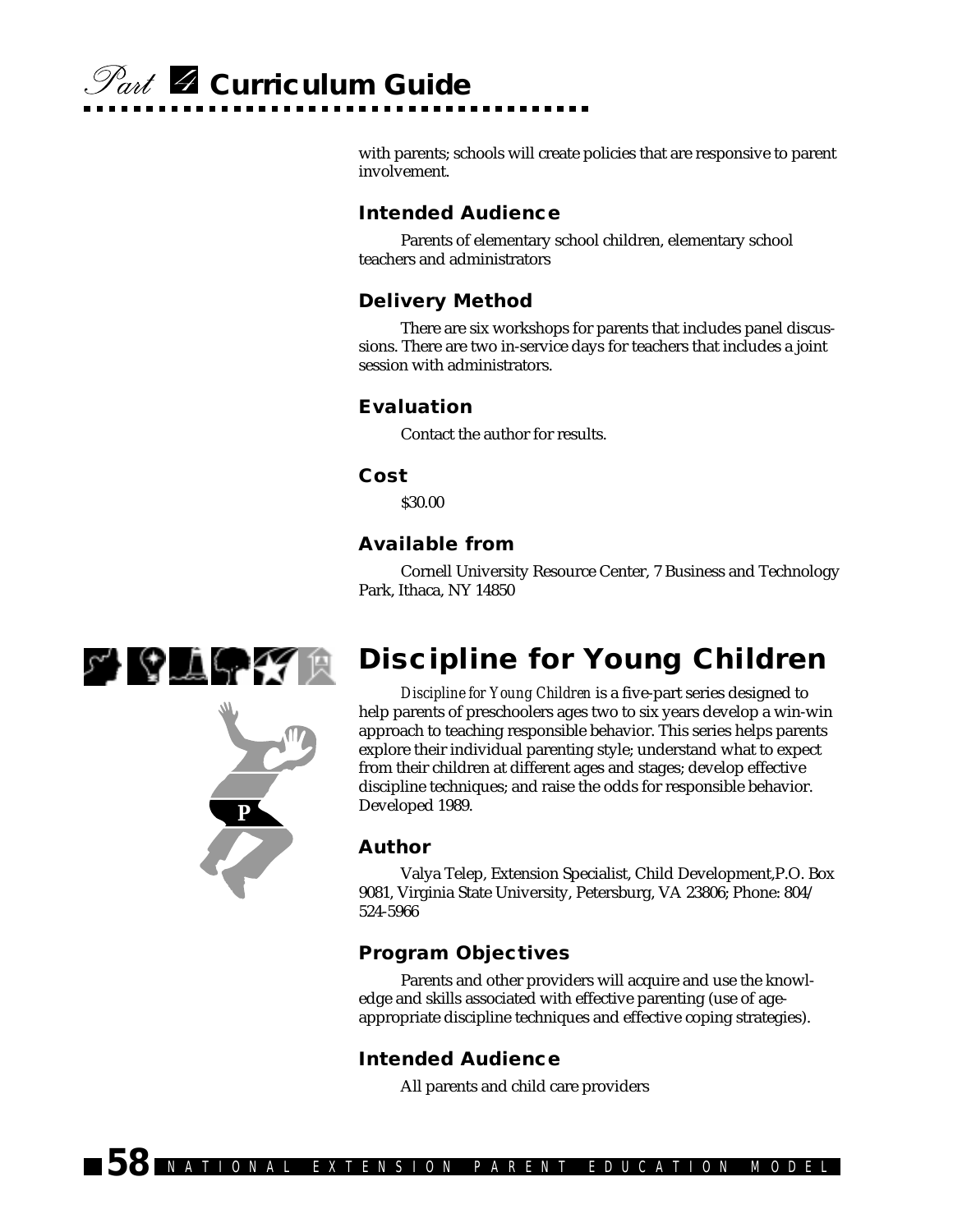with parents; schools will create policies that are responsive to parent involvement.

### Intended Audience

Parents of elementary school children, elementary school teachers and administrators

### Delivery Method

There are six workshops for parents that includes panel discussions. There are two in-service days for teachers that includes a joint session with administrators.

### Evaluation

Contact the author for results.

### Cost

$30.00

### Available from

Cornell University Resource Center, 7 Business and Technology Park, Ithaca, NY 14850

## Discipline for Young Children

*Discipline for Young Children* is a five-part series designed to help parents of preschoolers ages two to six years develop a win-win approach to teaching responsible behavior. This series helps parents explore their individual parenting style; understand what to expect from their children at different ages and stages; develop effective discipline techniques; and raise the odds for responsible behavior. Developed 1989.

### Author

Valya Telep, Extension Specialist, Child Development,P.O. Box 9081, Virginia State University, Petersburg, VA 23806; Phone: 804/ 524-5966

### Program Objectives

Parents and other providers will acquire and use the knowledge and skills associated with effective parenting (use of age-appropriate discipline techniques and effective coping strategies).

### Intended Audience

All parents and child care providers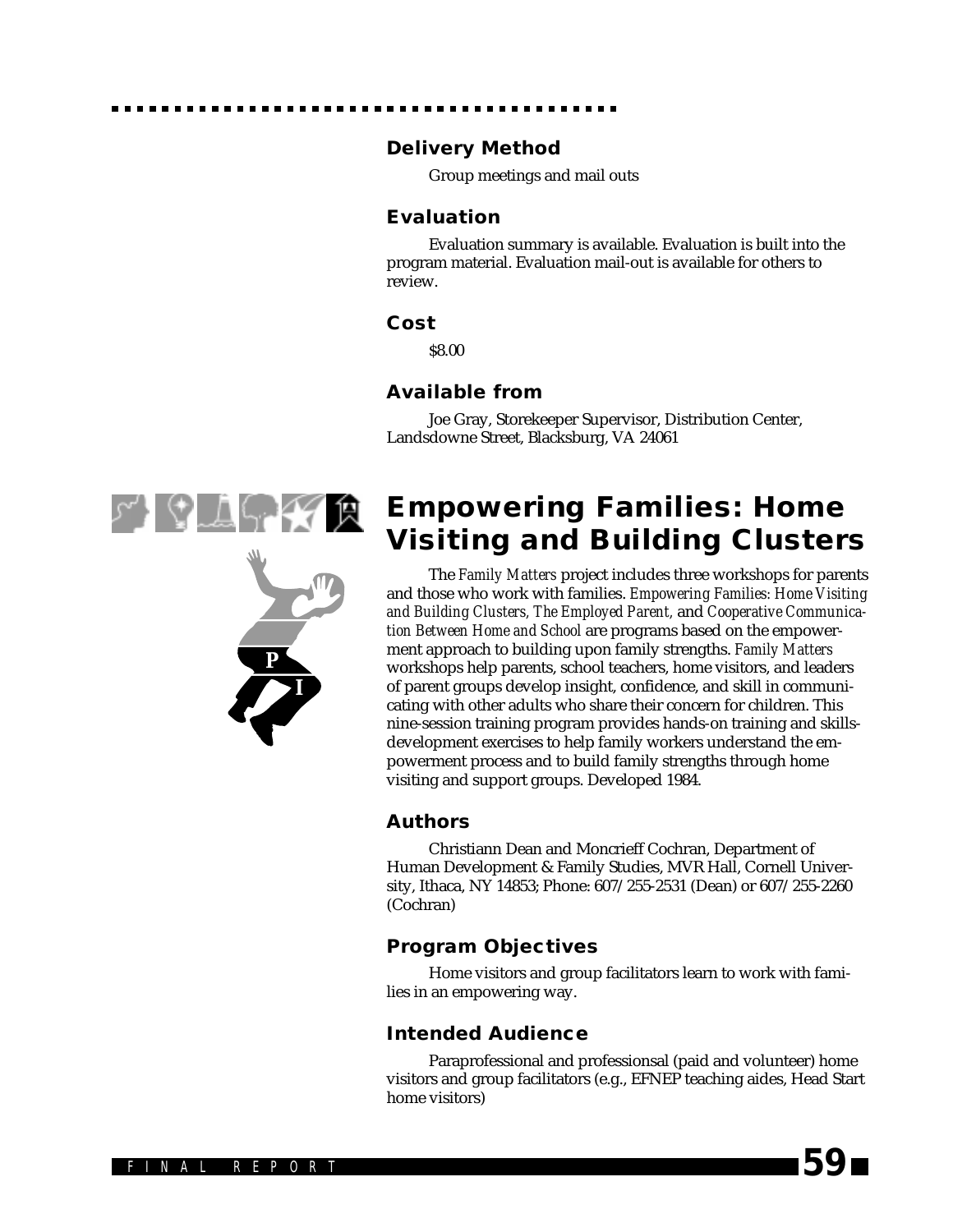### Delivery Method

Group meetings and mail outs

### Evaluation

Evaluation summary is available. Evaluation is built into the program material. Evaluation mail-out is available for others to review.

### Cost

$8.00

### Available from

Joe Gray, Storekeeper Supervisor, Distribution Center, Landsdowne Street, Blacksburg, VA 24061

## Empowering Families: Home Visiting and Building Clusters

The *Family Matters* project includes three workshops for parents and those who work with families. *Empowering Families: Home Visiting and Building Clusters, The Employed Parent,* and *Cooperative Communication Between Home and School* are programs based on the empowerment approach to building upon family strengths. *Family Matters* workshops help parents, school teachers, home visitors, and leaders of parent groups develop insight, confidence, and skill in communicating with other adults who share their concern for children. This nine-session training program provides hands-on training and skills-development exercises to help family workers understand the empowerment process and to build family strengths through home visiting and support groups. Developed 1984.

### Authors

Christiann Dean and Moncrieff Cochran, Department of Human Development & Family Studies, MVR Hall, Cornell University, Ithaca, NY 14853; Phone: 607/255-2531 (Dean) or 607/255-2260 (Cochran)

### Program Objectives

Home visitors and group facilitators learn to work with families in an empowering way.

### Intended Audience

Paraprofessional and professionsal (paid and volunteer) home visitors and group facilitators (e.g., EFNEP teaching aides, Head Start home visitors)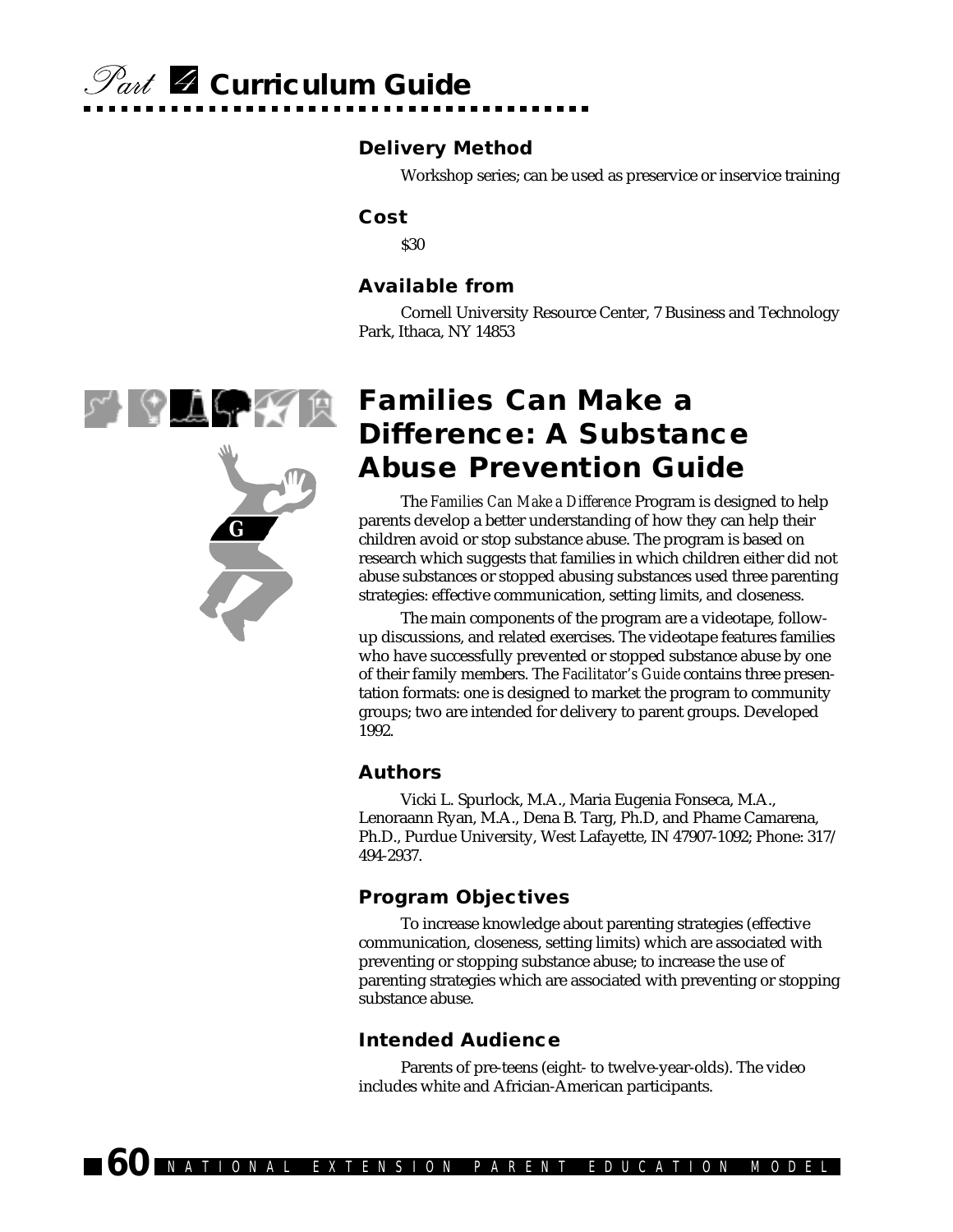### Delivery Method

Workshop series; can be used as preservice or inservice training

### Cost

$30

### Available from

Cornell University Resource Center, 7 Business and Technology Park, Ithaca, NY 14853

## Families Can Make a Difference: A Substance Abuse Prevention Guide

The *Families Can Make a Difference* Program is designed to help parents develop a better understanding of how they can help their children avoid or stop substance abuse. The program is based on research which suggests that families in which children either did not abuse substances or stopped abusing substances used three parenting strategies: effective communication, setting limits, and closeness.

The main components of the program are a videotape, follow-up discussions, and related exercises. The videotape features families who have successfully prevented or stopped substance abuse by one of their family members. The *Facilitator's Guide* contains three presentation formats: one is designed to market the program to community groups; two are intended for delivery to parent groups. Developed 1992.

### Authors

Vicki L. Spurlock, M.A., Maria Eugenia Fonseca, M.A., Lenoraann Ryan, M.A., Dena B. Targ, Ph.D, and Phame Camarena, Ph.D., Purdue University, West Lafayette, IN 47907-1092; Phone: 317/ 494-2937.

### Program Objectives

To increase knowledge about parenting strategies (effective communication, closeness, setting limits) which are associated with preventing or stopping substance abuse; to increase the use of parenting strategies which are associated with preventing or stopping substance abuse.

### Intended Audience

Parents of pre-teens (eight- to twelve-year-olds). The video includes white and Africian-American participants.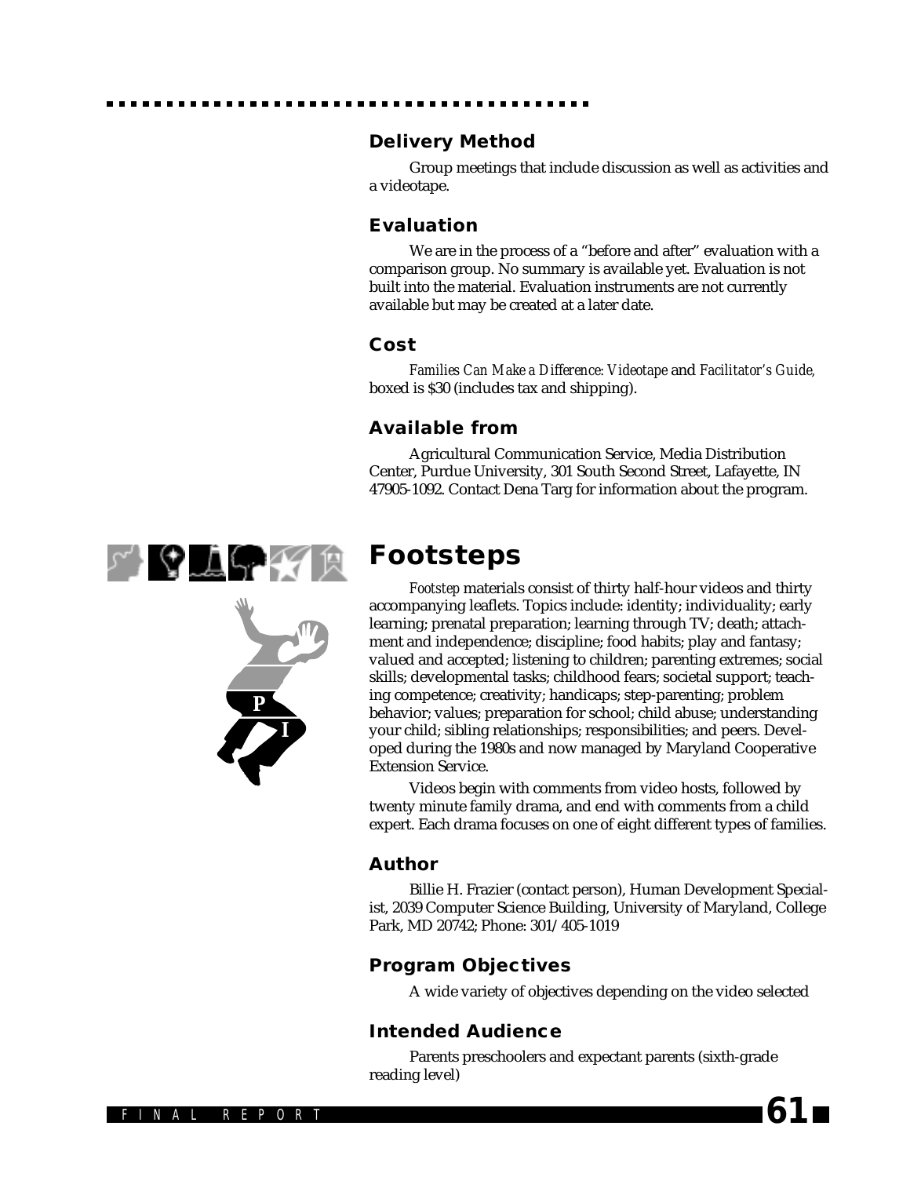### Delivery Method

Group meetings that include discussion as well as activities and a videotape.

### Evaluation

We are in the process of a "before and after" evaluation with a comparison group. No summary is available yet. Evaluation is not built into the material. Evaluation instruments are not currently available but may be created at a later date.

### Cost

*Families Can Make a Difference: Videotape* and *Facilitator's Guide,* boxed is $30 (includes tax and shipping).

### Available from

Agricultural Communication Service, Media Distribution Center, Purdue University, 301 South Second Street, Lafayette, IN 47905-1092. Contact Dena Targ for information about the program.

## Footsteps

*Footstep* materials consist of thirty half-hour videos and thirty accompanying leaflets. Topics include: identity; individuality; early learning; prenatal preparation; learning through TV; death; attachment and independence; discipline; food habits; play and fantasy; valued and accepted; listening to children; parenting extremes; social skills; developmental tasks; childhood fears; societal support; teaching competence; creativity; handicaps; step-parenting; problem behavior; values; preparation for school; child abuse; understanding your child; sibling relationships; responsibilities; and peers. Developed during the 1980s and now managed by Maryland Cooperative Extension Service.

Videos begin with comments from video hosts, followed by twenty minute family drama, and end with comments from a child expert. Each drama focuses on one of eight different types of families.

### Author

Billie H. Frazier (contact person), Human Development Specialist, 2039 Computer Science Building, University of Maryland, College Park, MD 20742; Phone: 301/405-1019

### Program Objectives

A wide variety of objectives depending on the video selected

### Intended Audience

Parents preschoolers and expectant parents (sixth-grade reading level)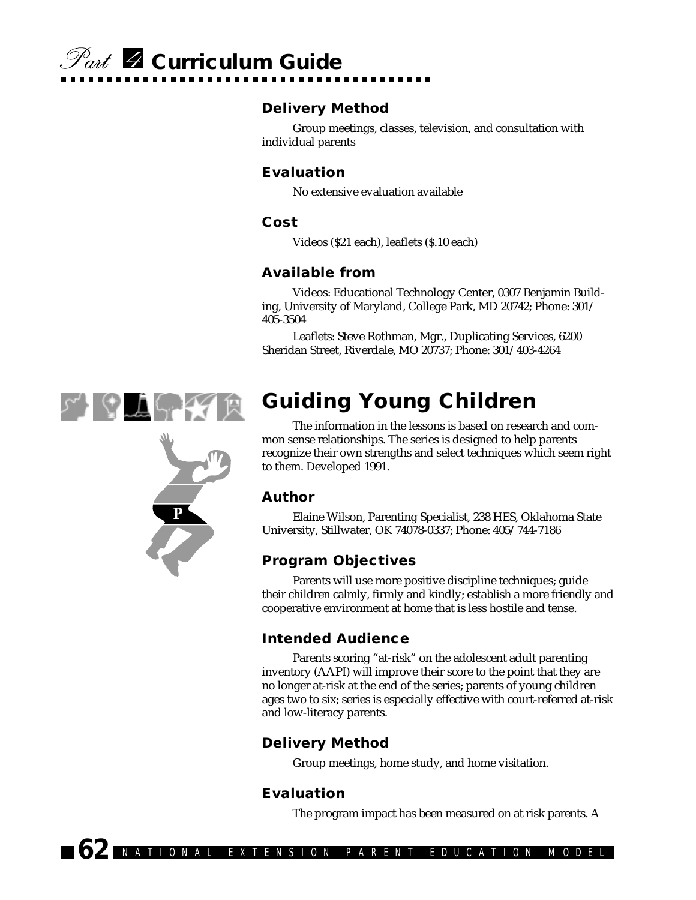### Delivery Method

Group meetings, classes, television, and consultation with individual parents

### Evaluation

No extensive evaluation available

### Cost

Videos ($21 each), leaflets ($.10 each)

### Available from

Videos: Educational Technology Center, 0307 Benjamin Building, University of Maryland, College Park, MD 20742; Phone: 301/405-3504

Leaflets: Steve Rothman, Mgr., Duplicating Services, 6200 Sheridan Street, Riverdale, MO 20737; Phone: 301/403-4264

## Guiding Young Children

The information in the lessons is based on research and common sense relationships. The series is designed to help parents recognize their own strengths and select techniques which seem right to them. Developed 1991.

### Author

Elaine Wilson, Parenting Specialist, 238 HES, Oklahoma State University, Stillwater, OK 74078-0337; Phone: 405/744-7186

### Program Objectives

Parents will use more positive discipline techniques; guide their children calmly, firmly and kindly; establish a more friendly and cooperative environment at home that is less hostile and tense.

### Intended Audience

Parents scoring "at-risk" on the adolescent adult parenting inventory (AAPI) will improve their score to the point that they are no longer at-risk at the end of the series; parents of young children ages two to six; series is especially effective with court-referred at-risk and low-literacy parents.

### Delivery Method

Group meetings, home study, and home visitation.

### Evaluation

The program impact has been measured on at risk parents. A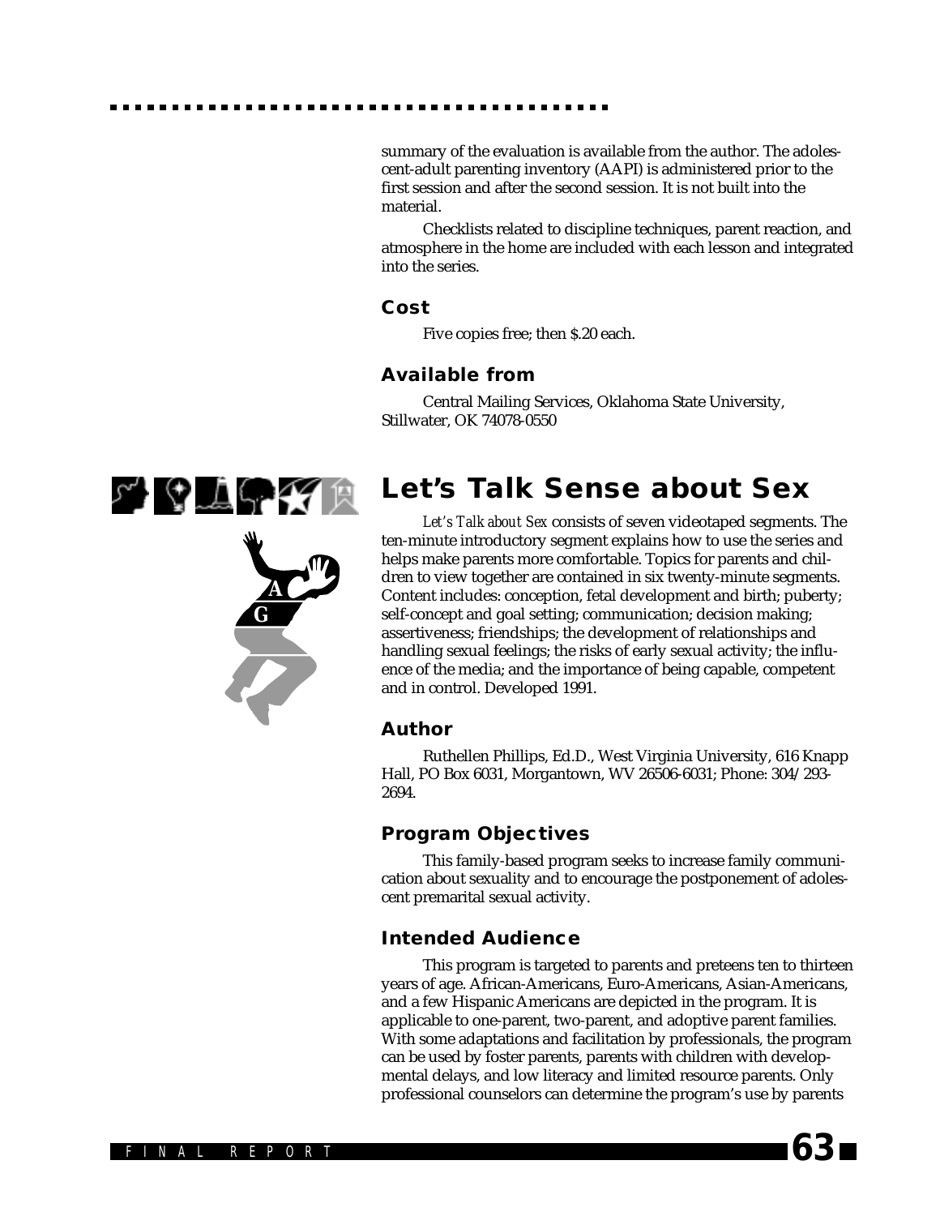summary of the evaluation is available from the author. The adolescent-adult parenting inventory (AAPI) is administered prior to the first session and after the second session. It is not built into the material.

Checklists related to discipline techniques, parent reaction, and atmosphere in the home are included with each lesson and integrated into the series.

### Cost

Five copies free; then $.20 each.

### Available from

Central Mailing Services, Oklahoma State University, Stillwater, OK 74078-0550

## Let's Talk Sense about Sex

*Let's Talk about Sex* consists of seven videotaped segments. The ten-minute introductory segment explains how to use the series and helps make parents more comfortable. Topics for parents and children to view together are contained in six twenty-minute segments. Content includes: conception, fetal development and birth; puberty; self-concept and goal setting; communication; decision making; assertiveness; friendships; the development of relationships and handling sexual feelings; the risks of early sexual activity; the influence of the media; and the importance of being capable, competent and in control. Developed 1991.

### Author

Ruthellen Phillips, Ed.D., West Virginia University, 616 Knapp Hall, PO Box 6031, Morgantown, WV 26506-6031; Phone: 304/293-2694.

### Program Objectives

This family-based program seeks to increase family communication about sexuality and to encourage the postponement of adolescent premarital sexual activity.

### Intended Audience

This program is targeted to parents and preteens ten to thirteen years of age. African-Americans, Euro-Americans, Asian-Americans, and a few Hispanic Americans are depicted in the program. It is applicable to one-parent, two-parent, and adoptive parent families. With some adaptations and facilitation by professionals, the program can be used by foster parents, parents with children with developmental delays, and low literacy and limited resource parents. Only professional counselors can determine the program's use by parents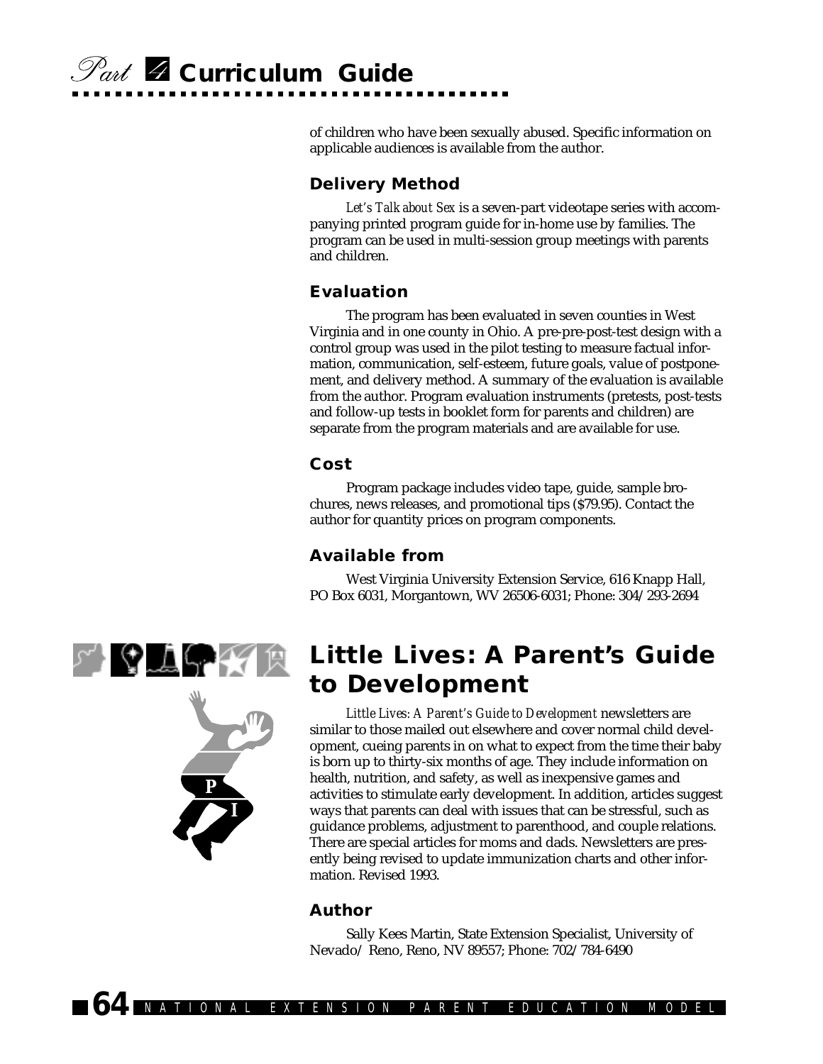of children who have been sexually abused. Specific information on applicable audiences is available from the author.

### Delivery Method

*Let's Talk about Sex* is a seven-part videotape series with accompanying printed program guide for in-home use by families. The program can be used in multi-session group meetings with parents and children.

### Evaluation

The program has been evaluated in seven counties in West Virginia and in one county in Ohio. A pre-pre-post-test design with a control group was used in the pilot testing to measure factual information, communication, self-esteem, future goals, value of postponement, and delivery method. A summary of the evaluation is available from the author. Program evaluation instruments (pretests, post-tests and follow-up tests in booklet form for parents and children) are separate from the program materials and are available for use.

### Cost

Program package includes video tape, guide, sample brochures, news releases, and promotional tips ($79.95). Contact the author for quantity prices on program components.

### Available from

West Virginia University Extension Service, 616 Knapp Hall, PO Box 6031, Morgantown, WV 26506-6031; Phone: 304/293-2694

## Little Lives: A Parent's Guide to Development

*Little Lives: A Parent's Guide to Development* newsletters are similar to those mailed out elsewhere and cover normal child development, cueing parents in on what to expect from the time their baby is born up to thirty-six months of age. They include information on health, nutrition, and safety, as well as inexpensive games and activities to stimulate early development. In addition, articles suggest ways that parents can deal with issues that can be stressful, such as guidance problems, adjustment to parenthood, and couple relations. There are special articles for moms and dads. Newsletters are presently being revised to update immunization charts and other information. Revised 1993.

### Author

Sally Kees Martin, State Extension Specialist, University of Nevada/ Reno, Reno, NV 89557; Phone: 702/784-6490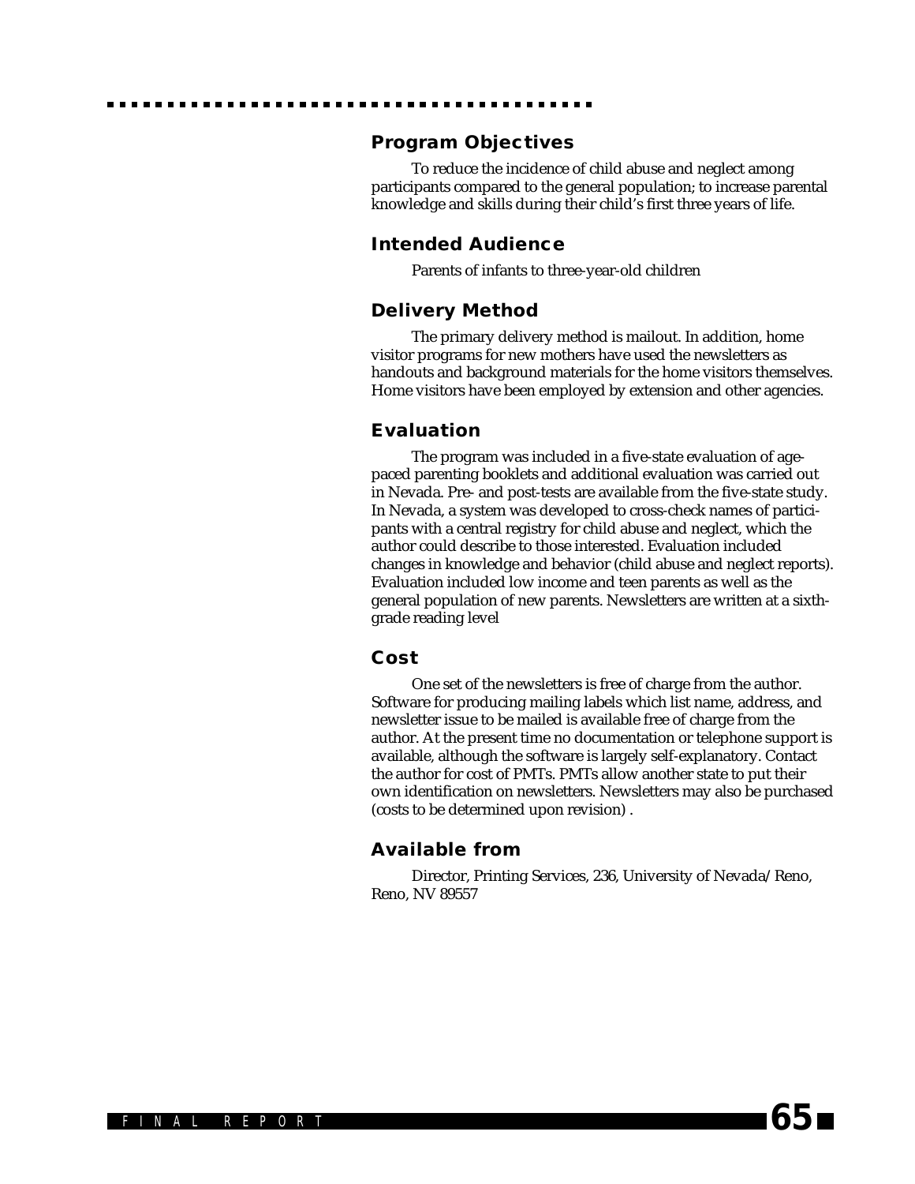### Program Objectives

To reduce the incidence of child abuse and neglect among participants compared to the general population; to increase parental knowledge and skills during their child's first three years of life.

### Intended Audience

Parents of infants to three-year-old children

### Delivery Method

The primary delivery method is mailout. In addition, home visitor programs for new mothers have used the newsletters as handouts and background materials for the home visitors themselves. Home visitors have been employed by extension and other agencies.

### Evaluation

The program was included in a five-state evaluation of age-paced parenting booklets and additional evaluation was carried out in Nevada. Pre- and post-tests are available from the five-state study. In Nevada, a system was developed to cross-check names of participants with a central registry for child abuse and neglect, which the author could describe to those interested. Evaluation included changes in knowledge and behavior (child abuse and neglect reports). Evaluation included low income and teen parents as well as the general population of new parents. Newsletters are written at a sixth-grade reading level

### Cost

One set of the newsletters is free of charge from the author. Software for producing mailing labels which list name, address, and newsletter issue to be mailed is available free of charge from the author. At the present time no documentation or telephone support is available, although the software is largely self-explanatory. Contact the author for cost of PMTs. PMTs allow another state to put their own identification on newsletters. Newsletters may also be purchased (costs to be determined upon revision) .

### Available from

Director, Printing Services, 236, University of Nevada/Reno, Reno, NV 89557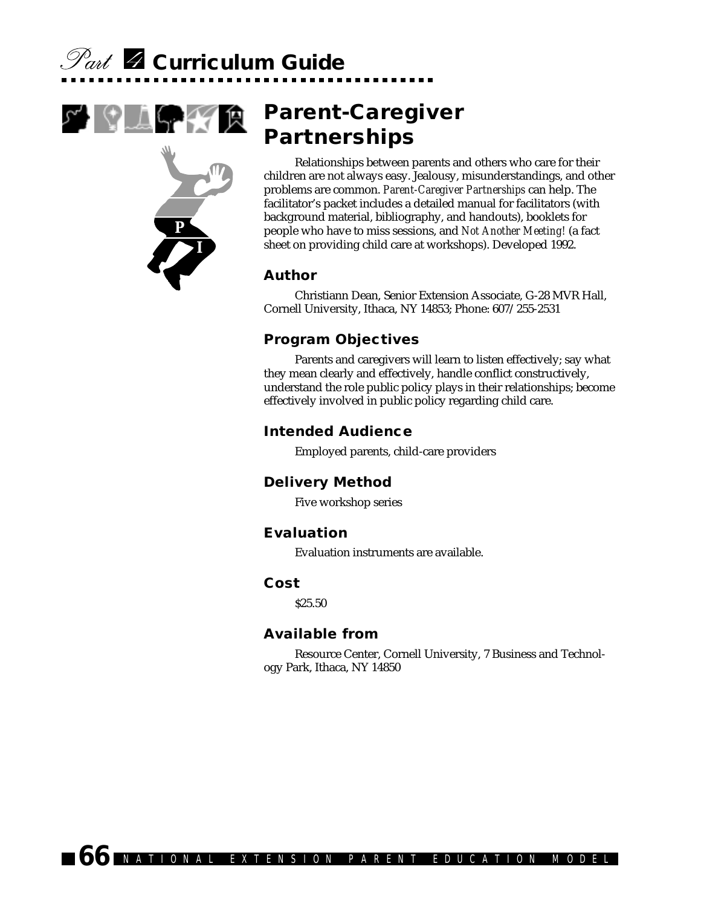# Parent-Caregiver Partnerships

Relationships between parents and others who care for their children are not always easy. Jealousy, misunderstandings, and other problems are common. *Parent-Caregiver Partnerships* can help. The facilitator's packet includes a detailed manual for facilitators (with background material, bibliography, and handouts), booklets for people who have to miss sessions, and *Not Another Meeting!* (a fact sheet on providing child care at workshops). Developed 1992.

## Author

Christiann Dean, Senior Extension Associate, G-28 MVR Hall, Cornell University, Ithaca, NY 14853; Phone: 607/255-2531

## Program Objectives

Parents and caregivers will learn to listen effectively; say what they mean clearly and effectively, handle conflict constructively, understand the role public policy plays in their relationships; become effectively involved in public policy regarding child care.

## Intended Audience

Employed parents, child-care providers

## Delivery Method

Five workshop series

## Evaluation

Evaluation instruments are available.

## Cost

$25.50

## Available from

Resource Center, Cornell University, 7 Business and Technology Park, Ithaca, NY 14850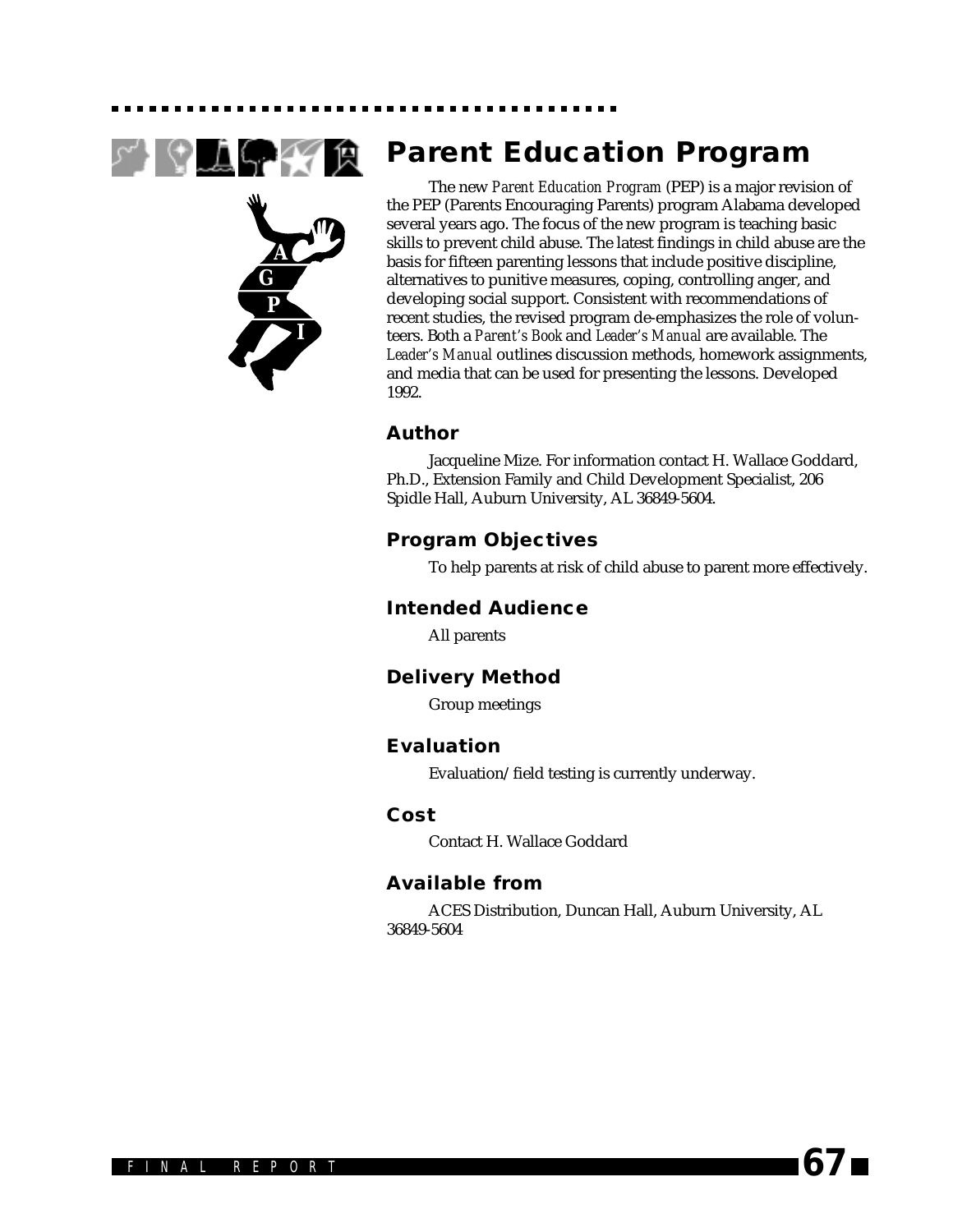# Parent Education Program

The new *Parent Education Program* (PEP) is a major revision of the PEP (Parents Encouraging Parents) program Alabama developed several years ago. The focus of the new program is teaching basic skills to prevent child abuse. The latest findings in child abuse are the basis for fifteen parenting lessons that include positive discipline, alternatives to punitive measures, coping, controlling anger, and developing social support. Consistent with recommendations of recent studies, the revised program de-emphasizes the role of volunteers. Both a *Parent's Book* and *Leader's Manual* are available. The *Leader's Manual* outlines discussion methods, homework assignments, and media that can be used for presenting the lessons. Developed 1992.

## Author

Jacqueline Mize. For information contact H. Wallace Goddard, Ph.D., Extension Family and Child Development Specialist, 206 Spidle Hall, Auburn University, AL 36849-5604.

## Program Objectives

To help parents at risk of child abuse to parent more effectively.

## Intended Audience

All parents

## Delivery Method

Group meetings

## Evaluation

Evaluation/field testing is currently underway.

## Cost

Contact H. Wallace Goddard

## Available from

ACES Distribution, Duncan Hall, Auburn University, AL 36849-5604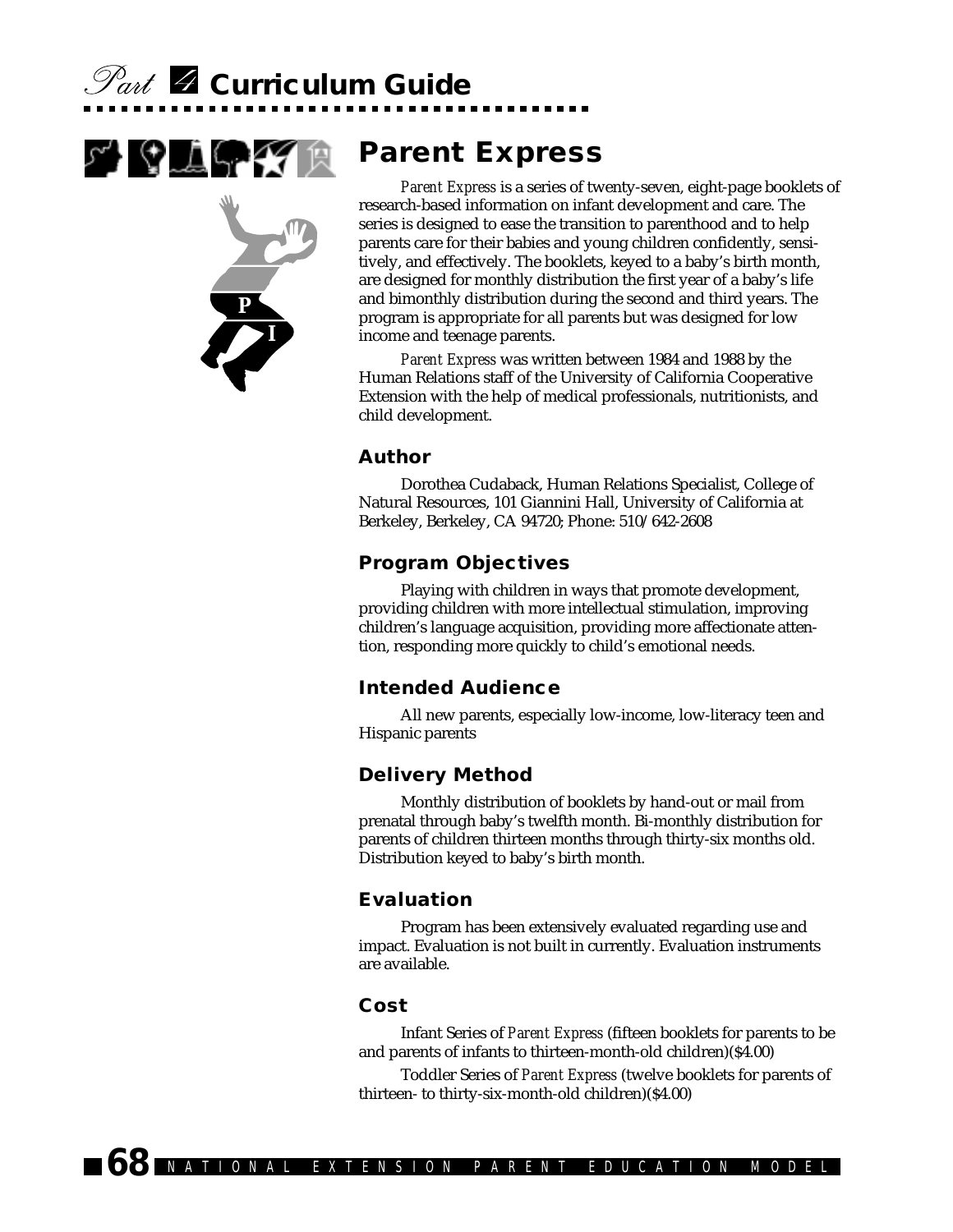# Parent Express

*Parent Express* is a series of twenty-seven, eight-page booklets of research-based information on infant development and care. The series is designed to ease the transition to parenthood and to help parents care for their babies and young children confidently, sensitively, and effectively. The booklets, keyed to a baby's birth month, are designed for monthly distribution the first year of a baby's life and bimonthly distribution during the second and third years. The program is appropriate for all parents but was designed for low income and teenage parents.

*Parent Express* was written between 1984 and 1988 by the Human Relations staff of the University of California Cooperative Extension with the help of medical professionals, nutritionists, and child development.

## Author

Dorothea Cudaback, Human Relations Specialist, College of Natural Resources, 101 Giannini Hall, University of California at Berkeley, Berkeley, CA 94720; Phone: 510/642-2608

## Program Objectives

Playing with children in ways that promote development, providing children with more intellectual stimulation, improving children's language acquisition, providing more affectionate attention, responding more quickly to child's emotional needs.

## Intended Audience

All new parents, especially low-income, low-literacy teen and Hispanic parents

## Delivery Method

Monthly distribution of booklets by hand-out or mail from prenatal through baby's twelfth month. Bi-monthly distribution for parents of children thirteen months through thirty-six months old. Distribution keyed to baby's birth month.

## Evaluation

Program has been extensively evaluated regarding use and impact. Evaluation is not built in currently. Evaluation instruments are available.

## Cost

Infant Series of *Parent Express* (fifteen booklets for parents to be and parents of infants to thirteen-month-old children)($4.00)

Toddler Series of *Parent Express* (twelve booklets for parents of thirteen- to thirty-six-month-old children)($4.00)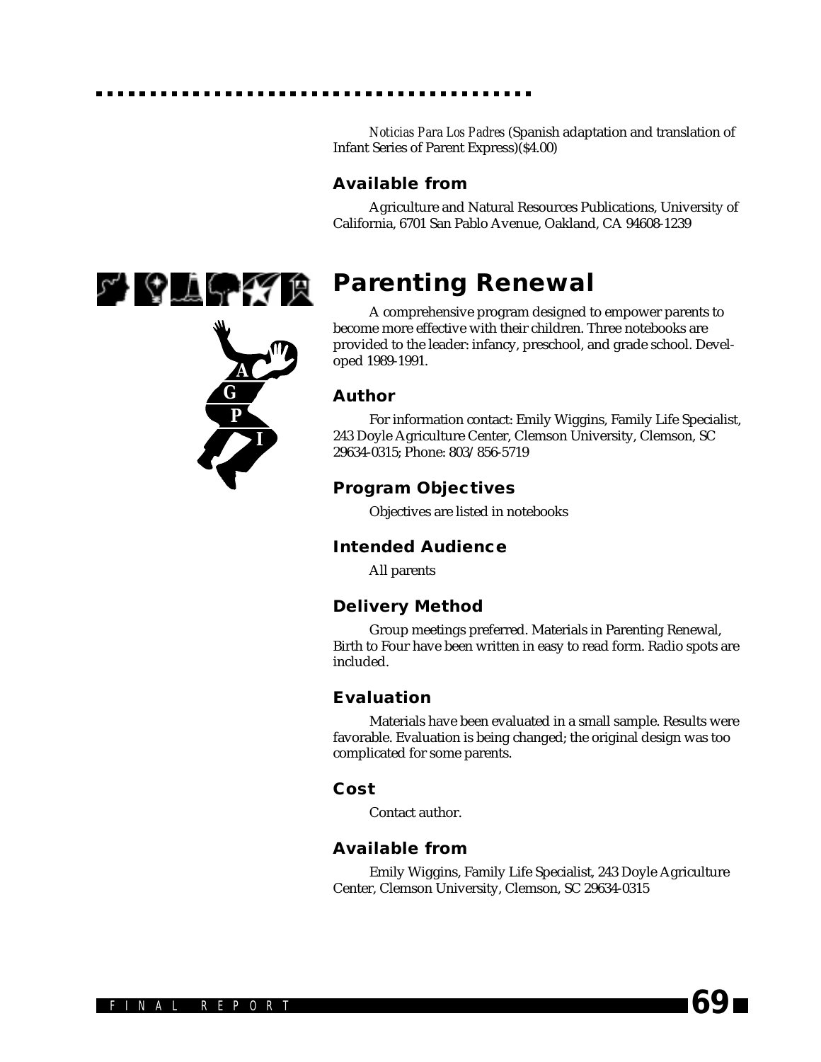*Noticias Para Los Padres* (Spanish adaptation and translation of Infant Series of Parent Express)($4.00)

### Available from

Agriculture and Natural Resources Publications, University of California, 6701 San Pablo Avenue, Oakland, CA 94608-1239

## Parenting Renewal

A comprehensive program designed to empower parents to become more effective with their children. Three notebooks are provided to the leader: infancy, preschool, and grade school. Developed 1989-1991.

### Author

For information contact: Emily Wiggins, Family Life Specialist, 243 Doyle Agriculture Center, Clemson University, Clemson, SC 29634-0315; Phone: 803/856-5719

### Program Objectives

Objectives are listed in notebooks

### Intended Audience

All parents

### Delivery Method

Group meetings preferred. Materials in Parenting Renewal, Birth to Four have been written in easy to read form. Radio spots are included.

### Evaluation

Materials have been evaluated in a small sample. Results were favorable. Evaluation is being changed; the original design was too complicated for some parents.

### Cost

Contact author.

### Available from

Emily Wiggins, Family Life Specialist, 243 Doyle Agriculture Center, Clemson University, Clemson, SC 29634-0315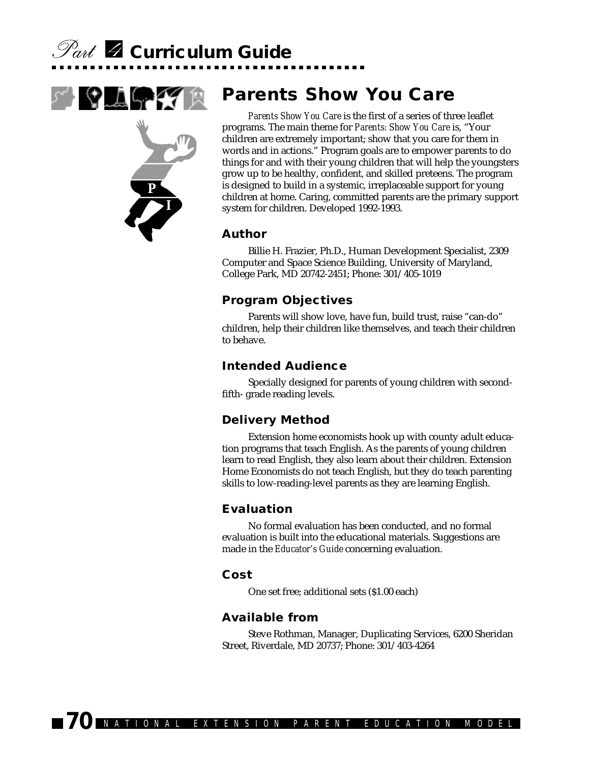# Parents Show You Care

*Parents Show You Care* is the first of a series of three leaflet programs. The main theme for *Parents: Show You Care* is, "Your children are extremely important; show that you care for them in words and in actions." Program goals are to empower parents to do things for and with their young children that will help the youngsters grow up to be healthy, confident, and skilled preteens. The program is designed to build in a systemic, irreplaceable support for young children at home. Caring, committed parents are the primary support system for children. Developed 1992-1993.

## Author

Billie H. Frazier, Ph.D., Human Development Specialist, 2309 Computer and Space Science Building, University of Maryland, College Park, MD 20742-2451; Phone: 301/405-1019

## Program Objectives

Parents will show love, have fun, build trust, raise "can-do" children, help their children like themselves, and teach their children to behave.

## Intended Audience

Specially designed for parents of young children with second-fifth- grade reading levels.

## Delivery Method

Extension home economists hook up with county adult education programs that teach English. As the parents of young children learn to read English, they also learn about their children. Extension Home Economists do not teach English, but they do teach parenting skills to low-reading-level parents as they are learning English.

## Evaluation

No formal evaluation has been conducted, and no formal evaluation is built into the educational materials. Suggestions are made in the *Educator's Guide* concerning evaluation.

## Cost

One set free; additional sets ($1.00 each)

## Available from

Steve Rothman, Manager, Duplicating Services, 6200 Sheridan Street, Riverdale, MD 20737; Phone: 301/403-4264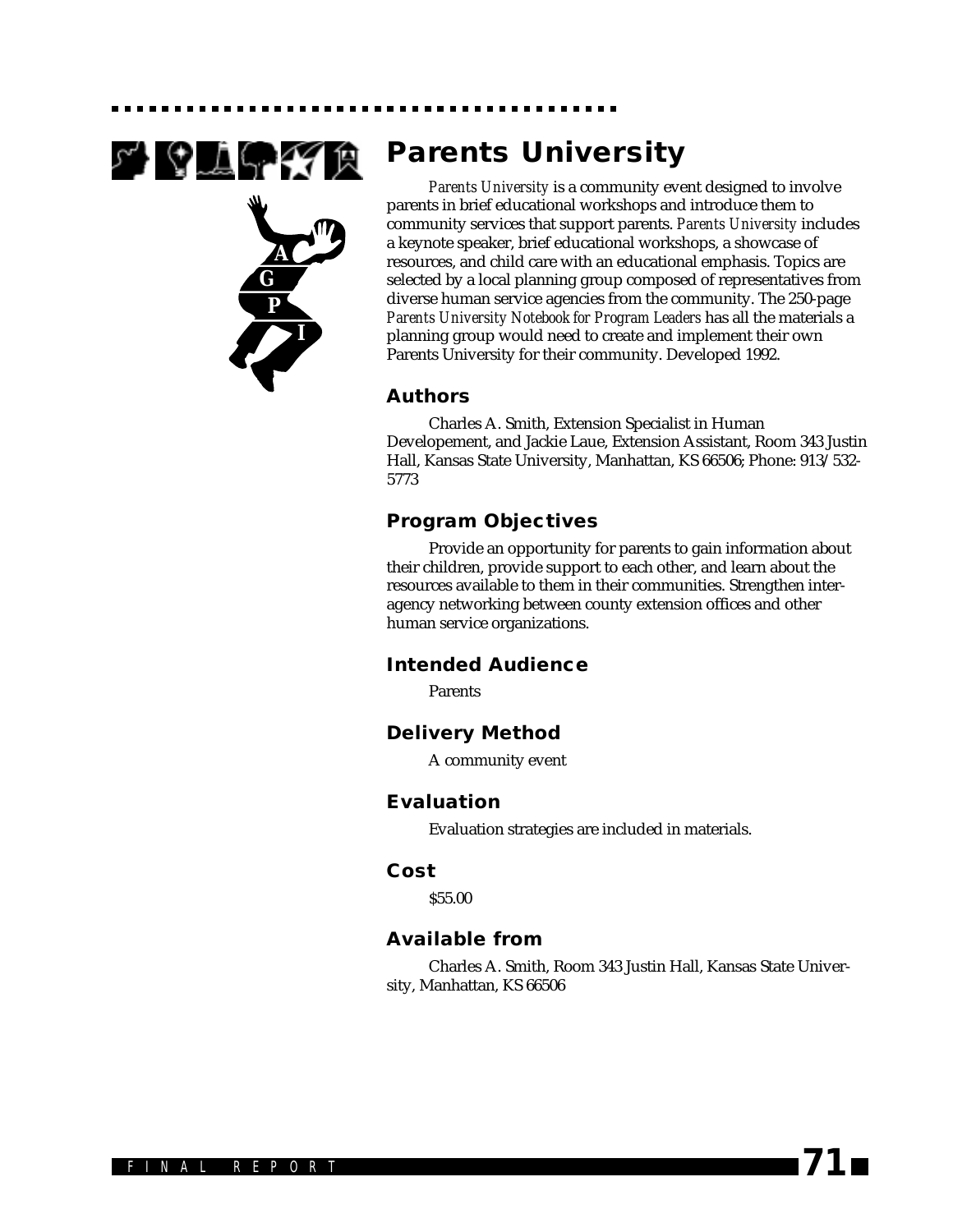# Parents University

*Parents University* is a community event designed to involve parents in brief educational workshops and introduce them to community services that support parents. *Parents University* includes a keynote speaker, brief educational workshops, a showcase of resources, and child care with an educational emphasis. Topics are selected by a local planning group composed of representatives from diverse human service agencies from the community. The 250-page *Parents University Notebook for Program Leaders* has all the materials a planning group would need to create and implement their own Parents University for their community. Developed 1992.

## Authors

Charles A. Smith, Extension Specialist in Human Developement, and Jackie Laue, Extension Assistant, Room 343 Justin Hall, Kansas State University, Manhattan, KS 66506; Phone: 913/532-5773

## Program Objectives

Provide an opportunity for parents to gain information about their children, provide support to each other, and learn about the resources available to them in their communities. Strengthen inter-agency networking between county extension offices and other human service organizations.

## Intended Audience

Parents

## Delivery Method

A community event

## Evaluation

Evaluation strategies are included in materials.

## Cost

$55.00

## Available from

Charles A. Smith, Room 343 Justin Hall, Kansas State University, Manhattan, KS 66506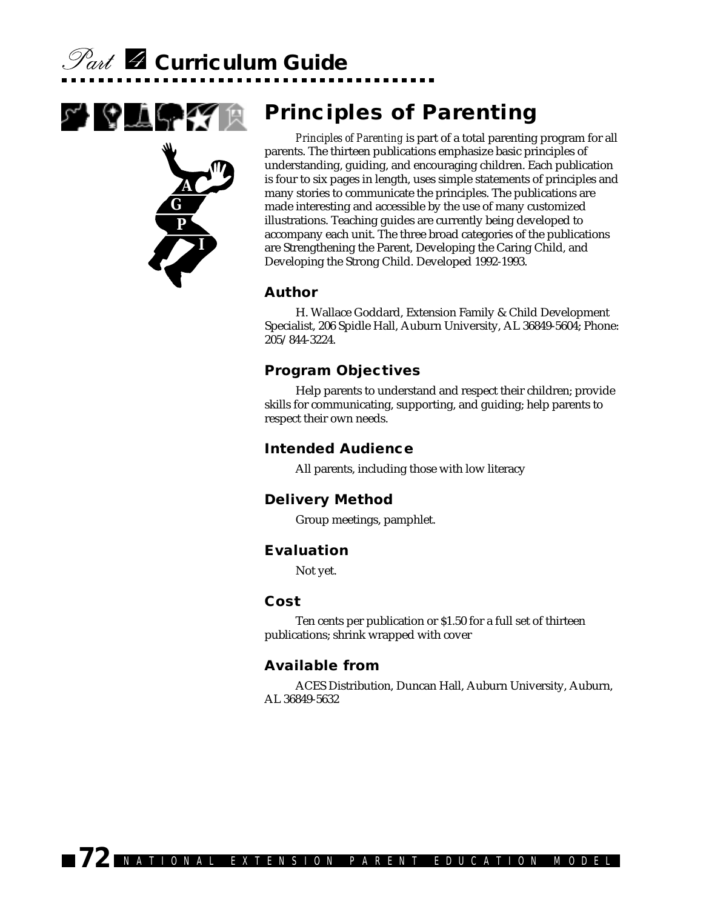# Principles of Parenting

*Principles of Parenting* is part of a total parenting program for all parents. The thirteen publications emphasize basic principles of understanding, guiding, and encouraging children. Each publication is four to six pages in length, uses simple statements of principles and many stories to communicate the principles. The publications are made interesting and accessible by the use of many customized illustrations. Teaching guides are currently being developed to accompany each unit. The three broad categories of the publications are Strengthening the Parent, Developing the Caring Child, and Developing the Strong Child. Developed 1992-1993.

### Author

H. Wallace Goddard, Extension Family & Child Development Specialist, 206 Spidle Hall, Auburn University, AL 36849-5604; Phone: 205/844-3224.

### Program Objectives

Help parents to understand and respect their children; provide skills for communicating, supporting, and guiding; help parents to respect their own needs.

### Intended Audience

All parents, including those with low literacy

### Delivery Method

Group meetings, pamphlet.

### Evaluation

Not yet.

### Cost

Ten cents per publication or $1.50 for a full set of thirteen publications; shrink wrapped with cover

### Available from

ACES Distribution, Duncan Hall, Auburn University, Auburn, AL 36849-5632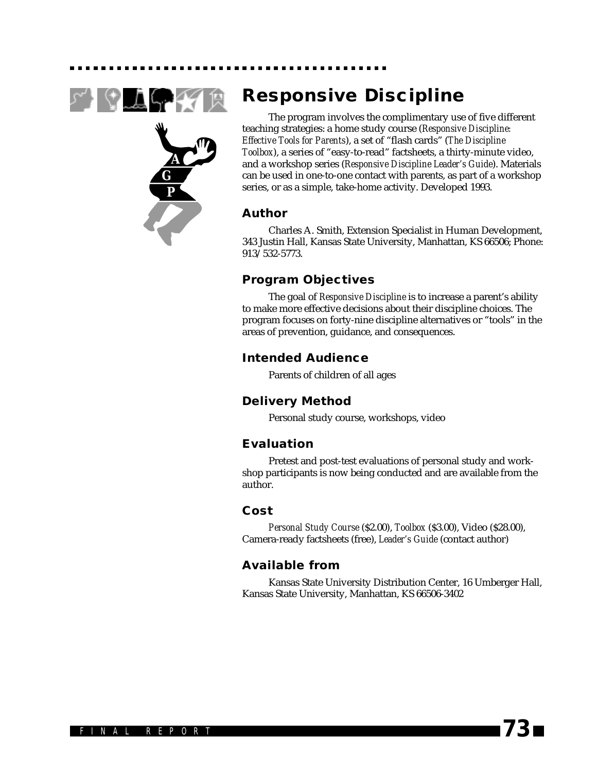# Responsive Discipline

The program involves the complimentary use of five different teaching strategies: a home study course (*Responsive Discipline: Effective Tools for Parents*), a set of "flash cards" (*The Discipline Toolbox*), a series of "easy-to-read" factsheets, a thirty-minute video, and a workshop series (*Responsive Discipline Leader's Guide*). Materials can be used in one-to-one contact with parents, as part of a workshop series, or as a simple, take-home activity. Developed 1993.

## Author

Charles A. Smith, Extension Specialist in Human Development, 343 Justin Hall, Kansas State University, Manhattan, KS 66506; Phone: 913/532-5773.

## Program Objectives

The goal of *Responsive Discipline* is to increase a parent's ability to make more effective decisions about their discipline choices. The program focuses on forty-nine discipline alternatives or "tools" in the areas of prevention, guidance, and consequences.

## Intended Audience

Parents of children of all ages

## Delivery Method

Personal study course, workshops, video

## Evaluation

Pretest and post-test evaluations of personal study and workshop participants is now being conducted and are available from the author.

## Cost

*Personal Study Course* ($2.00), *Toolbox* ($3.00), Video ($28.00), Camera-ready factsheets (free), *Leader's Guide* (contact author)

## Available from

Kansas State University Distribution Center, 16 Umberger Hall, Kansas State University, Manhattan, KS 66506-3402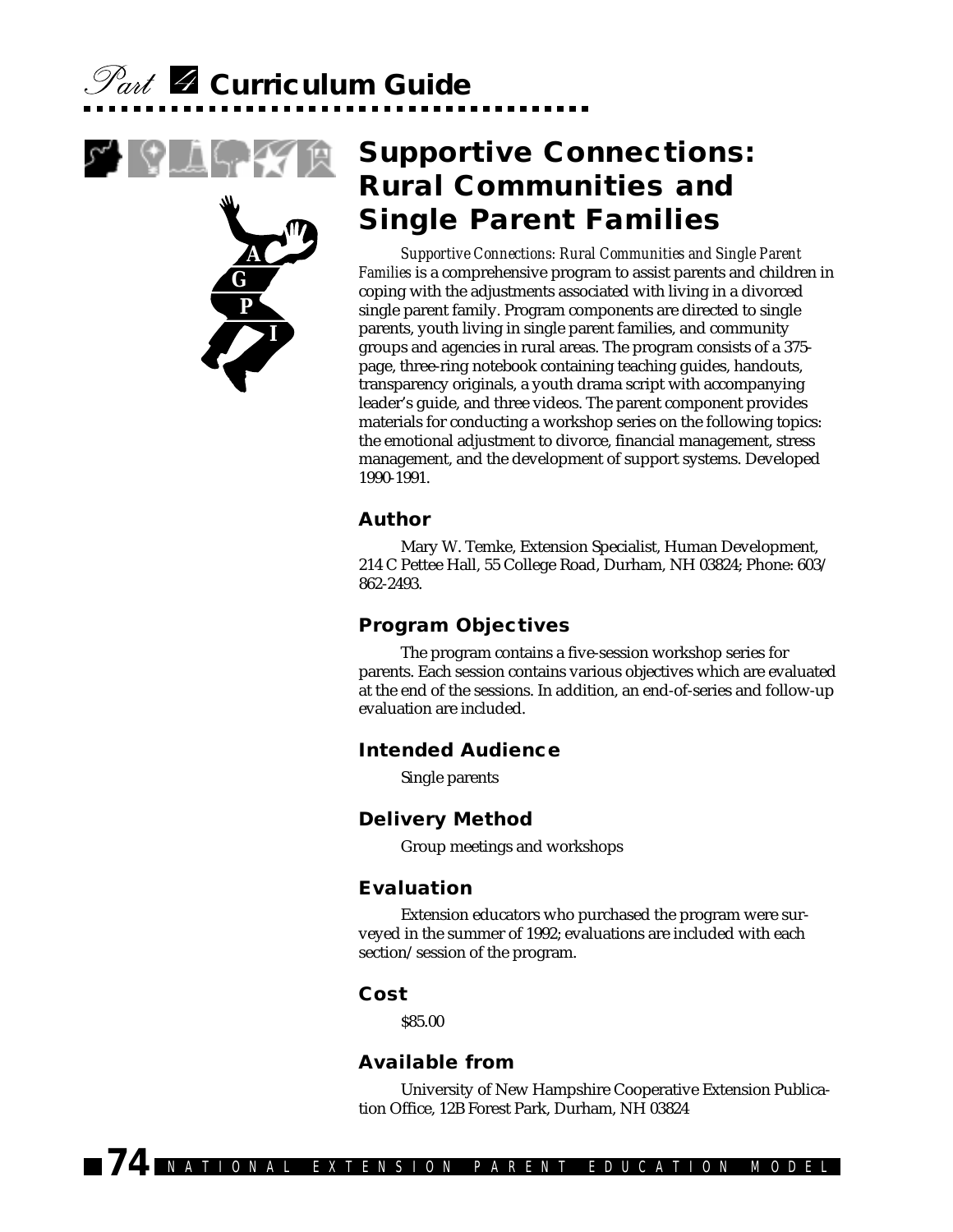# Supportive Connections: Rural Communities and Single Parent Families

*Supportive Connections: Rural Communities and Single Parent Families* is a comprehensive program to assist parents and children in coping with the adjustments associated with living in a divorced single parent family. Program components are directed to single parents, youth living in single parent families, and community groups and agencies in rural areas. The program consists of a 375-page, three-ring notebook containing teaching guides, handouts, transparency originals, a youth drama script with accompanying leader's guide, and three videos. The parent component provides materials for conducting a workshop series on the following topics: the emotional adjustment to divorce, financial management, stress management, and the development of support systems. Developed 1990-1991.

## Author

Mary W. Temke, Extension Specialist, Human Development, 214 C Pettee Hall, 55 College Road, Durham, NH 03824; Phone: 603/862-2493.

## Program Objectives

The program contains a five-session workshop series for parents. Each session contains various objectives which are evaluated at the end of the sessions. In addition, an end-of-series and follow-up evaluation are included.

## Intended Audience

Single parents

## Delivery Method

Group meetings and workshops

## Evaluation

Extension educators who purchased the program were surveyed in the summer of 1992; evaluations are included with each section/session of the program.

## Cost

$85.00

## Available from

University of New Hampshire Cooperative Extension Publication Office, 12B Forest Park, Durham, NH 03824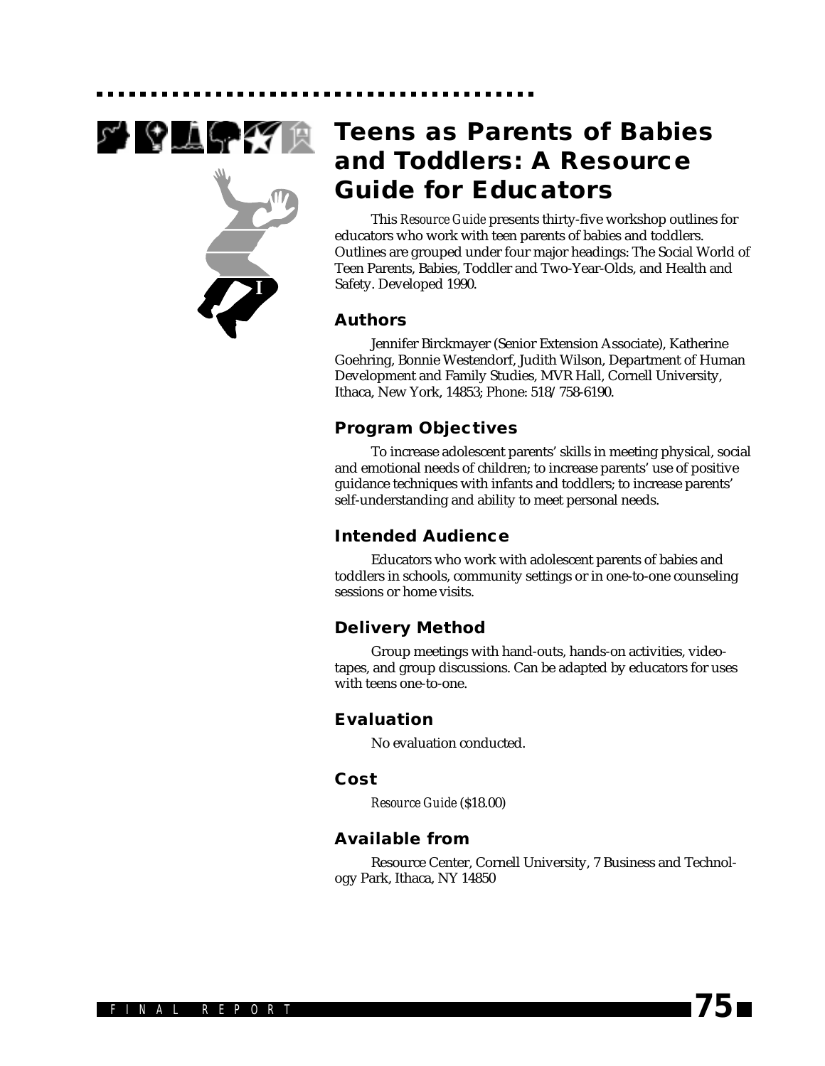# Teens as Parents of Babies and Toddlers: A Resource Guide for Educators

This *Resource Guide* presents thirty-five workshop outlines for educators who work with teen parents of babies and toddlers. Outlines are grouped under four major headings: The Social World of Teen Parents, Babies, Toddler and Two-Year-Olds, and Health and Safety. Developed 1990.

## Authors

Jennifer Birckmayer (Senior Extension Associate), Katherine Goehring, Bonnie Westendorf, Judith Wilson, Department of Human Development and Family Studies, MVR Hall, Cornell University, Ithaca, New York, 14853; Phone: 518/758-6190.

## Program Objectives

To increase adolescent parents' skills in meeting physical, social and emotional needs of children; to increase parents' use of positive guidance techniques with infants and toddlers; to increase parents' self-understanding and ability to meet personal needs.

## Intended Audience

Educators who work with adolescent parents of babies and toddlers in schools, community settings or in one-to-one counseling sessions or home visits.

## Delivery Method

Group meetings with hand-outs, hands-on activities, video-tapes, and group discussions. Can be adapted by educators for uses with teens one-to-one.

## Evaluation

No evaluation conducted.

## Cost

*Resource Guide* ($18.00)

## Available from

Resource Center, Cornell University, 7 Business and Technology Park, Ithaca, NY 14850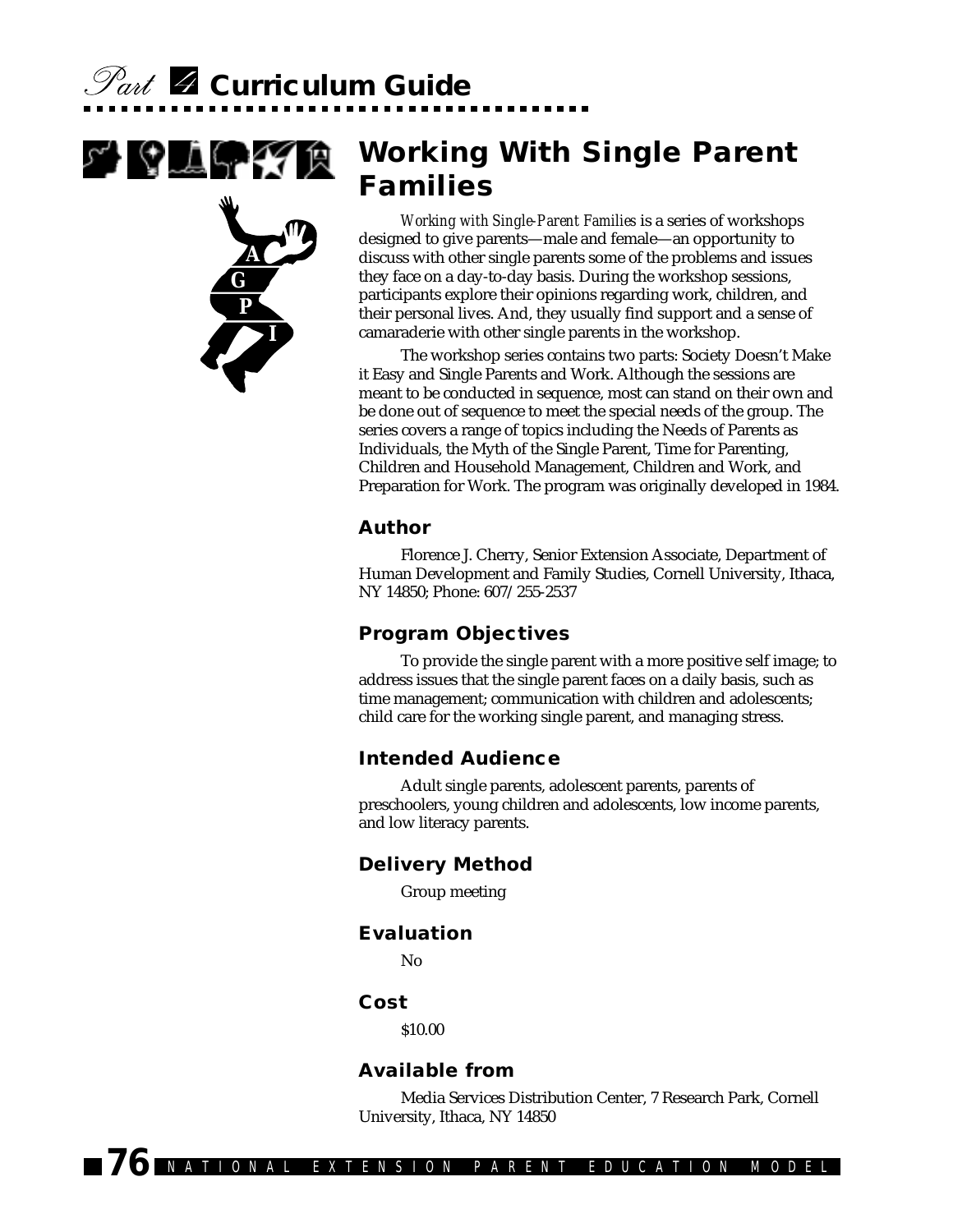# Working With Single Parent Families

*Working with Single-Parent Families* is a series of workshops designed to give parents—male and female—an opportunity to discuss with other single parents some of the problems and issues they face on a day-to-day basis. During the workshop sessions, participants explore their opinions regarding work, children, and their personal lives. And, they usually find support and a sense of camaraderie with other single parents in the workshop.

The workshop series contains two parts: Society Doesn't Make it Easy and Single Parents and Work. Although the sessions are meant to be conducted in sequence, most can stand on their own and be done out of sequence to meet the special needs of the group. The series covers a range of topics including the Needs of Parents as Individuals, the Myth of the Single Parent, Time for Parenting, Children and Household Management, Children and Work, and Preparation for Work. The program was originally developed in 1984.

## Author

Florence J. Cherry, Senior Extension Associate, Department of Human Development and Family Studies, Cornell University, Ithaca, NY 14850; Phone: 607/255-2537

## Program Objectives

To provide the single parent with a more positive self image; to address issues that the single parent faces on a daily basis, such as time management; communication with children and adolescents; child care for the working single parent, and managing stress.

## Intended Audience

Adult single parents, adolescent parents, parents of preschoolers, young children and adolescents, low income parents, and low literacy parents.

## Delivery Method

Group meeting

## Evaluation

No

## Cost

$10.00

## Available from

Media Services Distribution Center, 7 Research Park, Cornell University, Ithaca, NY 14850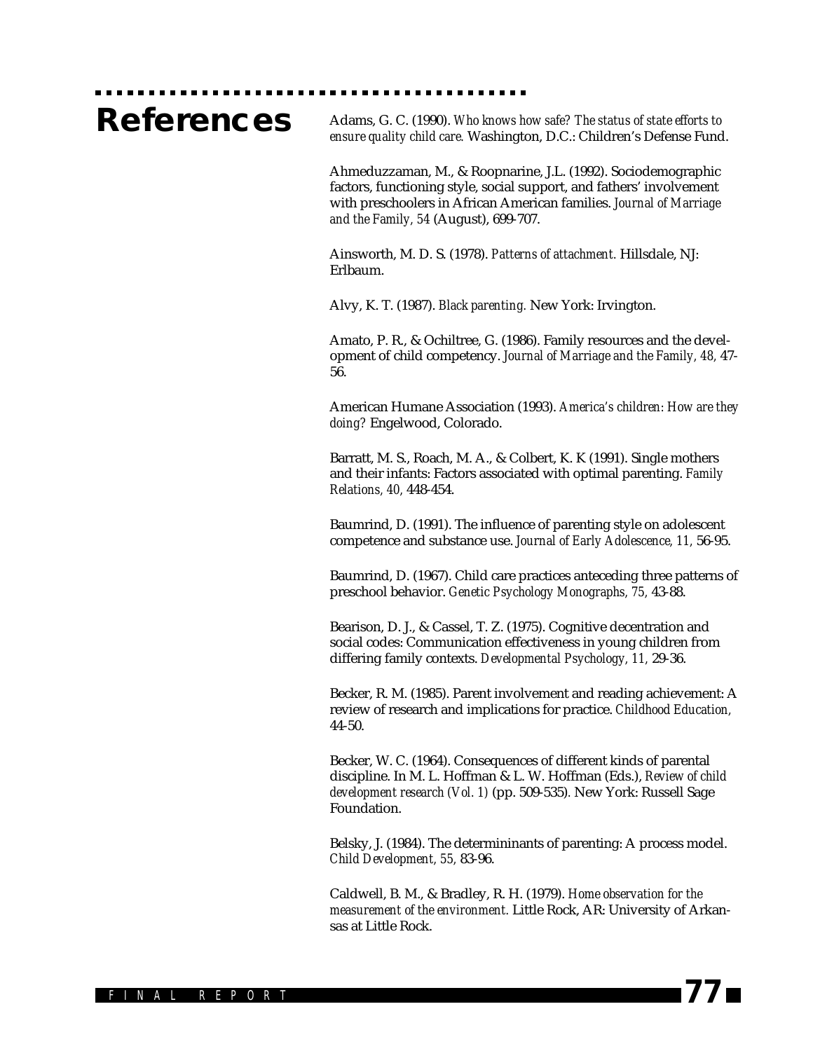# References

Adams, G. C. (1990). *Who knows how safe? The status of state efforts to ensure quality child care.* Washington, D.C.: Children's Defense Fund.

Ahmeduzzaman, M., & Roopnarine, J.L. (1992). Sociodemographic factors, functioning style, social support, and fathers' involvement with preschoolers in African American families. *Journal of Marriage and the Family, 54* (August), 699-707.

Ainsworth, M. D. S. (1978). *Patterns of attachment.* Hillsdale, NJ: Erlbaum.

Alvy, K. T. (1987). *Black parenting.* New York: Irvington.

Amato, P. R., & Ochiltree, G. (1986). Family resources and the development of child competency. *Journal of Marriage and the Family, 48,* 47-56.

American Humane Association (1993). *America's children: How are they doing?* Engelwood, Colorado.

Barratt, M. S., Roach, M. A., & Colbert, K. K (1991). Single mothers and their infants: Factors associated with optimal parenting. *Family Relations, 40,* 448-454.

Baumrind, D. (1991). The influence of parenting style on adolescent competence and substance use. *Journal of Early Adolescence, 11,* 56-95.

Baumrind, D. (1967). Child care practices anteceding three patterns of preschool behavior. *Genetic Psychology Monographs, 75,* 43-88.

Bearison, D. J., & Cassel, T. Z. (1975). Cognitive decentration and social codes: Communication effectiveness in young children from differing family contexts. *Developmental Psychology, 11,* 29-36.

Becker, R. M. (1985). Parent involvement and reading achievement: A review of research and implications for practice. *Childhood Education,* 44-50.

Becker, W. C. (1964). Consequences of different kinds of parental discipline. In M. L. Hoffman & L. W. Hoffman (Eds.), *Review of child development research (Vol. 1)* (pp. 509-535). New York: Russell Sage Foundation.

Belsky, J. (1984). The determininants of parenting: A process model. *Child Development, 55,* 83-96.

Caldwell, B. M., & Bradley, R. H. (1979). *Home observation for the measurement of the environment.* Little Rock, AR: University of Arkansas at Little Rock.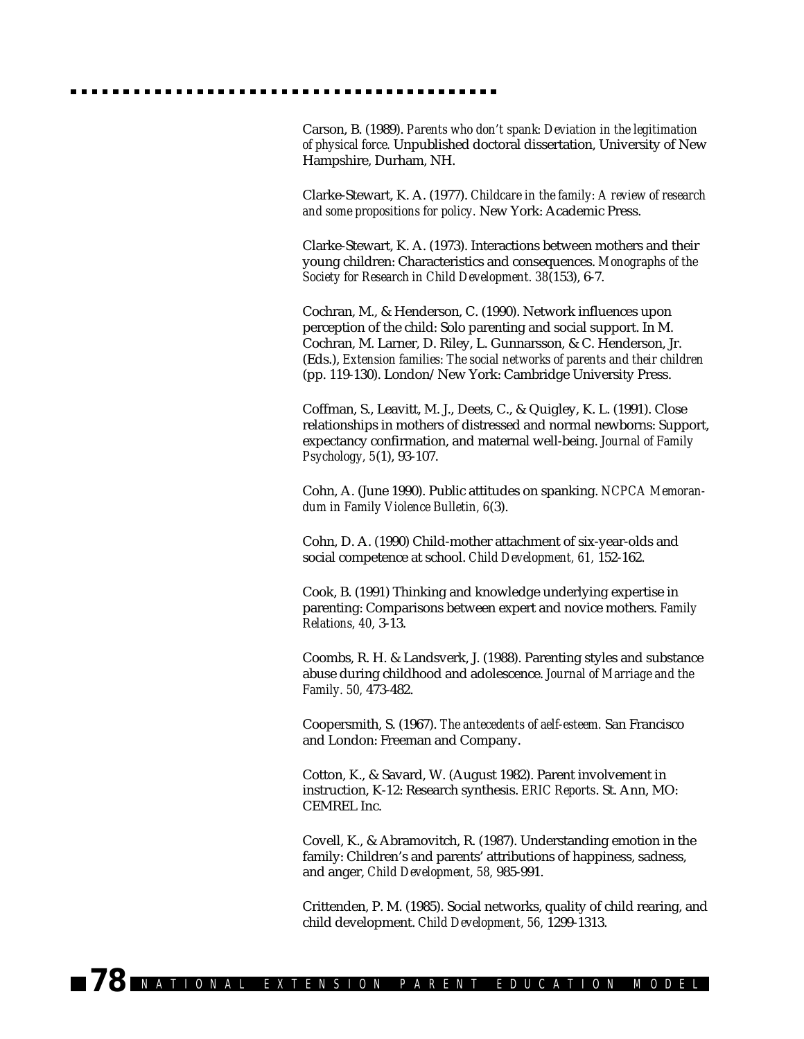Carson, B. (1989). *Parents who don't spank: Deviation in the legitimation of physical force.* Unpublished doctoral dissertation, University of New Hampshire, Durham, NH.

Clarke-Stewart, K. A. (1977). *Childcare in the family: A review of research and some propositions for policy.* New York: Academic Press.

Clarke-Stewart, K. A. (1973). Interactions between mothers and their young children: Characteristics and consequences. *Monographs of the Society for Research in Child Development. 38*(153), 6-7.

Cochran, M., & Henderson, C. (1990). Network influences upon perception of the child: Solo parenting and social support. In M. Cochran, M. Larner, D. Riley, L. Gunnarsson, & C. Henderson, Jr. (Eds.), *Extension families: The social networks of parents and their children* (pp. 119-130). London/New York: Cambridge University Press.

Coffman, S., Leavitt, M. J., Deets, C., & Quigley, K. L. (1991). Close relationships in mothers of distressed and normal newborns: Support, expectancy confirmation, and maternal well-being. *Journal of Family Psychology, 5*(1), 93-107.

Cohn, A. (June 1990). Public attitudes on spanking. *NCPCA Memorandum in Family Violence Bulletin, 6*(3).

Cohn, D. A. (1990) Child-mother attachment of six-year-olds and social competence at school. *Child Development, 61,* 152-162.

Cook, B. (1991) Thinking and knowledge underlying expertise in parenting: Comparisons between expert and novice mothers. *Family Relations, 40,* 3-13.

Coombs, R. H. & Landsverk, J. (1988). Parenting styles and substance abuse during childhood and adolescence. *Journal of Marriage and the Family. 50,* 473-482.

Coopersmith, S. (1967). *The antecedents of aelf-esteem.* San Francisco and London: Freeman and Company.

Cotton, K., & Savard, W. (August 1982). Parent involvement in instruction, K-12: Research synthesis. *ERIC Reports*. St. Ann, MO: CEMREL Inc.

Covell, K., & Abramovitch, R. (1987). Understanding emotion in the family: Children's and parents' attributions of happiness, sadness, and anger, *Child Development, 58,* 985-991.

Crittenden, P. M. (1985). Social networks, quality of child rearing, and child development. *Child Development, 56,* 1299-1313.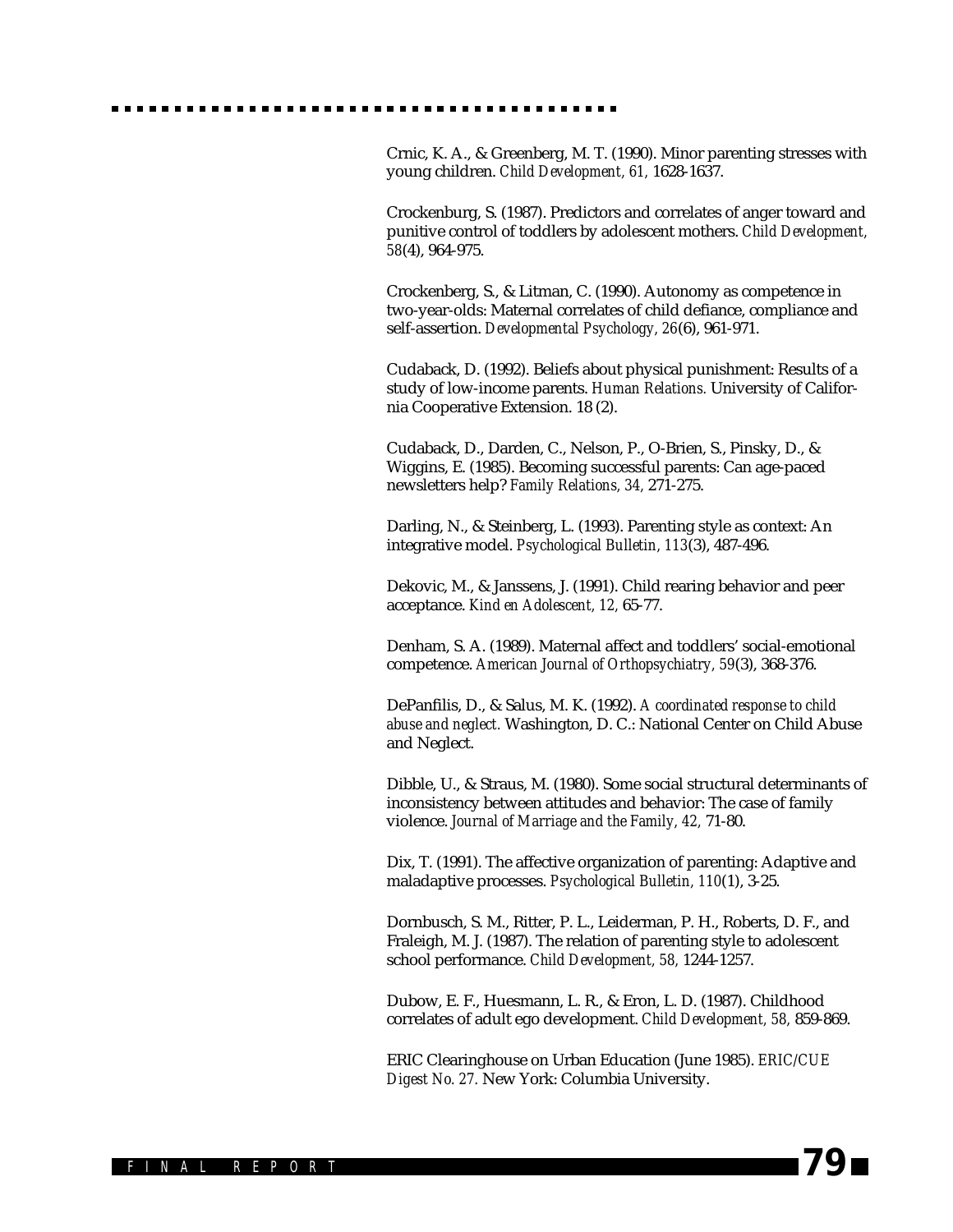Crnic, K. A., & Greenberg, M. T. (1990). Minor parenting stresses with young children. *Child Development, 61,* 1628-1637.

Crockenburg, S. (1987). Predictors and correlates of anger toward and punitive control of toddlers by adolescent mothers. *Child Development, 58*(4), 964-975.

Crockenberg, S., & Litman, C. (1990). Autonomy as competence in two-year-olds: Maternal correlates of child defiance, compliance and self-assertion. *Developmental Psychology, 26*(6), 961-971.

Cudaback, D. (1992). Beliefs about physical punishment: Results of a study of low-income parents. *Human Relations.* University of California Cooperative Extension. 18 (2).

Cudaback, D., Darden, C., Nelson, P., O-Brien, S., Pinsky, D., & Wiggins, E. (1985). Becoming successful parents: Can age-paced newsletters help? *Family Relations, 34,* 271-275.

Darling, N., & Steinberg, L. (1993). Parenting style as context: An integrative model. *Psychological Bulletin, 113*(3), 487-496.

Dekovic, M., & Janssens, J. (1991). Child rearing behavior and peer acceptance. *Kind en Adolescent, 12,* 65-77.

Denham, S. A. (1989). Maternal affect and toddlers' social-emotional competence. *American Journal of Orthopsychiatry, 59*(3), 368-376.

DePanfilis, D., & Salus, M. K. (1992). *A coordinated response to child abuse and neglect.* Washington, D. C.: National Center on Child Abuse and Neglect.

Dibble, U., & Straus, M. (1980). Some social structural determinants of inconsistency between attitudes and behavior: The case of family violence. *Journal of Marriage and the Family, 42,* 71-80.

Dix, T. (1991). The affective organization of parenting: Adaptive and maladaptive processes. *Psychological Bulletin, 110*(1), 3-25.

Dornbusch, S. M., Ritter, P. L., Leiderman, P. H., Roberts, D. F., and Fraleigh, M. J. (1987). The relation of parenting style to adolescent school performance. *Child Development, 58,* 1244-1257.

Dubow, E. F., Huesmann, L. R., & Eron, L. D. (1987). Childhood correlates of adult ego development. *Child Development, 58,* 859-869.

ERIC Clearinghouse on Urban Education (June 1985). *ERIC/CUE Digest No. 27.* New York: Columbia University.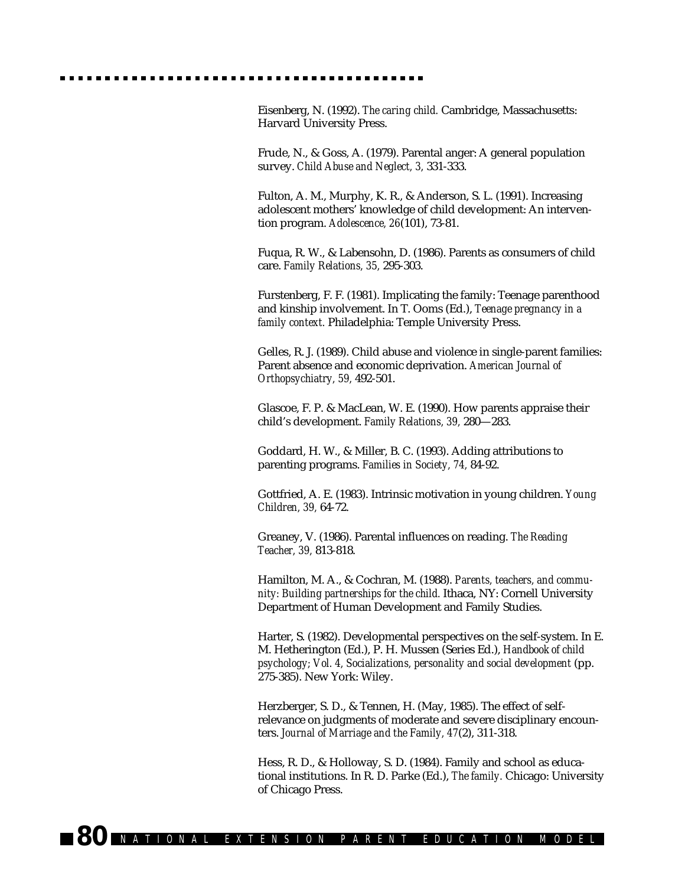Eisenberg, N. (1992). *The caring child.* Cambridge, Massachusetts: Harvard University Press.

Frude, N., & Goss, A. (1979). Parental anger: A general population survey. *Child Abuse and Neglect, 3,* 331-333.

Fulton, A. M., Murphy, K. R., & Anderson, S. L. (1991). Increasing adolescent mothers' knowledge of child development: An intervention program. *Adolescence, 26*(101), 73-81.

Fuqua, R. W., & Labensohn, D. (1986). Parents as consumers of child care. *Family Relations, 35,* 295-303.

Furstenberg, F. F. (1981). Implicating the family: Teenage parenthood and kinship involvement. In T. Ooms (Ed.), *Teenage pregnancy in a family context.* Philadelphia: Temple University Press.

Gelles, R. J. (1989). Child abuse and violence in single-parent families: Parent absence and economic deprivation. *American Journal of Orthopsychiatry, 59,* 492-501.

Glascoe, F. P. & MacLean, W. E. (1990). How parents appraise their child's development. *Family Relations, 39,* 280—283.

Goddard, H. W., & Miller, B. C. (1993). Adding attributions to parenting programs. *Families in Society, 74,* 84-92.

Gottfried, A. E. (1983). Intrinsic motivation in young children. *Young Children, 39,* 64-72.

Greaney, V. (1986). Parental influences on reading. *The Reading Teacher, 39,* 813-818.

Hamilton, M. A., & Cochran, M. (1988). *Parents, teachers, and community: Building partnerships for the child.* Ithaca, NY: Cornell University Department of Human Development and Family Studies.

Harter, S. (1982). Developmental perspectives on the self-system. In E. M. Hetherington (Ed.), P. H. Mussen (Series Ed.), *Handbook of child psychology; Vol. 4, Socializations, personality and social development* (pp. 275-385). New York: Wiley.

Herzberger, S. D., & Tennen, H. (May, 1985). The effect of self-relevance on judgments of moderate and severe disciplinary encounters. *Journal of Marriage and the Family, 47*(2), 311-318.

Hess, R. D., & Holloway, S. D. (1984). Family and school as educational institutions. In R. D. Parke (Ed.), *The family.* Chicago: University of Chicago Press.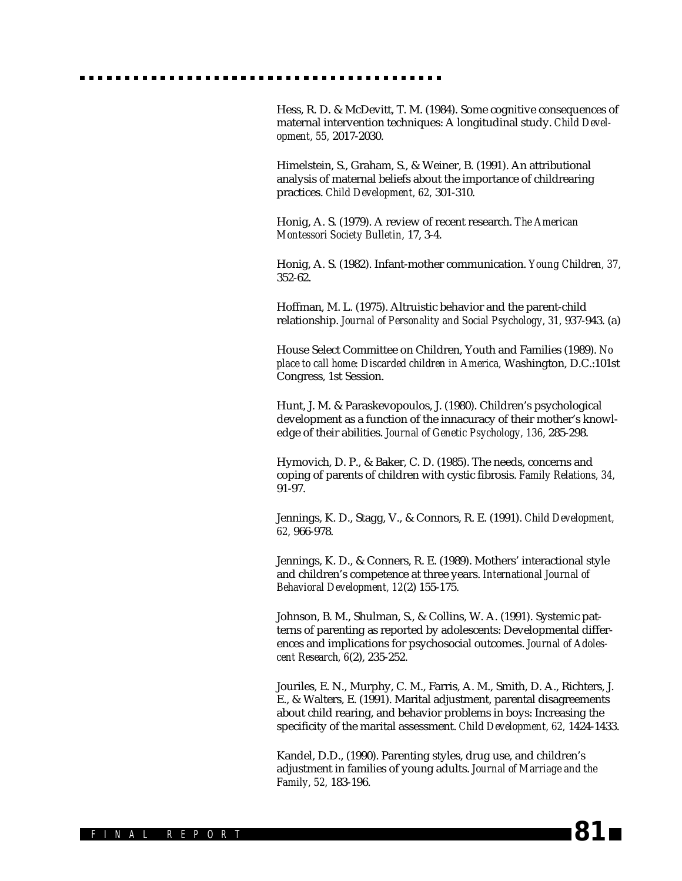Hess, R. D. & McDevitt, T. M. (1984). Some cognitive consequences of maternal intervention techniques: A longitudinal study. *Child Development, 55,* 2017-2030.

Himelstein, S., Graham, S., & Weiner, B. (1991). An attributional analysis of maternal beliefs about the importance of childrearing practices. *Child Development, 62,* 301-310.

Honig, A. S. (1979). A review of recent research. *The American Montessori Society Bulletin,* 17, 3-4.

Honig, A. S. (1982). Infant-mother communication. *Young Children, 37,* 352-62.

Hoffman, M. L. (1975). Altruistic behavior and the parent-child relationship. *Journal of Personality and Social Psychology, 31,* 937-943. (a)

House Select Committee on Children, Youth and Families (1989). *No place to call home: Discarded children in America,* Washington, D.C.:101st Congress, 1st Session.

Hunt, J. M. & Paraskevopoulos, J. (1980). Children's psychological development as a function of the innacuracy of their mother's knowledge of their abilities. *Journal of Genetic Psychology, 136,* 285-298.

Hymovich, D. P., & Baker, C. D. (1985). The needs, concerns and coping of parents of children with cystic fibrosis. *Family Relations, 34,* 91-97.

Jennings, K. D., Stagg, V., & Connors, R. E. (1991). *Child Development, 62,* 966-978.

Jennings, K. D., & Conners, R. E. (1989). Mothers' interactional style and children's competence at three years. *International Journal of Behavioral Development, 12*(2) 155-175.

Johnson, B. M., Shulman, S., & Collins, W. A. (1991). Systemic patterns of parenting as reported by adolescents: Developmental differences and implications for psychosocial outcomes. *Journal of Adolescent Research, 6*(2), 235-252.

Jouriles, E. N., Murphy, C. M., Farris, A. M., Smith, D. A., Richters, J. E., & Walters, E. (1991). Marital adjustment, parental disagreements about child rearing, and behavior problems in boys: Increasing the specificity of the marital assessment. *Child Development, 62,* 1424-1433.

Kandel, D.D., (1990). Parenting styles, drug use, and children's adjustment in families of young adults. *Journal of Marriage and the Family, 52,* 183-196.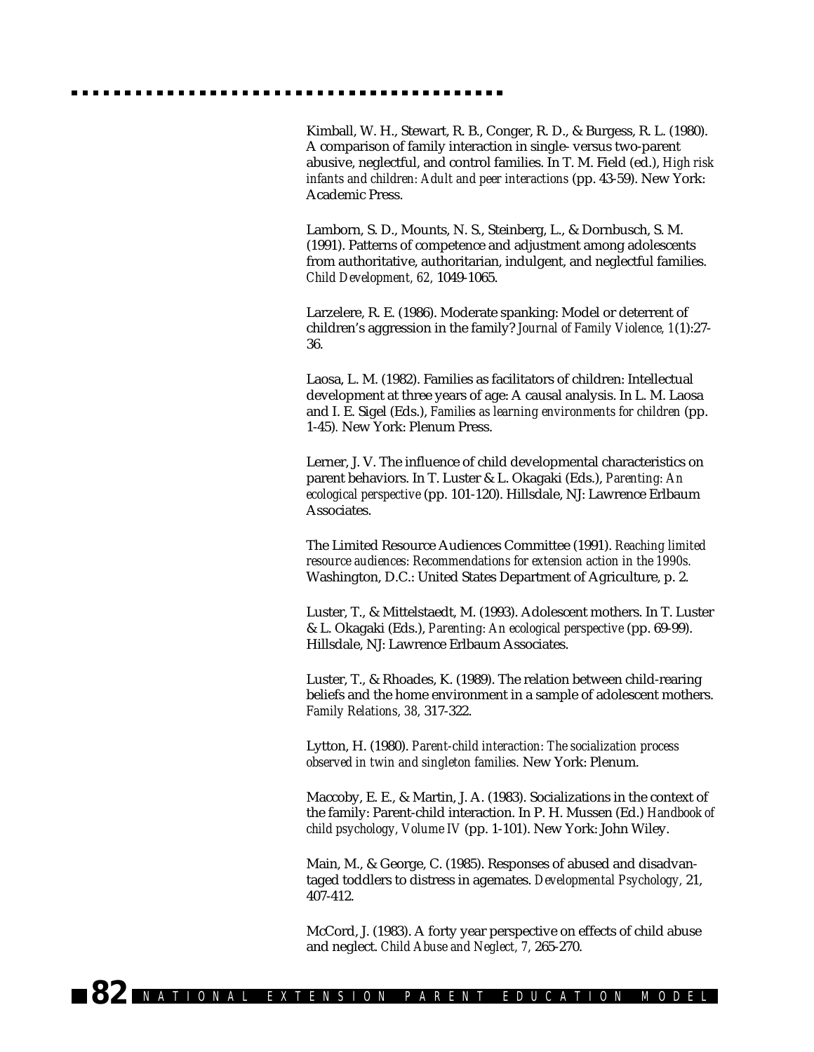Kimball, W. H., Stewart, R. B., Conger, R. D., & Burgess, R. L. (1980). A comparison of family interaction in single- versus two-parent abusive, neglectful, and control families. In T. M. Field (ed.), *High risk infants and children: Adult and peer interactions* (pp. 43-59). New York: Academic Press.

Lamborn, S. D., Mounts, N. S., Steinberg, L., & Dornbusch, S. M. (1991). Patterns of competence and adjustment among adolescents from authoritative, authoritarian, indulgent, and neglectful families. *Child Development, 62,* 1049-1065.

Larzelere, R. E. (1986). Moderate spanking: Model or deterrent of children's aggression in the family? *Journal of Family Violence, 1*(1):27-36.

Laosa, L. M. (1982). Families as facilitators of children: Intellectual development at three years of age: A causal analysis. In L. M. Laosa and I. E. Sigel (Eds.), *Families as learning environments for children* (pp. 1-45). New York: Plenum Press.

Lerner, J. V. The influence of child developmental characteristics on parent behaviors. In T. Luster & L. Okagaki (Eds.), *Parenting: An ecological perspective* (pp. 101-120). Hillsdale, NJ: Lawrence Erlbaum Associates.

The Limited Resource Audiences Committee (1991). *Reaching limited resource audiences: Recommendations for extension action in the 1990s.* Washington, D.C.: United States Department of Agriculture, p. 2.

Luster, T., & Mittelstaedt, M. (1993). Adolescent mothers. In T. Luster & L. Okagaki (Eds.), *Parenting: An ecological perspective* (pp. 69-99). Hillsdale, NJ: Lawrence Erlbaum Associates.

Luster, T., & Rhoades, K. (1989). The relation between child-rearing beliefs and the home environment in a sample of adolescent mothers. *Family Relations, 38,* 317-322.

Lytton, H. (1980). *Parent-child interaction: The socialization process observed in twin and singleton families.* New York: Plenum.

Maccoby, E. E., & Martin, J. A. (1983). Socializations in the context of the family: Parent-child interaction. In P. H. Mussen (Ed.) *Handbook of child psychology, Volume IV* (pp. 1-101). New York: John Wiley.

Main, M., & George, C. (1985). Responses of abused and disadvantaged toddlers to distress in agemates. *Developmental Psychology,* 21, 407-412.

McCord, J. (1983). A forty year perspective on effects of child abuse and neglect. *Child Abuse and Neglect, 7,* 265-270.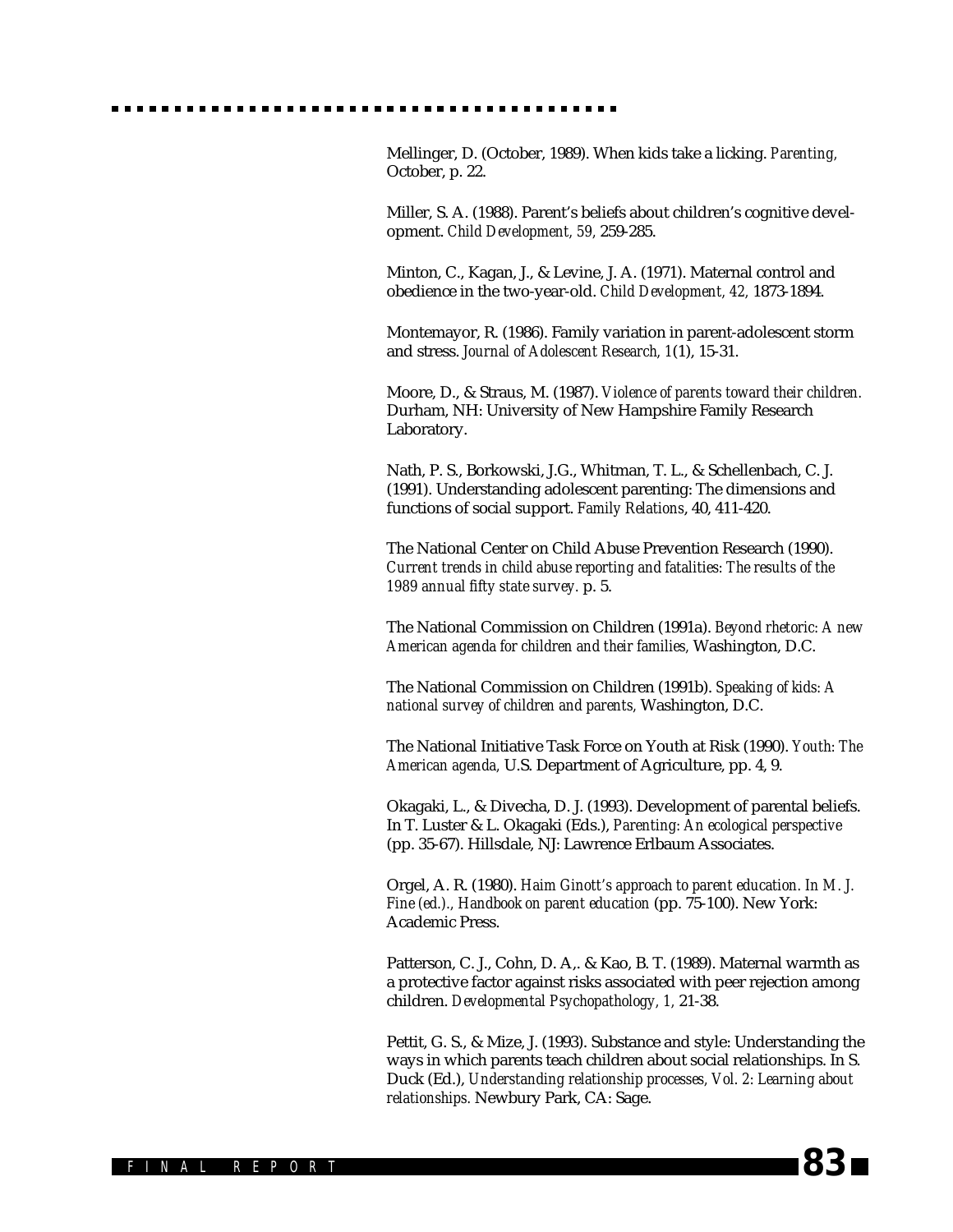Mellinger, D. (October, 1989). When kids take a licking. *Parenting,* October, p. 22.

Miller, S. A. (1988). Parent's beliefs about children's cognitive development. *Child Development, 59,* 259-285.

Minton, C., Kagan, J., & Levine, J. A. (1971). Maternal control and obedience in the two-year-old. *Child Development, 42,* 1873-1894.

Montemayor, R. (1986). Family variation in parent-adolescent storm and stress. *Journal of Adolescent Research, 1*(1), 15-31.

Moore, D., & Straus, M. (1987). *Violence of parents toward their children.* Durham, NH: University of New Hampshire Family Research Laboratory.

Nath, P. S., Borkowski, J.G., Whitman, T. L., & Schellenbach, C. J. (1991). Understanding adolescent parenting: The dimensions and functions of social support. *Family Relations*, 40, 411-420.

The National Center on Child Abuse Prevention Research (1990). *Current trends in child abuse reporting and fatalities: The results of the 1989 annual fifty state survey.* p. 5.

The National Commission on Children (1991a). *Beyond rhetoric: A new American agenda for children and their families,* Washington, D.C.

The National Commission on Children (1991b). *Speaking of kids: A national survey of children and parents,* Washington, D.C.

The National Initiative Task Force on Youth at Risk (1990). *Youth: The American agenda,* U.S. Department of Agriculture, pp. 4, 9.

Okagaki, L., & Divecha, D. J. (1993). Development of parental beliefs. In T. Luster & L. Okagaki (Eds.), *Parenting: An ecological perspective* (pp. 35-67). Hillsdale, NJ: Lawrence Erlbaum Associates.

Orgel, A. R. (1980). *Haim Ginott's approach to parent education. In M. J. Fine (ed.)., Handbook on parent education* (pp. 75-100). New York: Academic Press.

Patterson, C. J., Cohn, D. A,. & Kao, B. T. (1989). Maternal warmth as a protective factor against risks associated with peer rejection among children. *Developmental Psychopathology, 1,* 21-38.

Pettit, G. S., & Mize, J. (1993). Substance and style: Understanding the ways in which parents teach children about social relationships. In S. Duck (Ed.), *Understanding relationship processes, Vol. 2: Learning about relationships.* Newbury Park, CA: Sage.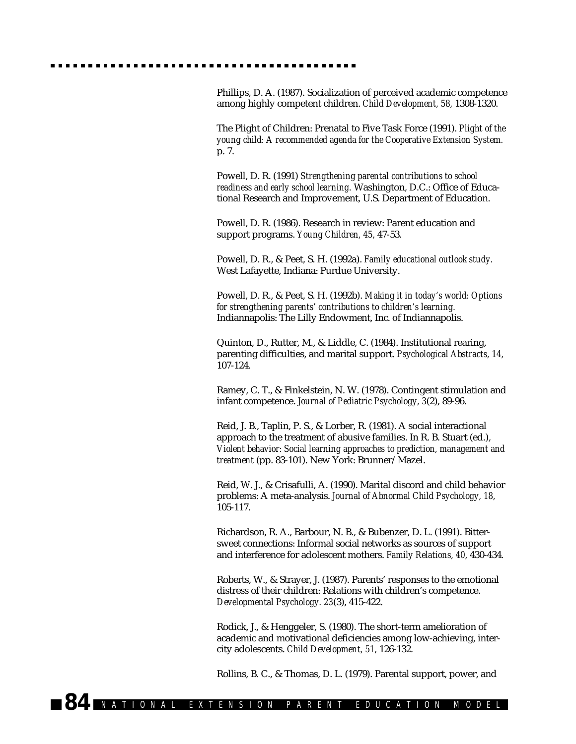Phillips, D. A. (1987). Socialization of perceived academic competence among highly competent children. *Child Development, 58,* 1308-1320.

The Plight of Children: Prenatal to Five Task Force (1991). *Plight of the young child: A recommended agenda for the Cooperative Extension System.* p. 7.

Powell, D. R. (1991) *Strengthening parental contributions to school readiness and early school learning.* Washington, D.C.: Office of Educational Research and Improvement, U.S. Department of Education.

Powell, D. R. (1986). Research in review: Parent education and support programs. *Young Children, 45,* 47-53.

Powell, D. R., & Peet, S. H. (1992a). *Family educational outlook study.* West Lafayette, Indiana: Purdue University.

Powell, D. R., & Peet, S. H. (1992b). *Making it in today's world: Options for strengthening parents' contributions to children's learning.* Indiannapolis: The Lilly Endowment, Inc. of Indiannapolis.

Quinton, D., Rutter, M., & Liddle, C. (1984). Institutional rearing, parenting difficulties, and marital support. *Psychological Abstracts, 14,* 107-124.

Ramey, C. T., & Finkelstein, N. W. (1978). Contingent stimulation and infant competence. *Journal of Pediatric Psychology, 3*(2), 89-96.

Reid, J. B., Taplin, P. S., & Lorber, R. (1981). A social interactional approach to the treatment of abusive families. In R. B. Stuart (ed.), *Violent behavior: Social learning approaches to prediction, management and treatment* (pp. 83-101). New York: Brunner/Mazel.

Reid, W. J., & Crisafulli, A. (1990). Marital discord and child behavior problems: A meta-analysis. *Journal of Abnormal Child Psychology, 18,* 105-117.

Richardson, R. A., Barbour, N. B., & Bubenzer, D. L. (1991). Bittersweet connections: Informal social networks as sources of support and interference for adolescent mothers. *Family Relations, 40,* 430-434.

Roberts, W., & Strayer, J. (1987). Parents' responses to the emotional distress of their children: Relations with children's competence. *Developmental Psychology. 23*(3), 415-422.

Rodick, J., & Henggeler, S. (1980). The short-term amelioration of academic and motivational deficiencies among low-achieving, intercity adolescents. *Child Development, 51,* 126-132.

Rollins, B. C., & Thomas, D. L. (1979). Parental support, power, and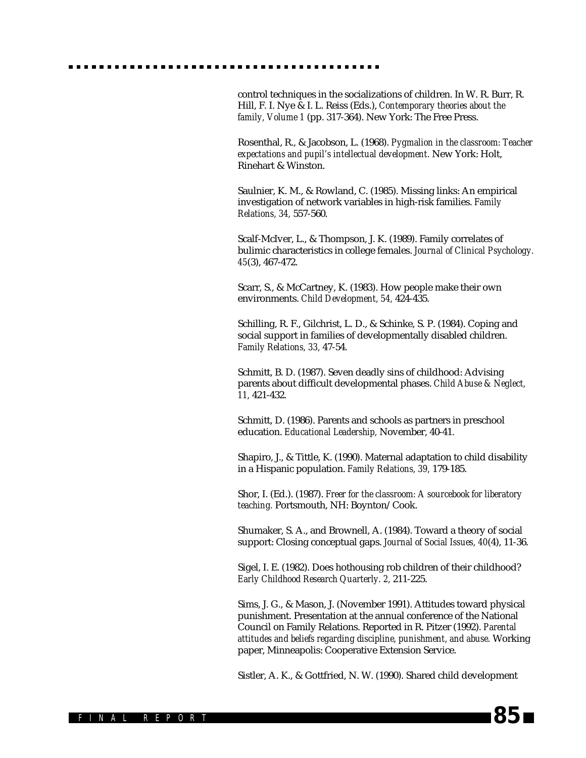control techniques in the socializations of children. In W. R. Burr, R. Hill, F. I. Nye & I. L. Reiss (Eds.), *Contemporary theories about the family, Volume 1* (pp. 317-364). New York: The Free Press.

Rosenthal, R., & Jacobson, L. (1968). *Pygmalion in the classroom: Teacher expectations and pupil's intellectual development.* New York: Holt, Rinehart & Winston.

Saulnier, K. M., & Rowland, C. (1985). Missing links: An empirical investigation of network variables in high-risk families. *Family Relations, 34,* 557-560.

Scalf-McIver, L., & Thompson, J. K. (1989). Family correlates of bulimic characteristics in college females. *Journal of Clinical Psychology. 45*(3), 467-472.

Scarr, S., & McCartney, K. (1983). How people make their own environments. *Child Development, 54,* 424-435.

Schilling, R. F., Gilchrist, L. D., & Schinke, S. P. (1984). Coping and social support in families of developmentally disabled children. *Family Relations, 33,* 47-54.

Schmitt, B. D. (1987). Seven deadly sins of childhood: Advising parents about difficult developmental phases. *Child Abuse & Neglect, 11,* 421-432.

Schmitt, D. (1986). Parents and schools as partners in preschool education. *Educational Leadership,* November, 40-41.

Shapiro, J., & Tittle, K. (1990). Maternal adaptation to child disability in a Hispanic population. *Family Relations, 39,* 179-185.

Shor, I. (Ed.). (1987). *Freer for the classroom: A sourcebook for liberatory teaching.* Portsmouth, NH: Boynton/Cook.

Shumaker, S. A., and Brownell, A. (1984). Toward a theory of social support: Closing conceptual gaps. *Journal of Social Issues, 40*(4), 11-36.

Sigel, I. E. (1982). Does hothousing rob children of their childhood? *Early Childhood Research Quarterly. 2,* 211-225.

Sims, J. G., & Mason, J. (November 1991). Attitudes toward physical punishment. Presentation at the annual conference of the National Council on Family Relations. Reported in R. Pitzer (1992). *Parental attitudes and beliefs regarding discipline, punishment, and abuse.* Working paper, Minneapolis: Cooperative Extension Service.

Sistler, A. K., & Gottfried, N. W. (1990). Shared child development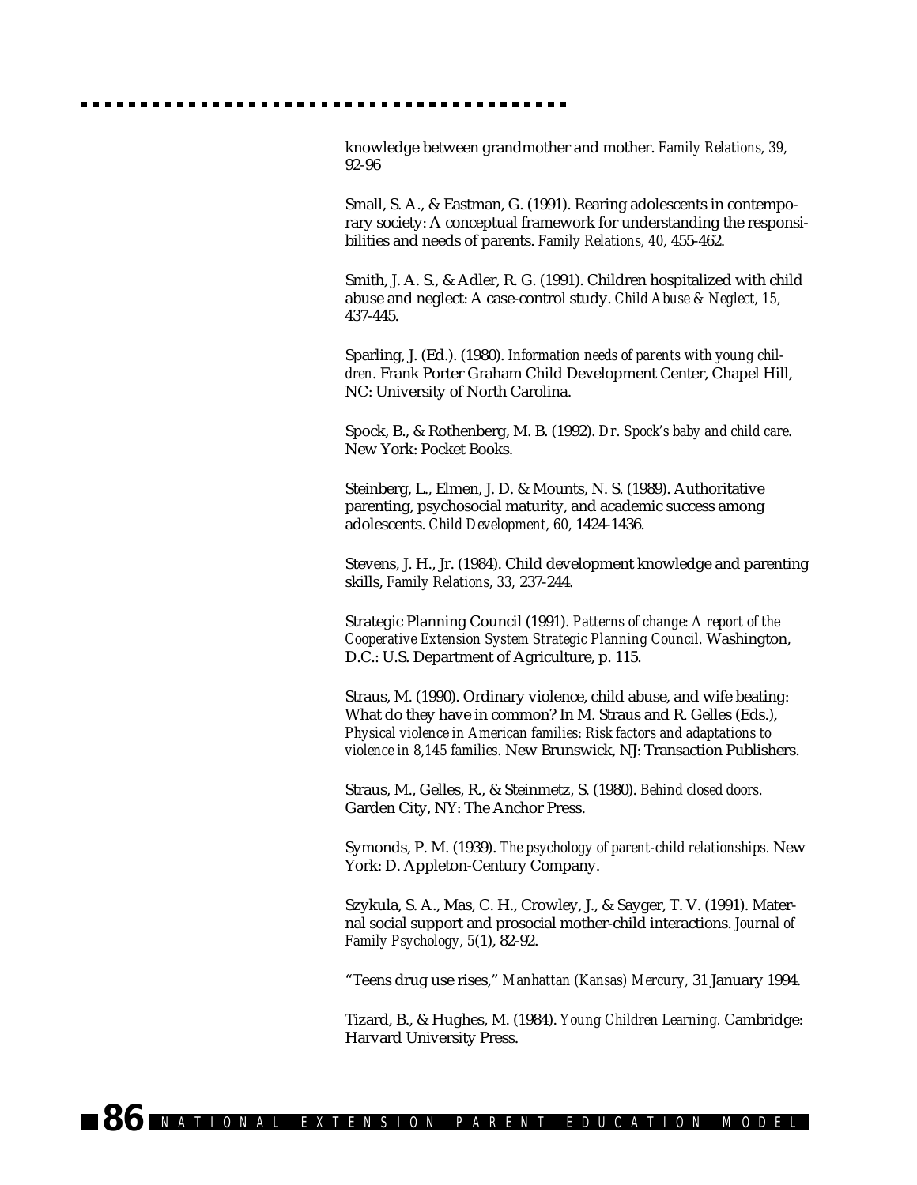knowledge between grandmother and mother. *Family Relations, 39,* 92-96

Small, S. A., & Eastman, G. (1991). Rearing adolescents in contemporary society: A conceptual framework for understanding the responsibilities and needs of parents. *Family Relations, 40,* 455-462.

Smith, J. A. S., & Adler, R. G. (1991). Children hospitalized with child abuse and neglect: A case-control study. *Child Abuse & Neglect, 15,* 437-445.

Sparling, J. (Ed.). (1980). *Information needs of parents with young children.* Frank Porter Graham Child Development Center, Chapel Hill, NC: University of North Carolina.

Spock, B., & Rothenberg, M. B. (1992). *Dr. Spock's baby and child care.* New York: Pocket Books.

Steinberg, L., Elmen, J. D. & Mounts, N. S. (1989). Authoritative parenting, psychosocial maturity, and academic success among adolescents. *Child Development, 60,* 1424-1436.

Stevens, J. H., Jr. (1984). Child development knowledge and parenting skills, *Family Relations, 33,* 237-244.

Strategic Planning Council (1991). *Patterns of change: A report of the Cooperative Extension System Strategic Planning Council.* Washington, D.C.: U.S. Department of Agriculture, p. 115.

Straus, M. (1990). Ordinary violence, child abuse, and wife beating: What do they have in common? In M. Straus and R. Gelles (Eds.), *Physical violence in American families: Risk factors and adaptations to violence in 8,145 families.* New Brunswick, NJ: Transaction Publishers.

Straus, M., Gelles, R., & Steinmetz, S. (1980). *Behind closed doors.* Garden City, NY: The Anchor Press.

Symonds, P. M. (1939). *The psychology of parent-child relationships.* New York: D. Appleton-Century Company.

Szykula, S. A., Mas, C. H., Crowley, J., & Sayger, T. V. (1991). Maternal social support and prosocial mother-child interactions. *Journal of Family Psychology, 5*(1), 82-92.

"Teens drug use rises," *Manhattan (Kansas) Mercury,* 31 January 1994.

Tizard, B., & Hughes, M. (1984). *Young Children Learning.* Cambridge: Harvard University Press.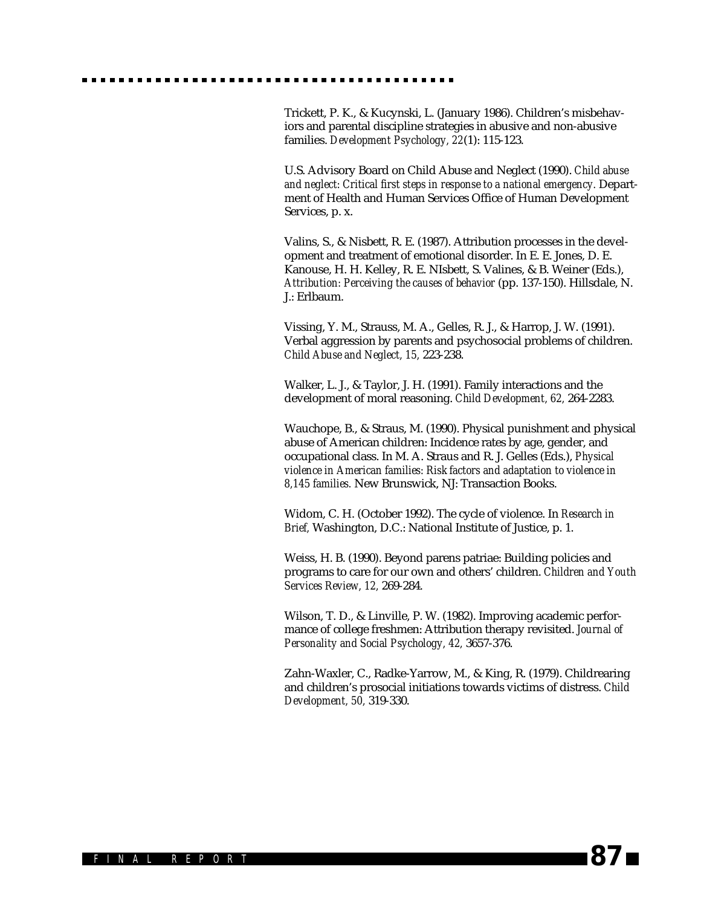Trickett, P. K., & Kucynski, L. (January 1986). Children's misbehaviors and parental discipline strategies in abusive and non-abusive families. *Development Psychology, 22*(1): 115-123.

U.S. Advisory Board on Child Abuse and Neglect (1990). *Child abuse and neglect: Critical first steps in response to a national emergency.* Department of Health and Human Services Office of Human Development Services, p. x.

Valins, S., & Nisbett, R. E. (1987). Attribution processes in the development and treatment of emotional disorder. In E. E. Jones, D. E. Kanouse, H. H. Kelley, R. E. NIsbett, S. Valines, & B. Weiner (Eds.), *Attribution: Perceiving the causes of behavior* (pp. 137-150). Hillsdale, N. J.: Erlbaum.

Vissing, Y. M., Strauss, M. A., Gelles, R. J., & Harrop, J. W. (1991). Verbal aggression by parents and psychosocial problems of children. *Child Abuse and Neglect, 15,* 223-238.

Walker, L. J., & Taylor, J. H. (1991). Family interactions and the development of moral reasoning. *Child Development, 62,* 264-2283.

Wauchope, B., & Straus, M. (1990). Physical punishment and physical abuse of American children: Incidence rates by age, gender, and occupational class. In M. A. Straus and R. J. Gelles (Eds.), *Physical violence in American families: Risk factors and adaptation to violence in 8,145 families.* New Brunswick, NJ: Transaction Books.

Widom, C. H. (October 1992). The cycle of violence. In *Research in Brief,* Washington, D.C.: National Institute of Justice, p. 1.

Weiss, H. B. (1990). Beyond parens patriae: Building policies and programs to care for our own and others' children. *Children and Youth Services Review, 12,* 269-284.

Wilson, T. D., & Linville, P. W. (1982). Improving academic performance of college freshmen: Attribution therapy revisited. *Journal of Personality and Social Psychology, 42,* 3657-376.

Zahn-Waxler, C., Radke-Yarrow, M., & King, R. (1979). Childrearing and children's prosocial initiations towards victims of distress. *Child Development, 50,* 319-330.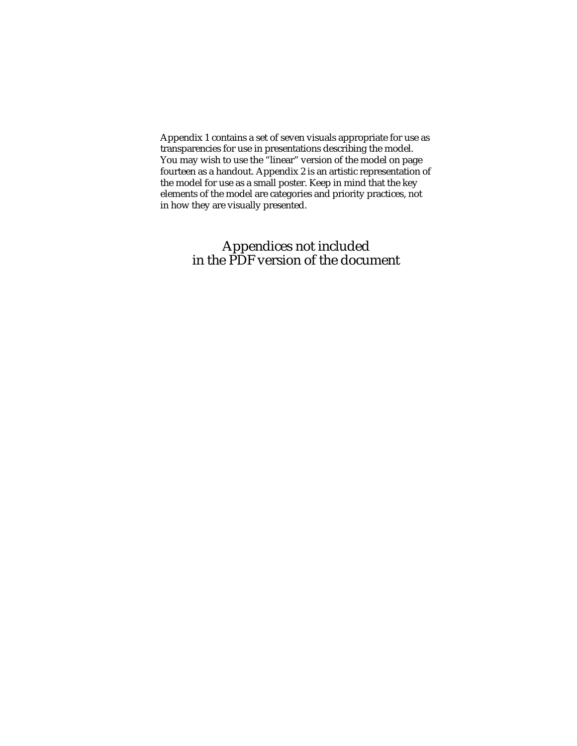Appendix 1 contains a set of seven visuals appropriate for use as transparencies for use in presentations describing the model. You may wish to use the "linear" version of the model on page fourteen as a handout. Appendix 2 is an artistic representation of the model for use as a small poster. Keep in mind that the key elements of the model are categories and priority practices, not in how they are visually presented.

Appendices not included
in the PDF version of the document